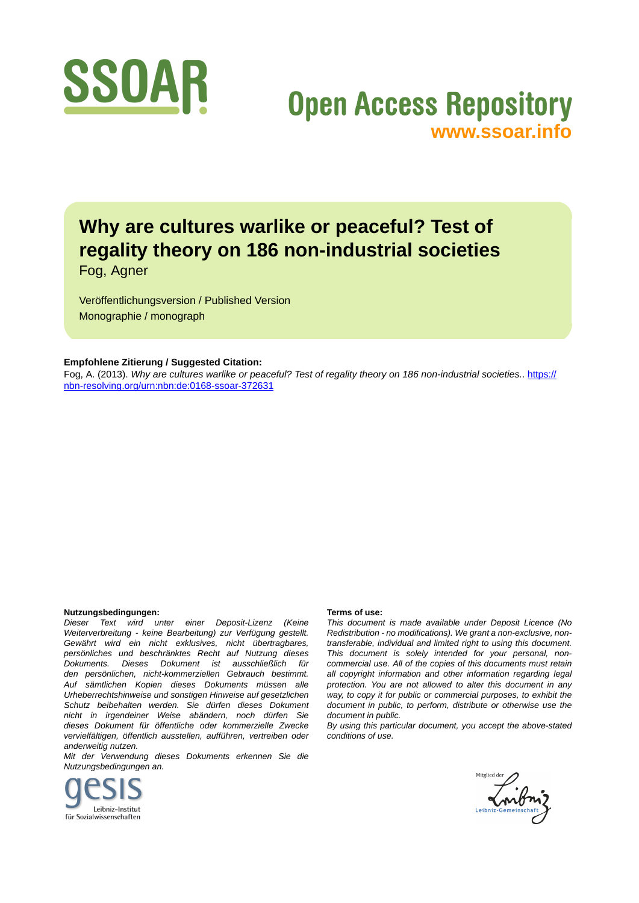SSOAR

Open Access Repository
www.ssoar.info

# Why are cultures warlike or peaceful? Test of regality theory on 186 non-industrial societies

Fog, Agner

Veröffentlichungsversion / Published Version
Monographie / monograph

**Empfohlene Zitierung / Suggested Citation:**
Fog, A. (2013). *Why are cultures warlike or peaceful? Test of regality theory on 186 non-industrial societies.*. https://nbn-resolving.org/urn:nbn:de:0168-ssoar-372631

**Nutzungsbedingungen:**
*Dieser Text wird unter einer Deposit-Lizenz (Keine Weiterverbreitung - keine Bearbeitung) zur Verfügung gestellt. Gewährt wird ein nicht exklusives, nicht übertragbares, persönliches und beschränktes Recht auf Nutzung dieses Dokuments. Dieses Dokument ist ausschließlich für den persönlichen, nicht-kommerziellen Gebrauch bestimmt. Auf sämtlichen Kopien dieses Dokuments müssen alle Urheberrechtshinweise und sonstigen Hinweise auf gesetzlichen Schutz beibehalten werden. Sie dürfen dieses Dokument nicht in irgendeiner Weise abändern, noch dürfen Sie dieses Dokument für öffentliche oder kommerzielle Zwecke vervielfältigen, öffentlich ausstellen, aufführen, vertreiben oder anderweitig nutzen.*
*Mit der Verwendung dieses Dokuments erkennen Sie die Nutzungsbedingungen an.*

**Terms of use:**
*This document is made available under Deposit Licence (No Redistribution - no modifications). We grant a non-exclusive, non-transferable, individual and limited right to using this document. This document is solely intended for your personal, non-commercial use. All of the copies of this documents must retain all copyright information and other information regarding legal protection. You are not allowed to alter this document in any way, to copy it for public or commercial purposes, to exhibit the document in public, to perform, distribute or otherwise use the document in public.*
*By using this particular document, you accept the above-stated conditions of use.*

gesis
Leibniz-Institut
für Sozialwissenschaften

Mitglied der
Leibniz-Gemeinschaft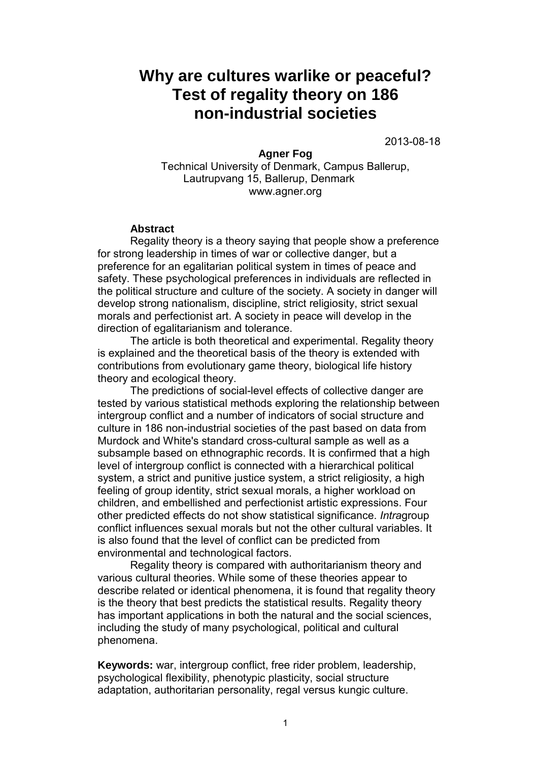# Why are cultures warlike or peaceful? Test of regality theory on 186 non-industrial societies

2013-08-18

**Agner Fog**

Technical University of Denmark, Campus Ballerup,
Lautrupvang 15, Ballerup, Denmark
www.agner.org

**Abstract**

Regality theory is a theory saying that people show a preference for strong leadership in times of war or collective danger, but a preference for an egalitarian political system in times of peace and safety. These psychological preferences in individuals are reflected in the political structure and culture of the society. A society in danger will develop strong nationalism, discipline, strict religiosity, strict sexual morals and perfectionist art. A society in peace will develop in the direction of egalitarianism and tolerance.

The article is both theoretical and experimental. Regality theory is explained and the theoretical basis of the theory is extended with contributions from evolutionary game theory, biological life history theory and ecological theory.

The predictions of social-level effects of collective danger are tested by various statistical methods exploring the relationship between intergroup conflict and a number of indicators of social structure and culture in 186 non-industrial societies of the past based on data from Murdock and White's standard cross-cultural sample as well as a subsample based on ethnographic records. It is confirmed that a high level of intergroup conflict is connected with a hierarchical political system, a strict and punitive justice system, a strict religiosity, a high feeling of group identity, strict sexual morals, a higher workload on children, and embellished and perfectionist artistic expressions. Four other predicted effects do not show statistical significance. *Intra*group conflict influences sexual morals but not the other cultural variables. It is also found that the level of conflict can be predicted from environmental and technological factors.

Regality theory is compared with authoritarianism theory and various cultural theories. While some of these theories appear to describe related or identical phenomena, it is found that regality theory is the theory that best predicts the statistical results. Regality theory has important applications in both the natural and the social sciences, including the study of many psychological, political and cultural phenomena.

**Keywords:** war, intergroup conflict, free rider problem, leadership, psychological flexibility, phenotypic plasticity, social structure adaptation, authoritarian personality, regal versus kungic culture.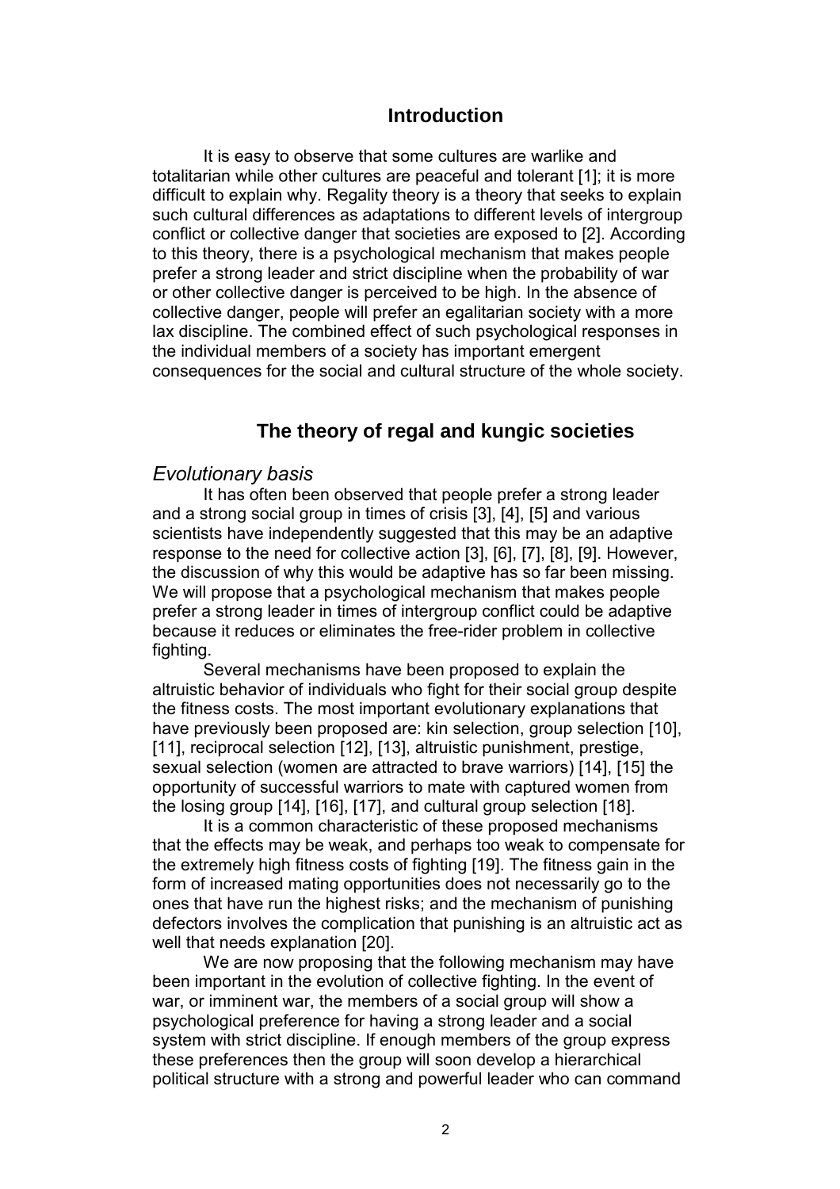## Introduction

It is easy to observe that some cultures are warlike and totalitarian while other cultures are peaceful and tolerant [1]; it is more difficult to explain why. Regality theory is a theory that seeks to explain such cultural differences as adaptations to different levels of intergroup conflict or collective danger that societies are exposed to [2]. According to this theory, there is a psychological mechanism that makes people prefer a strong leader and strict discipline when the probability of war or other collective danger is perceived to be high. In the absence of collective danger, people will prefer an egalitarian society with a more lax discipline. The combined effect of such psychological responses in the individual members of a society has important emergent consequences for the social and cultural structure of the whole society.

## The theory of regal and kungic societies

### *Evolutionary basis*

It has often been observed that people prefer a strong leader and a strong social group in times of crisis [3], [4], [5] and various scientists have independently suggested that this may be an adaptive response to the need for collective action [3], [6], [7], [8], [9]. However, the discussion of why this would be adaptive has so far been missing. We will propose that a psychological mechanism that makes people prefer a strong leader in times of intergroup conflict could be adaptive because it reduces or eliminates the free-rider problem in collective fighting.

Several mechanisms have been proposed to explain the altruistic behavior of individuals who fight for their social group despite the fitness costs. The most important evolutionary explanations that have previously been proposed are: kin selection, group selection [10], [11], reciprocal selection [12], [13], altruistic punishment, prestige, sexual selection (women are attracted to brave warriors) [14], [15] the opportunity of successful warriors to mate with captured women from the losing group [14], [16], [17], and cultural group selection [18].

It is a common characteristic of these proposed mechanisms that the effects may be weak, and perhaps too weak to compensate for the extremely high fitness costs of fighting [19]. The fitness gain in the form of increased mating opportunities does not necessarily go to the ones that have run the highest risks; and the mechanism of punishing defectors involves the complication that punishing is an altruistic act as well that needs explanation [20].

We are now proposing that the following mechanism may have been important in the evolution of collective fighting. In the event of war, or imminent war, the members of a social group will show a psychological preference for having a strong leader and a social system with strict discipline. If enough members of the group express these preferences then the group will soon develop a hierarchical political structure with a strong and powerful leader who can command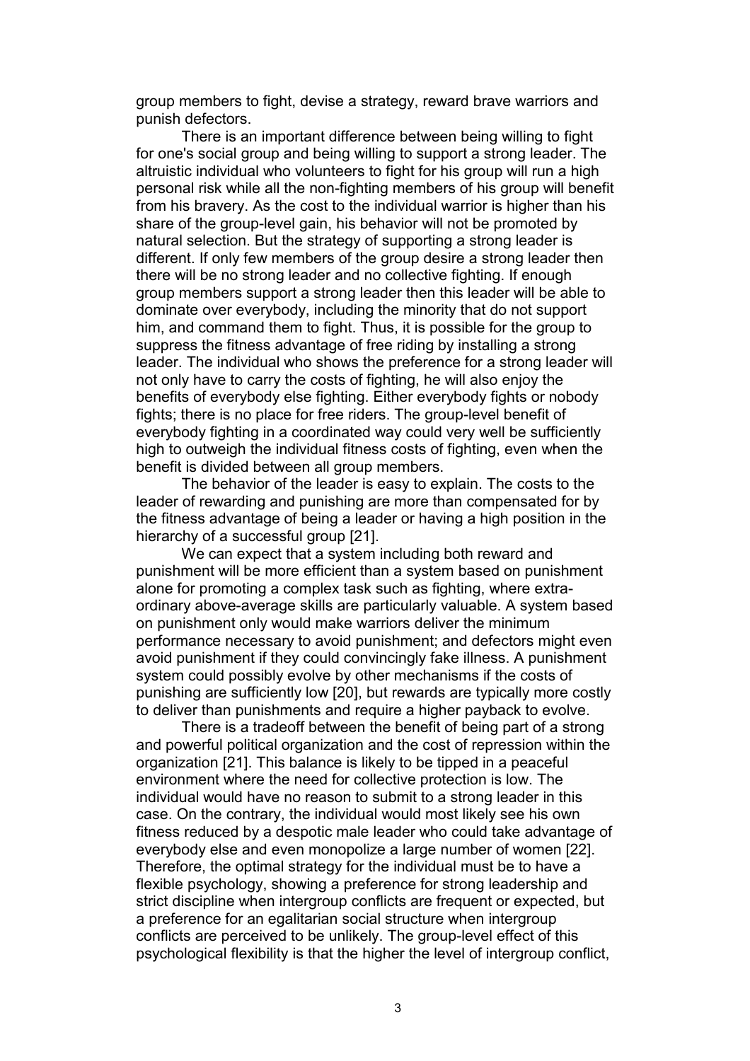group members to fight, devise a strategy, reward brave warriors and punish defectors.

There is an important difference between being willing to fight for one's social group and being willing to support a strong leader. The altruistic individual who volunteers to fight for his group will run a high personal risk while all the non-fighting members of his group will benefit from his bravery. As the cost to the individual warrior is higher than his share of the group-level gain, his behavior will not be promoted by natural selection. But the strategy of supporting a strong leader is different. If only few members of the group desire a strong leader then there will be no strong leader and no collective fighting. If enough group members support a strong leader then this leader will be able to dominate over everybody, including the minority that do not support him, and command them to fight. Thus, it is possible for the group to suppress the fitness advantage of free riding by installing a strong leader. The individual who shows the preference for a strong leader will not only have to carry the costs of fighting, he will also enjoy the benefits of everybody else fighting. Either everybody fights or nobody fights; there is no place for free riders. The group-level benefit of everybody fighting in a coordinated way could very well be sufficiently high to outweigh the individual fitness costs of fighting, even when the benefit is divided between all group members.

The behavior of the leader is easy to explain. The costs to the leader of rewarding and punishing are more than compensated for by the fitness advantage of being a leader or having a high position in the hierarchy of a successful group [21].

We can expect that a system including both reward and punishment will be more efficient than a system based on punishment alone for promoting a complex task such as fighting, where extra-ordinary above-average skills are particularly valuable. A system based on punishment only would make warriors deliver the minimum performance necessary to avoid punishment; and defectors might even avoid punishment if they could convincingly fake illness. A punishment system could possibly evolve by other mechanisms if the costs of punishing are sufficiently low [20], but rewards are typically more costly to deliver than punishments and require a higher payback to evolve.

There is a tradeoff between the benefit of being part of a strong and powerful political organization and the cost of repression within the organization [21]. This balance is likely to be tipped in a peaceful environment where the need for collective protection is low. The individual would have no reason to submit to a strong leader in this case. On the contrary, the individual would most likely see his own fitness reduced by a despotic male leader who could take advantage of everybody else and even monopolize a large number of women [22]. Therefore, the optimal strategy for the individual must be to have a flexible psychology, showing a preference for strong leadership and strict discipline when intergroup conflicts are frequent or expected, but a preference for an egalitarian social structure when intergroup conflicts are perceived to be unlikely. The group-level effect of this psychological flexibility is that the higher the level of intergroup conflict,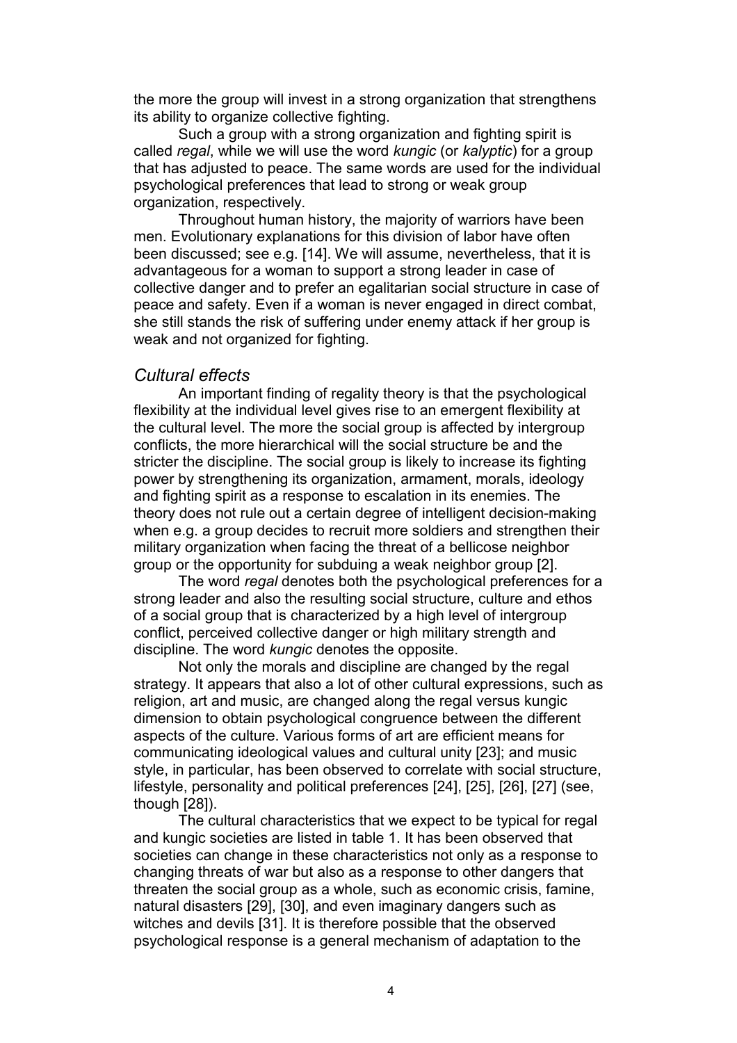the more the group will invest in a strong organization that strengthens its ability to organize collective fighting.

Such a group with a strong organization and fighting spirit is called *regal*, while we will use the word *kungic* (or *kalyptic*) for a group that has adjusted to peace. The same words are used for the individual psychological preferences that lead to strong or weak group organization, respectively.

Throughout human history, the majority of warriors have been men. Evolutionary explanations for this division of labor have often been discussed; see e.g. [14]. We will assume, nevertheless, that it is advantageous for a woman to support a strong leader in case of collective danger and to prefer an egalitarian social structure in case of peace and safety. Even if a woman is never engaged in direct combat, she still stands the risk of suffering under enemy attack if her group is weak and not organized for fighting.

### *Cultural effects*

An important finding of regality theory is that the psychological flexibility at the individual level gives rise to an emergent flexibility at the cultural level. The more the social group is affected by intergroup conflicts, the more hierarchical will the social structure be and the stricter the discipline. The social group is likely to increase its fighting power by strengthening its organization, armament, morals, ideology and fighting spirit as a response to escalation in its enemies. The theory does not rule out a certain degree of intelligent decision-making when e.g. a group decides to recruit more soldiers and strengthen their military organization when facing the threat of a bellicose neighbor group or the opportunity for subduing a weak neighbor group [2].

The word *regal* denotes both the psychological preferences for a strong leader and also the resulting social structure, culture and ethos of a social group that is characterized by a high level of intergroup conflict, perceived collective danger or high military strength and discipline. The word *kungic* denotes the opposite.

Not only the morals and discipline are changed by the regal strategy. It appears that also a lot of other cultural expressions, such as religion, art and music, are changed along the regal versus kungic dimension to obtain psychological congruence between the different aspects of the culture. Various forms of art are efficient means for communicating ideological values and cultural unity [23]; and music style, in particular, has been observed to correlate with social structure, lifestyle, personality and political preferences [24], [25], [26], [27] (see, though [28]).

The cultural characteristics that we expect to be typical for regal and kungic societies are listed in table 1. It has been observed that societies can change in these characteristics not only as a response to changing threats of war but also as a response to other dangers that threaten the social group as a whole, such as economic crisis, famine, natural disasters [29], [30], and even imaginary dangers such as witches and devils [31]. It is therefore possible that the observed psychological response is a general mechanism of adaptation to the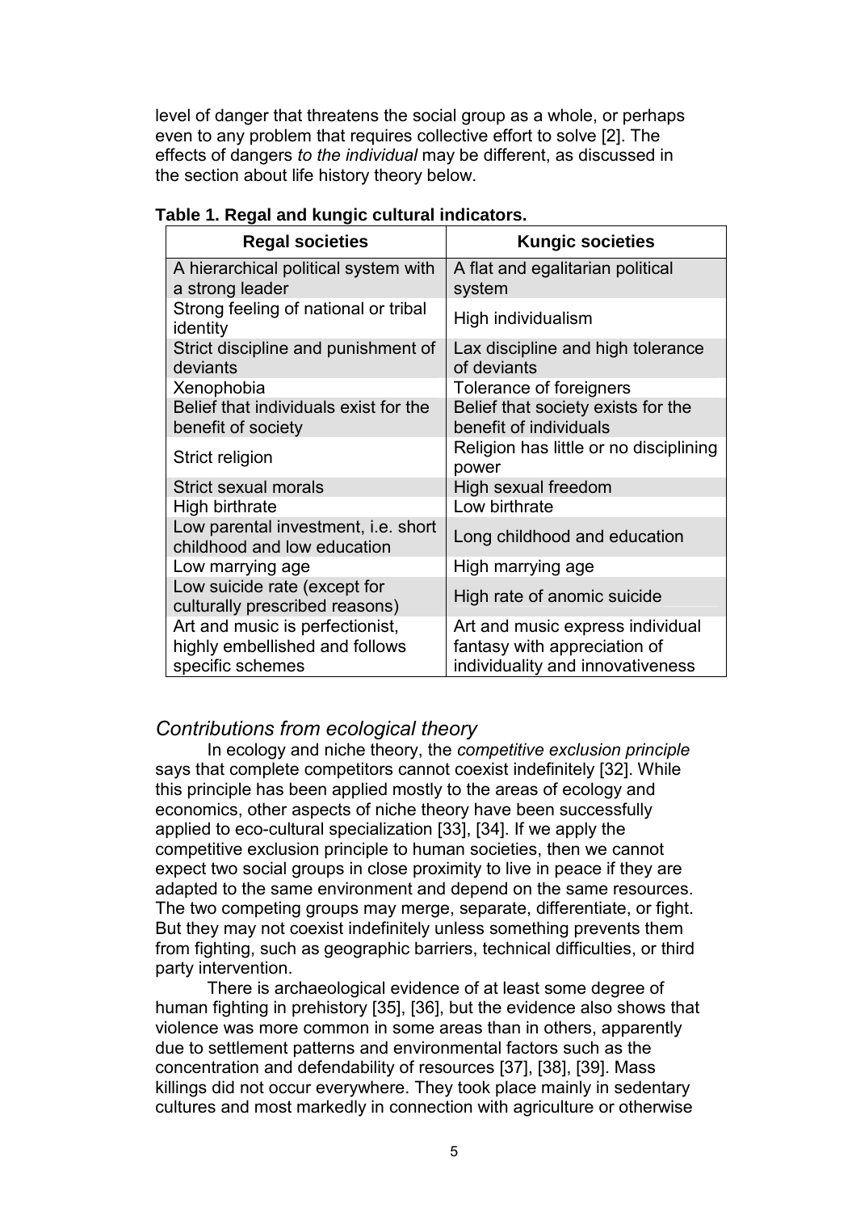level of danger that threatens the social group as a whole, or perhaps even to any problem that requires collective effort to solve [2]. The effects of dangers *to the individual* may be different, as discussed in the section about life history theory below.

**Table 1. Regal and kungic cultural indicators.**

| Regal societies | Kungic societies |
|---|---|
| A hierarchical political system with a strong leader | A flat and egalitarian political system |
| Strong feeling of national or tribal identity | High individualism |
| Strict discipline and punishment of deviants | Lax discipline and high tolerance of deviants |
| Xenophobia | Tolerance of foreigners |
| Belief that individuals exist for the benefit of society | Belief that society exists for the benefit of individuals |
| Strict religion | Religion has little or no disciplining power |
| Strict sexual morals | High sexual freedom |
| High birthrate | Low birthrate |
| Low parental investment, i.e. short childhood and low education | Long childhood and education |
| Low marrying age | High marrying age |
| Low suicide rate (except for culturally prescribed reasons) | High rate of anomic suicide |
| Art and music is perfectionist, highly embellished and follows specific schemes | Art and music express individual fantasy with appreciation of individuality and innovativeness |

## *Contributions from ecological theory*

In ecology and niche theory, the *competitive exclusion principle* says that complete competitors cannot coexist indefinitely [32]. While this principle has been applied mostly to the areas of ecology and economics, other aspects of niche theory have been successfully applied to eco-cultural specialization [33], [34]. If we apply the competitive exclusion principle to human societies, then we cannot expect two social groups in close proximity to live in peace if they are adapted to the same environment and depend on the same resources. The two competing groups may merge, separate, differentiate, or fight. But they may not coexist indefinitely unless something prevents them from fighting, such as geographic barriers, technical difficulties, or third party intervention.

There is archaeological evidence of at least some degree of human fighting in prehistory [35], [36], but the evidence also shows that violence was more common in some areas than in others, apparently due to settlement patterns and environmental factors such as the concentration and defendability of resources [37], [38], [39]. Mass killings did not occur everywhere. They took place mainly in sedentary cultures and most markedly in connection with agriculture or otherwise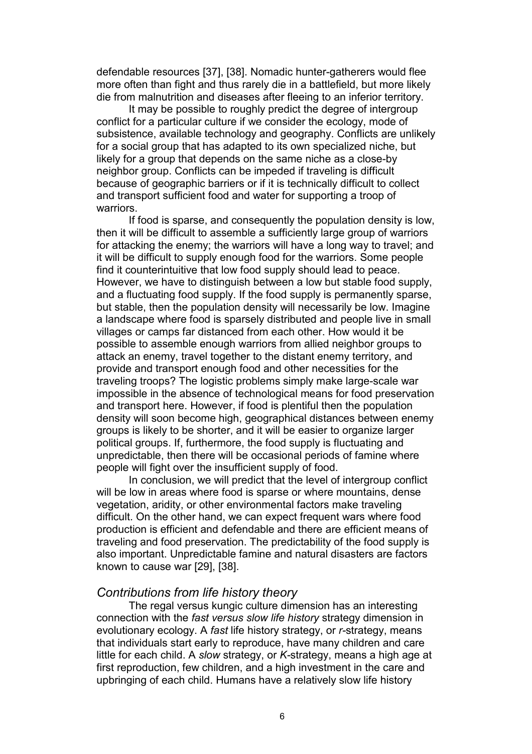defendable resources [37], [38]. Nomadic hunter-gatherers would flee more often than fight and thus rarely die in a battlefield, but more likely die from malnutrition and diseases after fleeing to an inferior territory.

It may be possible to roughly predict the degree of intergroup conflict for a particular culture if we consider the ecology, mode of subsistence, available technology and geography. Conflicts are unlikely for a social group that has adapted to its own specialized niche, but likely for a group that depends on the same niche as a close-by neighbor group. Conflicts can be impeded if traveling is difficult because of geographic barriers or if it is technically difficult to collect and transport sufficient food and water for supporting a troop of warriors.

If food is sparse, and consequently the population density is low, then it will be difficult to assemble a sufficiently large group of warriors for attacking the enemy; the warriors will have a long way to travel; and it will be difficult to supply enough food for the warriors. Some people find it counterintuitive that low food supply should lead to peace. However, we have to distinguish between a low but stable food supply, and a fluctuating food supply. If the food supply is permanently sparse, but stable, then the population density will necessarily be low. Imagine a landscape where food is sparsely distributed and people live in small villages or camps far distanced from each other. How would it be possible to assemble enough warriors from allied neighbor groups to attack an enemy, travel together to the distant enemy territory, and provide and transport enough food and other necessities for the traveling troops? The logistic problems simply make large-scale war impossible in the absence of technological means for food preservation and transport here. However, if food is plentiful then the population density will soon become high, geographical distances between enemy groups is likely to be shorter, and it will be easier to organize larger political groups. If, furthermore, the food supply is fluctuating and unpredictable, then there will be occasional periods of famine where people will fight over the insufficient supply of food.

In conclusion, we will predict that the level of intergroup conflict will be low in areas where food is sparse or where mountains, dense vegetation, aridity, or other environmental factors make traveling difficult. On the other hand, we can expect frequent wars where food production is efficient and defendable and there are efficient means of traveling and food preservation. The predictability of the food supply is also important. Unpredictable famine and natural disasters are factors known to cause war [29], [38].

### *Contributions from life history theory*

The regal versus kungic culture dimension has an interesting connection with the *fast versus slow life history* strategy dimension in evolutionary ecology. A *fast* life history strategy, or *r*-strategy, means that individuals start early to reproduce, have many children and care little for each child. A *slow* strategy, or *K*-strategy, means a high age at first reproduction, few children, and a high investment in the care and upbringing of each child. Humans have a relatively slow life history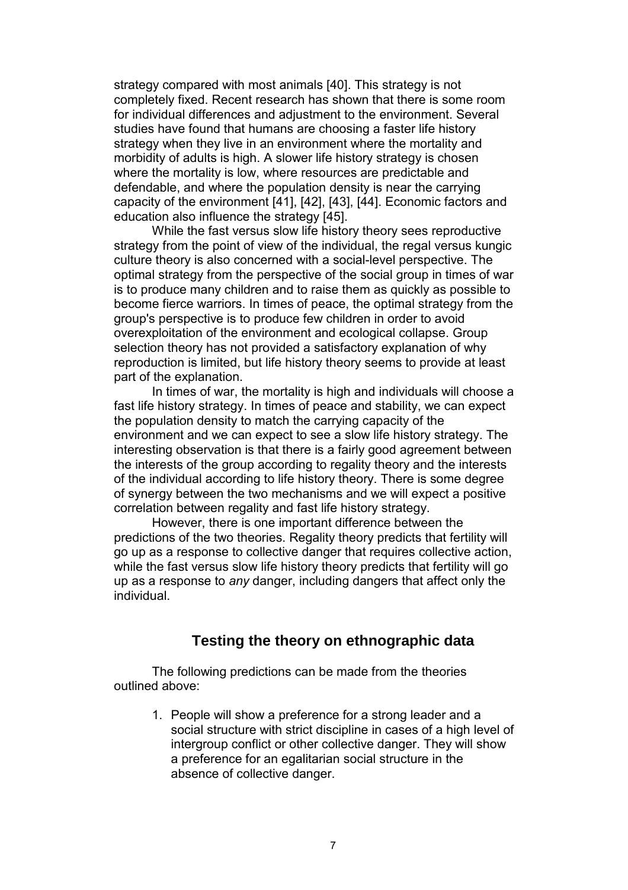strategy compared with most animals [40]. This strategy is not completely fixed. Recent research has shown that there is some room for individual differences and adjustment to the environment. Several studies have found that humans are choosing a faster life history strategy when they live in an environment where the mortality and morbidity of adults is high. A slower life history strategy is chosen where the mortality is low, where resources are predictable and defendable, and where the population density is near the carrying capacity of the environment [41], [42], [43], [44]. Economic factors and education also influence the strategy [45].

While the fast versus slow life history theory sees reproductive strategy from the point of view of the individual, the regal versus kungic culture theory is also concerned with a social-level perspective. The optimal strategy from the perspective of the social group in times of war is to produce many children and to raise them as quickly as possible to become fierce warriors. In times of peace, the optimal strategy from the group's perspective is to produce few children in order to avoid overexploitation of the environment and ecological collapse. Group selection theory has not provided a satisfactory explanation of why reproduction is limited, but life history theory seems to provide at least part of the explanation.

In times of war, the mortality is high and individuals will choose a fast life history strategy. In times of peace and stability, we can expect the population density to match the carrying capacity of the environment and we can expect to see a slow life history strategy. The interesting observation is that there is a fairly good agreement between the interests of the group according to regality theory and the interests of the individual according to life history theory. There is some degree of synergy between the two mechanisms and we will expect a positive correlation between regality and fast life history strategy.

However, there is one important difference between the predictions of the two theories. Regality theory predicts that fertility will go up as a response to collective danger that requires collective action, while the fast versus slow life history theory predicts that fertility will go up as a response to *any* danger, including dangers that affect only the individual.

## Testing the theory on ethnographic data

The following predictions can be made from the theories outlined above:

1. People will show a preference for a strong leader and a social structure with strict discipline in cases of a high level of intergroup conflict or other collective danger. They will show a preference for an egalitarian social structure in the absence of collective danger.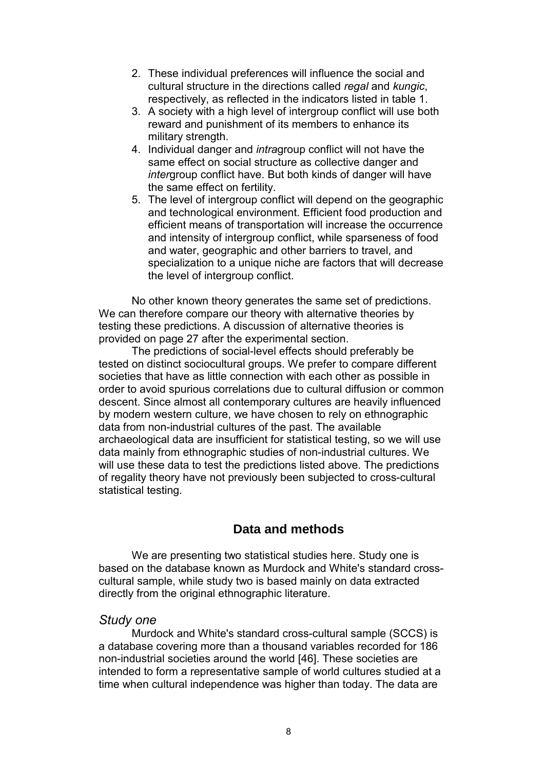2. These individual preferences will influence the social and cultural structure in the directions called *regal* and *kungic*, respectively, as reflected in the indicators listed in table 1.
3. A society with a high level of intergroup conflict will use both reward and punishment of its members to enhance its military strength.
4. Individual danger and *intra*group conflict will not have the same effect on social structure as collective danger and *inter*group conflict have. But both kinds of danger will have the same effect on fertility.
5. The level of intergroup conflict will depend on the geographic and technological environment. Efficient food production and efficient means of transportation will increase the occurrence and intensity of intergroup conflict, while sparseness of food and water, geographic and other barriers to travel, and specialization to a unique niche are factors that will decrease the level of intergroup conflict.

No other known theory generates the same set of predictions. We can therefore compare our theory with alternative theories by testing these predictions. A discussion of alternative theories is provided on page 27 after the experimental section.

The predictions of social-level effects should preferably be tested on distinct sociocultural groups. We prefer to compare different societies that have as little connection with each other as possible in order to avoid spurious correlations due to cultural diffusion or common descent. Since almost all contemporary cultures are heavily influenced by modern western culture, we have chosen to rely on ethnographic data from non-industrial cultures of the past. The available archaeological data are insufficient for statistical testing, so we will use data mainly from ethnographic studies of non-industrial cultures. We will use these data to test the predictions listed above. The predictions of regality theory have not previously been subjected to cross-cultural statistical testing.

## Data and methods

We are presenting two statistical studies here. Study one is based on the database known as Murdock and White's standard cross-cultural sample, while study two is based mainly on data extracted directly from the original ethnographic literature.

### *Study one*

Murdock and White's standard cross-cultural sample (SCCS) is a database covering more than a thousand variables recorded for 186 non-industrial societies around the world [46]. These societies are intended to form a representative sample of world cultures studied at a time when cultural independence was higher than today. The data are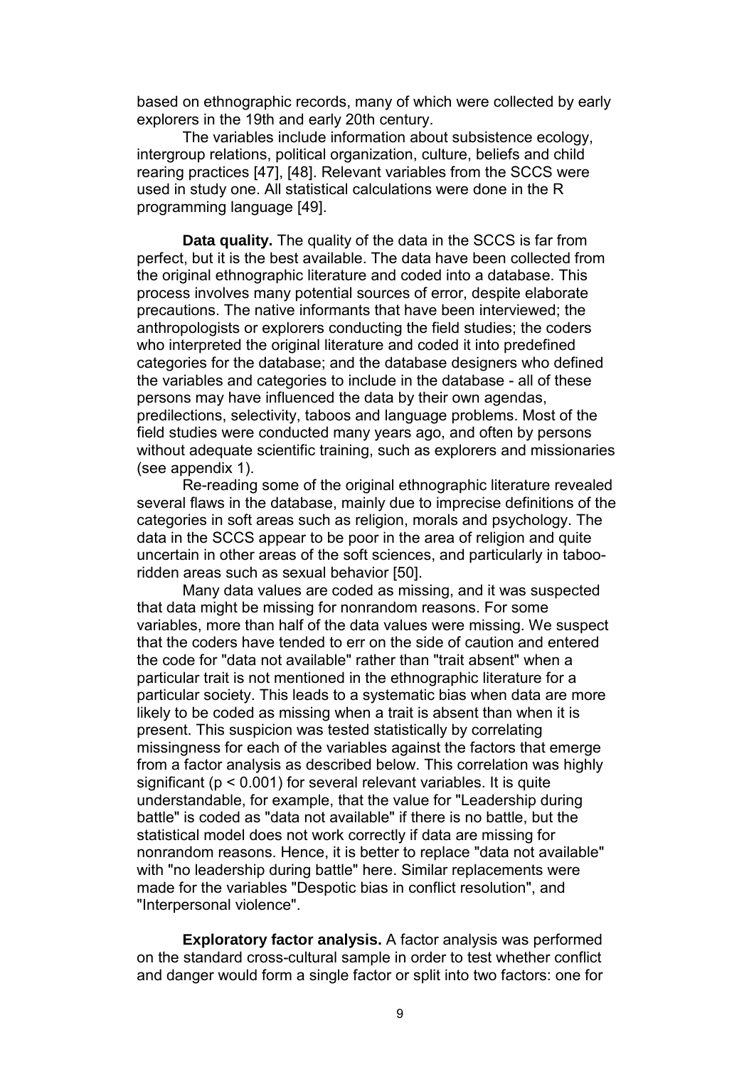based on ethnographic records, many of which were collected by early explorers in the 19th and early 20th century.

The variables include information about subsistence ecology, intergroup relations, political organization, culture, beliefs and child rearing practices [47], [48]. Relevant variables from the SCCS were used in study one. All statistical calculations were done in the R programming language [49].

**Data quality.** The quality of the data in the SCCS is far from perfect, but it is the best available. The data have been collected from the original ethnographic literature and coded into a database. This process involves many potential sources of error, despite elaborate precautions. The native informants that have been interviewed; the anthropologists or explorers conducting the field studies; the coders who interpreted the original literature and coded it into predefined categories for the database; and the database designers who defined the variables and categories to include in the database - all of these persons may have influenced the data by their own agendas, predilections, selectivity, taboos and language problems. Most of the field studies were conducted many years ago, and often by persons without adequate scientific training, such as explorers and missionaries (see appendix 1).

Re-reading some of the original ethnographic literature revealed several flaws in the database, mainly due to imprecise definitions of the categories in soft areas such as religion, morals and psychology. The data in the SCCS appear to be poor in the area of religion and quite uncertain in other areas of the soft sciences, and particularly in taboo-ridden areas such as sexual behavior [50].

Many data values are coded as missing, and it was suspected that data might be missing for nonrandom reasons. For some variables, more than half of the data values were missing. We suspect that the coders have tended to err on the side of caution and entered the code for "data not available" rather than "trait absent" when a particular trait is not mentioned in the ethnographic literature for a particular society. This leads to a systematic bias when data are more likely to be coded as missing when a trait is absent than when it is present. This suspicion was tested statistically by correlating missingness for each of the variables against the factors that emerge from a factor analysis as described below. This correlation was highly significant ($p < 0.001$) for several relevant variables. It is quite understandable, for example, that the value for "Leadership during battle" is coded as "data not available" if there is no battle, but the statistical model does not work correctly if data are missing for nonrandom reasons. Hence, it is better to replace "data not available" with "no leadership during battle" here. Similar replacements were made for the variables "Despotic bias in conflict resolution", and "Interpersonal violence".

**Exploratory factor analysis.** A factor analysis was performed on the standard cross-cultural sample in order to test whether conflict and danger would form a single factor or split into two factors: one for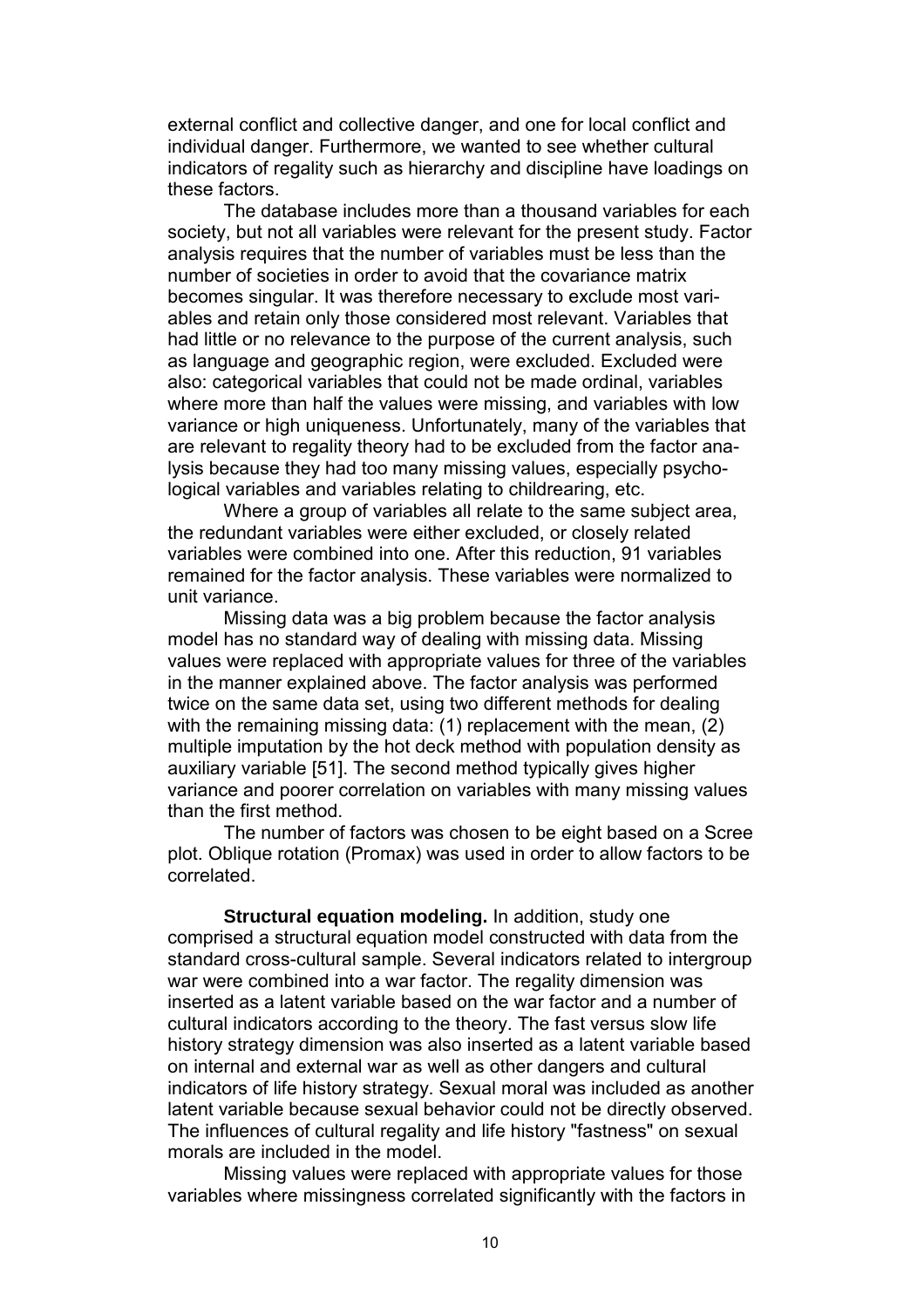external conflict and collective danger, and one for local conflict and individual danger. Furthermore, we wanted to see whether cultural indicators of regality such as hierarchy and discipline have loadings on these factors.

The database includes more than a thousand variables for each society, but not all variables were relevant for the present study. Factor analysis requires that the number of variables must be less than the number of societies in order to avoid that the covariance matrix becomes singular. It was therefore necessary to exclude most variables and retain only those considered most relevant. Variables that had little or no relevance to the purpose of the current analysis, such as language and geographic region, were excluded. Excluded were also: categorical variables that could not be made ordinal, variables where more than half the values were missing, and variables with low variance or high uniqueness. Unfortunately, many of the variables that are relevant to regality theory had to be excluded from the factor analysis because they had too many missing values, especially psychological variables and variables relating to childrearing, etc.

Where a group of variables all relate to the same subject area, the redundant variables were either excluded, or closely related variables were combined into one. After this reduction, 91 variables remained for the factor analysis. These variables were normalized to unit variance.

Missing data was a big problem because the factor analysis model has no standard way of dealing with missing data. Missing values were replaced with appropriate values for three of the variables in the manner explained above. The factor analysis was performed twice on the same data set, using two different methods for dealing with the remaining missing data: (1) replacement with the mean, (2) multiple imputation by the hot deck method with population density as auxiliary variable [51]. The second method typically gives higher variance and poorer correlation on variables with many missing values than the first method.

The number of factors was chosen to be eight based on a Scree plot. Oblique rotation (Promax) was used in order to allow factors to be correlated.

**Structural equation modeling.** In addition, study one comprised a structural equation model constructed with data from the standard cross-cultural sample. Several indicators related to intergroup war were combined into a war factor. The regality dimension was inserted as a latent variable based on the war factor and a number of cultural indicators according to the theory. The fast versus slow life history strategy dimension was also inserted as a latent variable based on internal and external war as well as other dangers and cultural indicators of life history strategy. Sexual moral was included as another latent variable because sexual behavior could not be directly observed. The influences of cultural regality and life history "fastness" on sexual morals are included in the model.

Missing values were replaced with appropriate values for those variables where missingness correlated significantly with the factors in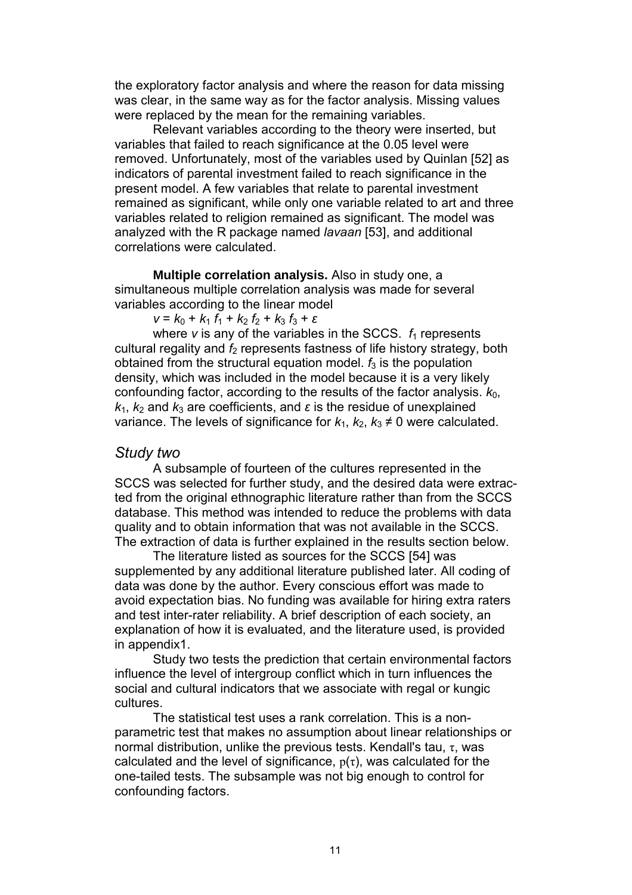the exploratory factor analysis and where the reason for data missing was clear, in the same way as for the factor analysis. Missing values were replaced by the mean for the remaining variables.

Relevant variables according to the theory were inserted, but variables that failed to reach significance at the 0.05 level were removed. Unfortunately, most of the variables used by Quinlan [52] as indicators of parental investment failed to reach significance in the present model. A few variables that relate to parental investment remained as significant, while only one variable related to art and three variables related to religion remained as significant. The model was analyzed with the R package named *lavaan* [53], and additional correlations were calculated.

**Multiple correlation analysis.** Also in study one, a simultaneous multiple correlation analysis was made for several variables according to the linear model

$$v = k_0 + k_1 f_1 + k_2 f_2 + k_3 f_3 + \varepsilon$$

where $v$ is any of the variables in the SCCS. $f_1$ represents cultural regality and $f_2$ represents fastness of life history strategy, both obtained from the structural equation model. $f_3$ is the population density, which was included in the model because it is a very likely confounding factor, according to the results of the factor analysis. $k_0$, $k_1$, $k_2$ and $k_3$ are coefficients, and $\varepsilon$ is the residue of unexplained variance. The levels of significance for $k_1, k_2, k_3 \neq 0$ were calculated.

### *Study two*

A subsample of fourteen of the cultures represented in the SCCS was selected for further study, and the desired data were extracted from the original ethnographic literature rather than from the SCCS database. This method was intended to reduce the problems with data quality and to obtain information that was not available in the SCCS. The extraction of data is further explained in the results section below.

The literature listed as sources for the SCCS [54] was supplemented by any additional literature published later. All coding of data was done by the author. Every conscious effort was made to avoid expectation bias. No funding was available for hiring extra raters and test inter-rater reliability. A brief description of each society, an explanation of how it is evaluated, and the literature used, is provided in appendix1.

Study two tests the prediction that certain environmental factors influence the level of intergroup conflict which in turn influences the social and cultural indicators that we associate with regal or kungic cultures.

The statistical test uses a rank correlation. This is a non-parametric test that makes no assumption about linear relationships or normal distribution, unlike the previous tests. Kendall's tau, $\tau$, was calculated and the level of significance, $p(\tau)$, was calculated for the one-tailed tests. The subsample was not big enough to control for confounding factors.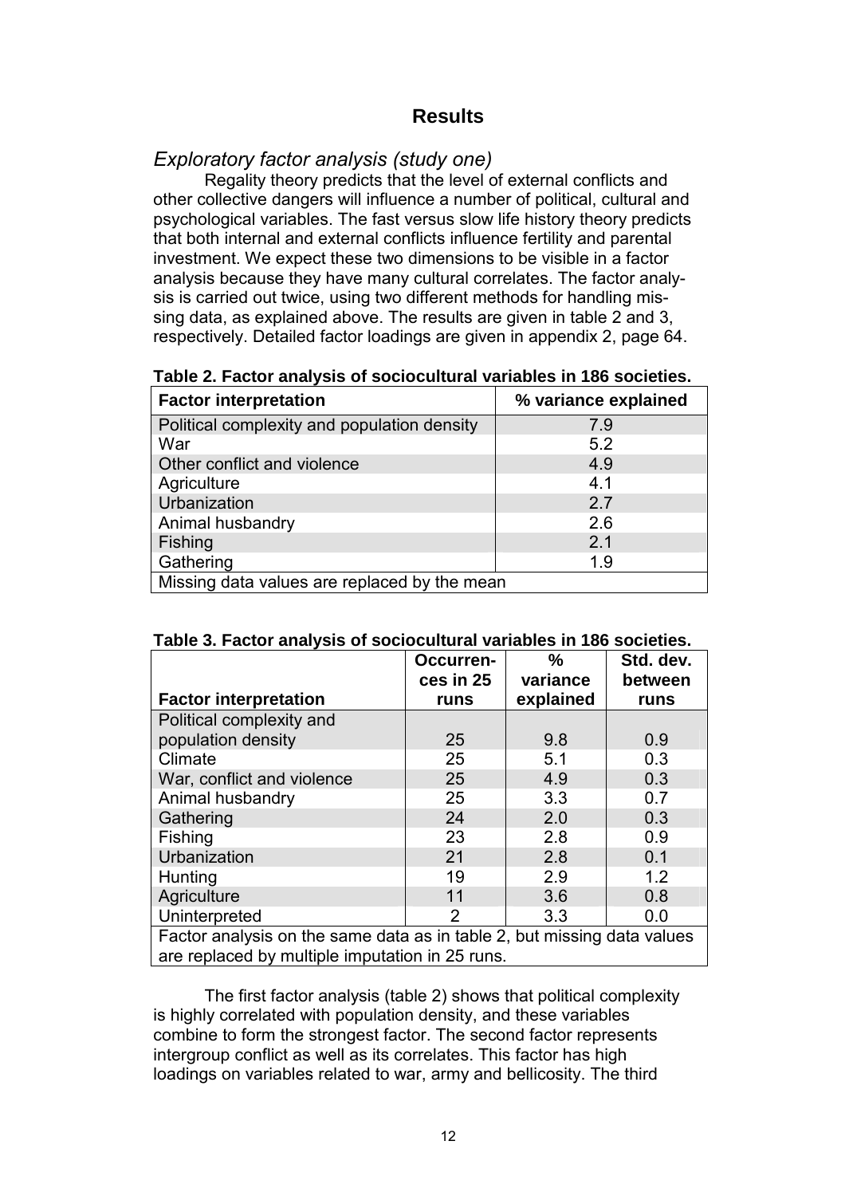# Results

## *Exploratory factor analysis (study one)*

Regality theory predicts that the level of external conflicts and other collective dangers will influence a number of political, cultural and psychological variables. The fast versus slow life history theory predicts that both internal and external conflicts influence fertility and parental investment. We expect these two dimensions to be visible in a factor analysis because they have many cultural correlates. The factor analysis is carried out twice, using two different methods for handling missing data, as explained above. The results are given in table 2 and 3, respectively. Detailed factor loadings are given in appendix 2, page 64.

**Table 2. Factor analysis of sociocultural variables in 186 societies.**

| Factor interpretation | % variance explained |
|---|---|
| Political complexity and population density | 7.9 |
| War | 5.2 |
| Other conflict and violence | 4.9 |
| Agriculture | 4.1 |
| Urbanization | 2.7 |
| Animal husbandry | 2.6 |
| Fishing | 2.1 |
| Gathering | 1.9 |
| Missing data values are replaced by the mean | |

**Table 3. Factor analysis of sociocultural variables in 186 societies.**

| Factor interpretation | Occurrences in 25 runs | % variance explained | Std. dev. between runs |
|---|---|---|---|
| Political complexity and population density | 25 | 9.8 | 0.9 |
| Climate | 25 | 5.1 | 0.3 |
| War, conflict and violence | 25 | 4.9 | 0.3 |
| Animal husbandry | 25 | 3.3 | 0.7 |
| Gathering | 24 | 2.0 | 0.3 |
| Fishing | 23 | 2.8 | 0.9 |
| Urbanization | 21 | 2.8 | 0.1 |
| Hunting | 19 | 2.9 | 1.2 |
| Agriculture | 11 | 3.6 | 0.8 |
| Uninterpreted | 2 | 3.3 | 0.0 |
| Factor analysis on the same data as in table 2, but missing data values are replaced by multiple imputation in 25 runs. | | | |

The first factor analysis (table 2) shows that political complexity is highly correlated with population density, and these variables combine to form the strongest factor. The second factor represents intergroup conflict as well as its correlates. This factor has high loadings on variables related to war, army and bellicosity. The third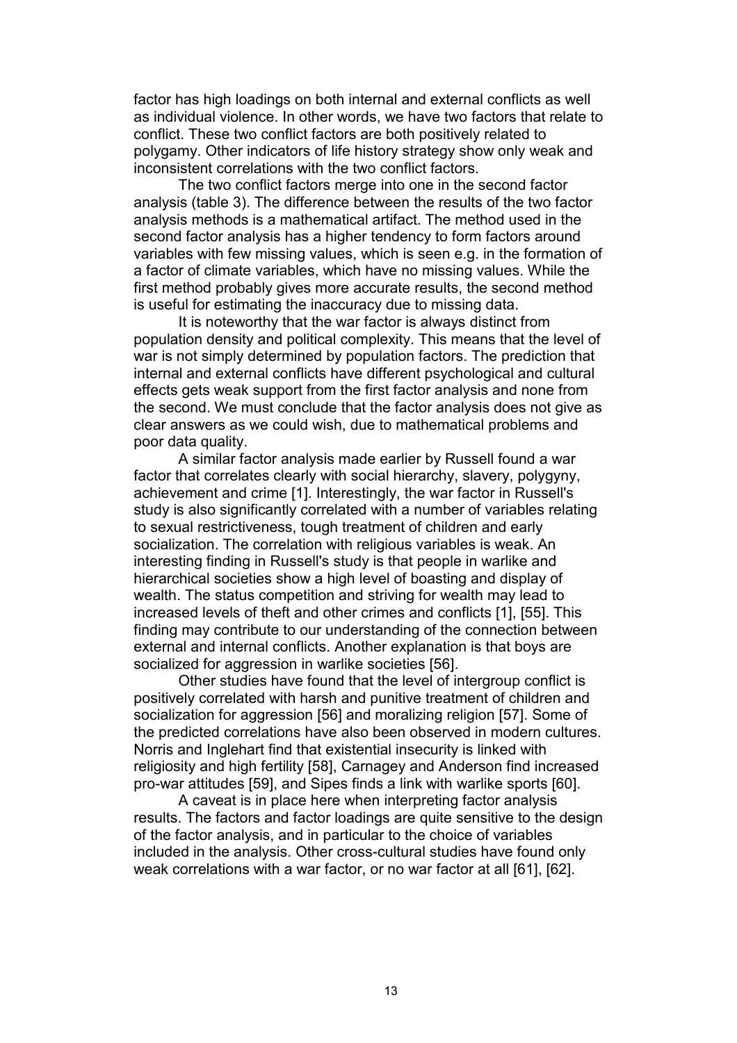factor has high loadings on both internal and external conflicts as well as individual violence. In other words, we have two factors that relate to conflict. These two conflict factors are both positively related to polygamy. Other indicators of life history strategy show only weak and inconsistent correlations with the two conflict factors.

The two conflict factors merge into one in the second factor analysis (table 3). The difference between the results of the two factor analysis methods is a mathematical artifact. The method used in the second factor analysis has a higher tendency to form factors around variables with few missing values, which is seen e.g. in the formation of a factor of climate variables, which have no missing values. While the first method probably gives more accurate results, the second method is useful for estimating the inaccuracy due to missing data.

It is noteworthy that the war factor is always distinct from population density and political complexity. This means that the level of war is not simply determined by population factors. The prediction that internal and external conflicts have different psychological and cultural effects gets weak support from the first factor analysis and none from the second. We must conclude that the factor analysis does not give as clear answers as we could wish, due to mathematical problems and poor data quality.

A similar factor analysis made earlier by Russell found a war factor that correlates clearly with social hierarchy, slavery, polygyny, achievement and crime [1]. Interestingly, the war factor in Russell's study is also significantly correlated with a number of variables relating to sexual restrictiveness, tough treatment of children and early socialization. The correlation with religious variables is weak. An interesting finding in Russell's study is that people in warlike and hierarchical societies show a high level of boasting and display of wealth. The status competition and striving for wealth may lead to increased levels of theft and other crimes and conflicts [1], [55]. This finding may contribute to our understanding of the connection between external and internal conflicts. Another explanation is that boys are socialized for aggression in warlike societies [56].

Other studies have found that the level of intergroup conflict is positively correlated with harsh and punitive treatment of children and socialization for aggression [56] and moralizing religion [57]. Some of the predicted correlations have also been observed in modern cultures. Norris and Inglehart find that existential insecurity is linked with religiosity and high fertility [58], Carnagey and Anderson find increased pro-war attitudes [59], and Sipes finds a link with warlike sports [60].

A caveat is in place here when interpreting factor analysis results. The factors and factor loadings are quite sensitive to the design of the factor analysis, and in particular to the choice of variables included in the analysis. Other cross-cultural studies have found only weak correlations with a war factor, or no war factor at all [61], [62].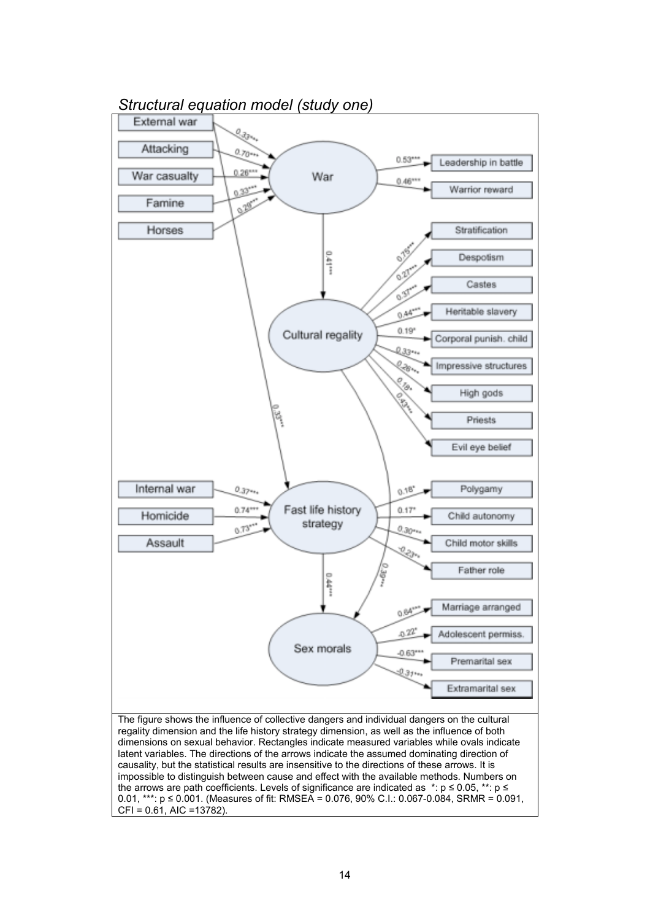*Structural equation model (study one)*

The figure shows the influence of collective dangers and individual dangers on the cultural regality dimension and the life history strategy dimension, as well as the influence of both dimensions on sexual behavior. Rectangles indicate measured variables while ovals indicate latent variables. The directions of the arrows indicate the assumed dominating direction of causality, but the statistical results are insensitive to the directions of these arrows. It is impossible to distinguish between cause and effect with the available methods. Numbers on the arrows are path coefficients. Levels of significance are indicated as *: $p \le 0.05$, **: $p \le 0.01$, ***: $p \le 0.001$. (Measures of fit: RMSEA = 0.076, 90% C.I.: 0.067-0.084, SRMR = 0.091, CFI = 0.61, AIC =13782).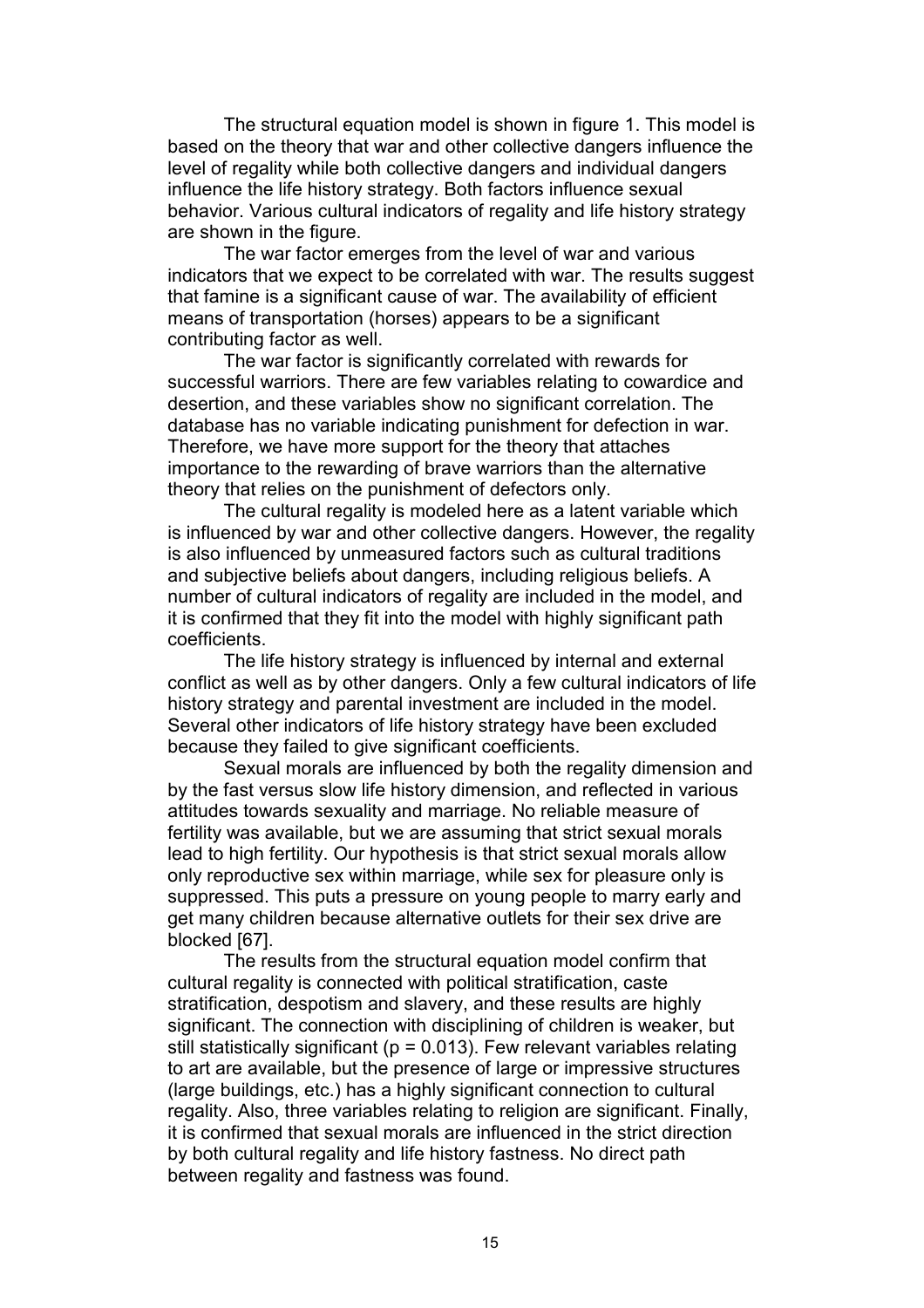The structural equation model is shown in figure 1. This model is based on the theory that war and other collective dangers influence the level of regality while both collective dangers and individual dangers influence the life history strategy. Both factors influence sexual behavior. Various cultural indicators of regality and life history strategy are shown in the figure.

The war factor emerges from the level of war and various indicators that we expect to be correlated with war. The results suggest that famine is a significant cause of war. The availability of efficient means of transportation (horses) appears to be a significant contributing factor as well.

The war factor is significantly correlated with rewards for successful warriors. There are few variables relating to cowardice and desertion, and these variables show no significant correlation. The database has no variable indicating punishment for defection in war. Therefore, we have more support for the theory that attaches importance to the rewarding of brave warriors than the alternative theory that relies on the punishment of defectors only.

The cultural regality is modeled here as a latent variable which is influenced by war and other collective dangers. However, the regality is also influenced by unmeasured factors such as cultural traditions and subjective beliefs about dangers, including religious beliefs. A number of cultural indicators of regality are included in the model, and it is confirmed that they fit into the model with highly significant path coefficients.

The life history strategy is influenced by internal and external conflict as well as by other dangers. Only a few cultural indicators of life history strategy and parental investment are included in the model. Several other indicators of life history strategy have been excluded because they failed to give significant coefficients.

Sexual morals are influenced by both the regality dimension and by the fast versus slow life history dimension, and reflected in various attitudes towards sexuality and marriage. No reliable measure of fertility was available, but we are assuming that strict sexual morals lead to high fertility. Our hypothesis is that strict sexual morals allow only reproductive sex within marriage, while sex for pleasure only is suppressed. This puts a pressure on young people to marry early and get many children because alternative outlets for their sex drive are blocked [67].

The results from the structural equation model confirm that cultural regality is connected with political stratification, caste stratification, despotism and slavery, and these results are highly significant. The connection with disciplining of children is weaker, but still statistically significant ($p = 0.013$). Few relevant variables relating to art are available, but the presence of large or impressive structures (large buildings, etc.) has a highly significant connection to cultural regality. Also, three variables relating to religion are significant. Finally, it is confirmed that sexual morals are influenced in the strict direction by both cultural regality and life history fastness. No direct path between regality and fastness was found.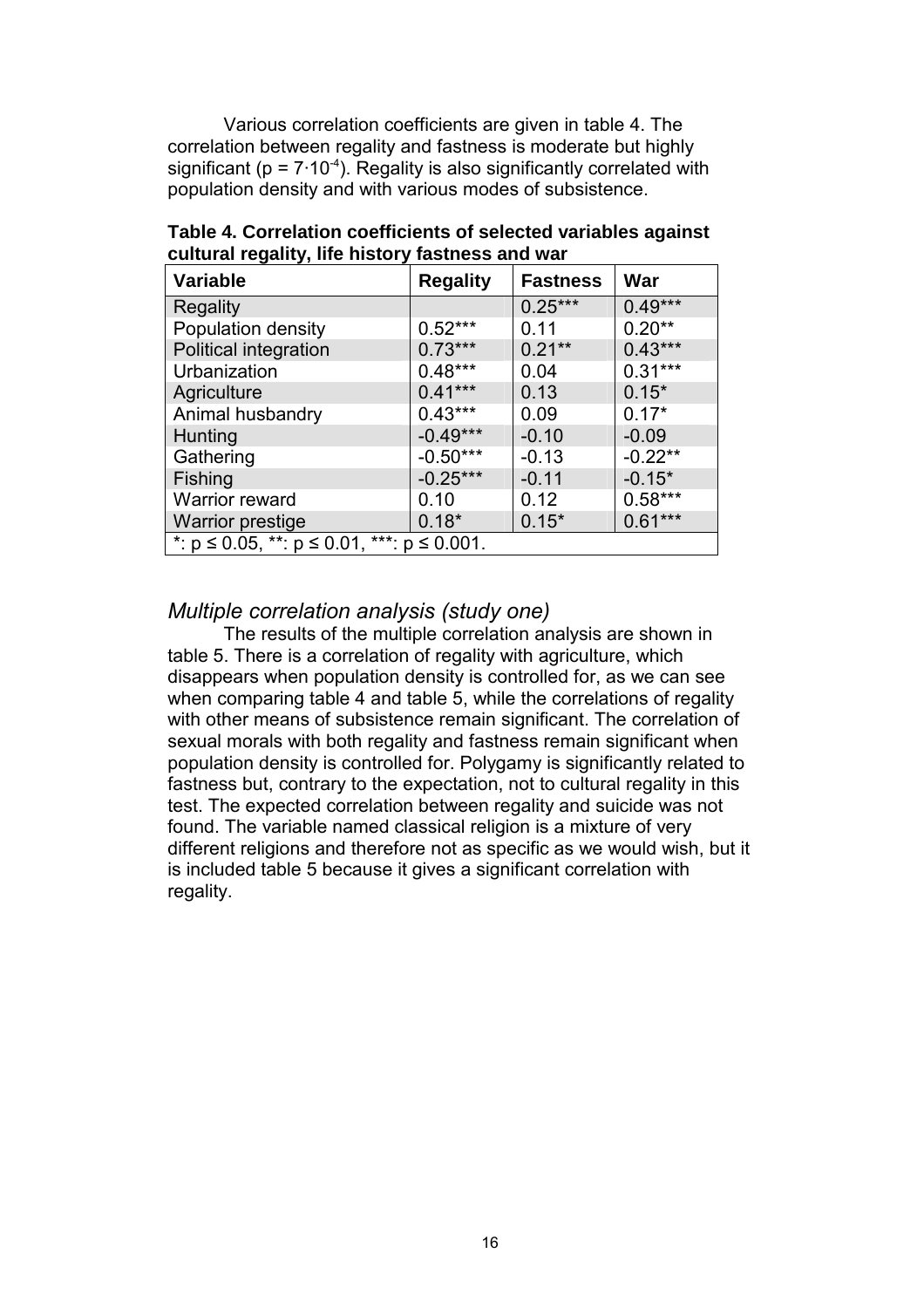Various correlation coefficients are given in table 4. The correlation between regality and fastness is moderate but highly significant ($p = 7 \cdot 10^{-4}$). Regality is also significantly correlated with population density and with various modes of subsistence.

**Table 4. Correlation coefficients of selected variables against cultural regality, life history fastness and war**

| Variable | Regality | Fastness | War |
|---|---|---|---|
| Regality | | 0.25*** | 0.49*** |
| Population density | 0.52*** | 0.11 | 0.20** |
| Political integration | 0.73*** | 0.21** | 0.43*** |
| Urbanization | 0.48*** | 0.04 | 0.31*** |
| Agriculture | 0.41*** | 0.13 | 0.15* |
| Animal husbandry | 0.43*** | 0.09 | 0.17* |
| Hunting | -0.49*** | -0.10 | -0.09 |
| Gathering | -0.50*** | -0.13 | -0.22** |
| Fishing | -0.25*** | -0.11 | -0.15* |
| Warrior reward | 0.10 | 0.12 | 0.58*** |
| Warrior prestige | 0.18* | 0.15* | 0.61*** |
| *: $p \leq 0.05$, **: $p \leq 0.01$, ***: $p \leq 0.001$. | | | |

## *Multiple correlation analysis (study one)*

The results of the multiple correlation analysis are shown in table 5. There is a correlation of regality with agriculture, which disappears when population density is controlled for, as we can see when comparing table 4 and table 5, while the correlations of regality with other means of subsistence remain significant. The correlation of sexual morals with both regality and fastness remain significant when population density is controlled for. Polygamy is significantly related to fastness but, contrary to the expectation, not to cultural regality in this test. The expected correlation between regality and suicide was not found. The variable named classical religion is a mixture of very different religions and therefore not as specific as we would wish, but it is included table 5 because it gives a significant correlation with regality.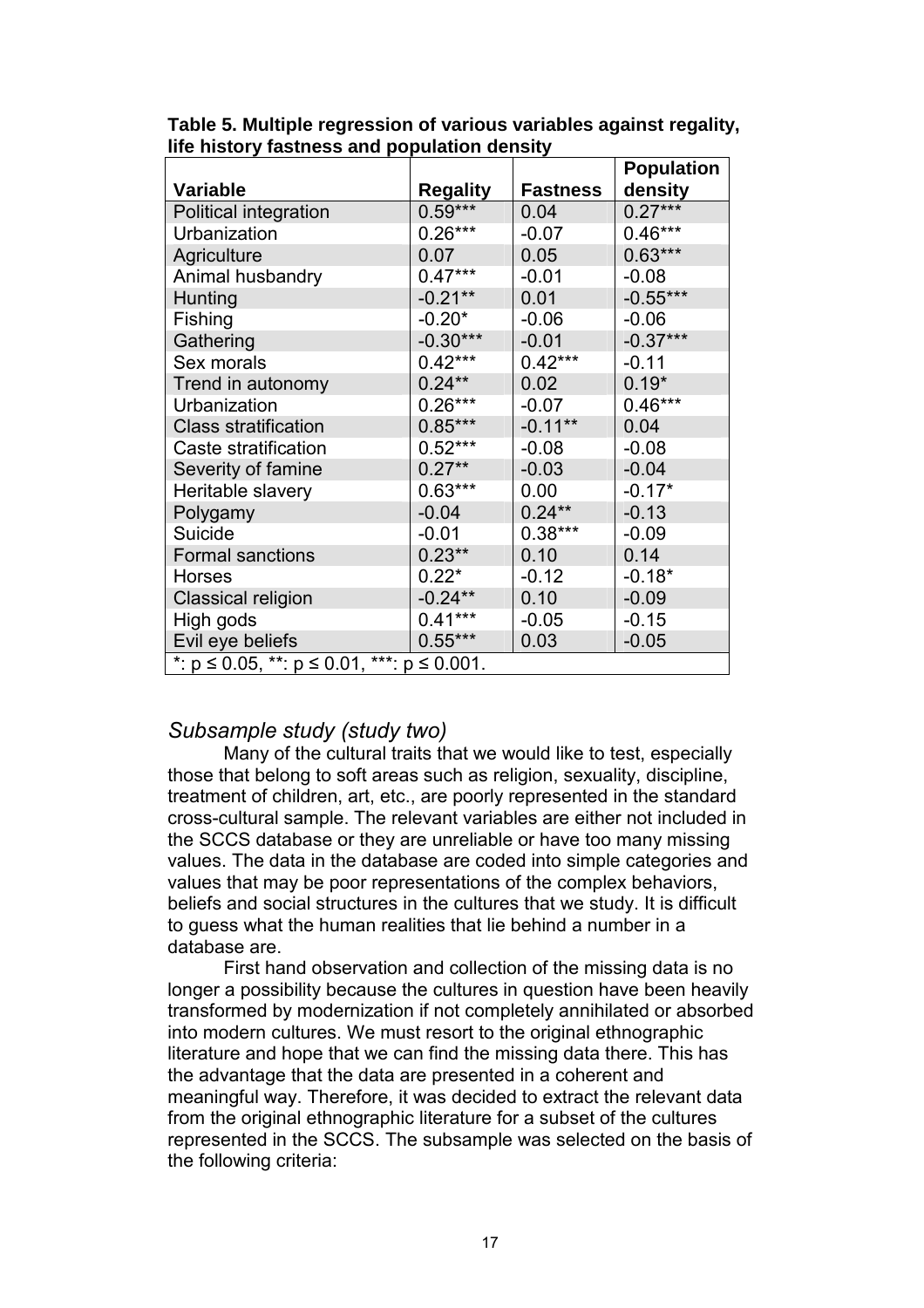**Table 5. Multiple regression of various variables against regality, life history fastness and population density**

| Variable | Regality | Fastness | Population density |
|---|---|---|---|
| Political integration | 0.59*** | 0.04 | 0.27*** |
| Urbanization | 0.26*** | -0.07 | 0.46*** |
| Agriculture | 0.07 | 0.05 | 0.63*** |
| Animal husbandry | 0.47*** | -0.01 | -0.08 |
| Hunting | -0.21** | 0.01 | -0.55*** |
| Fishing | -0.20* | -0.06 | -0.06 |
| Gathering | -0.30*** | -0.01 | -0.37*** |
| Sex morals | 0.42*** | 0.42*** | -0.11 |
| Trend in autonomy | 0.24** | 0.02 | 0.19* |
| Urbanization | 0.26*** | -0.07 | 0.46*** |
| Class stratification | 0.85*** | -0.11** | 0.04 |
| Caste stratification | 0.52*** | -0.08 | -0.08 |
| Severity of famine | 0.27** | -0.03 | -0.04 |
| Heritable slavery | 0.63*** | 0.00 | -0.17* |
| Polygamy | -0.04 | 0.24** | -0.13 |
| Suicide | -0.01 | 0.38*** | -0.09 |
| Formal sanctions | 0.23** | 0.10 | 0.14 |
| Horses | 0.22* | -0.12 | -0.18* |
| Classical religion | -0.24** | 0.10 | -0.09 |
| High gods | 0.41*** | -0.05 | -0.15 |
| Evil eye beliefs | 0.55*** | 0.03 | -0.05 |

*: $p \leq 0.05$, **: $p \leq 0.01$, ***: $p \leq 0.001$.

## *Subsample study (study two)*

Many of the cultural traits that we would like to test, especially those that belong to soft areas such as religion, sexuality, discipline, treatment of children, art, etc., are poorly represented in the standard cross-cultural sample. The relevant variables are either not included in the SCCS database or they are unreliable or have too many missing values. The data in the database are coded into simple categories and values that may be poor representations of the complex behaviors, beliefs and social structures in the cultures that we study. It is difficult to guess what the human realities that lie behind a number in a database are.

First hand observation and collection of the missing data is no longer a possibility because the cultures in question have been heavily transformed by modernization if not completely annihilated or absorbed into modern cultures. We must resort to the original ethnographic literature and hope that we can find the missing data there. This has the advantage that the data are presented in a coherent and meaningful way. Therefore, it was decided to extract the relevant data from the original ethnographic literature for a subset of the cultures represented in the SCCS. The subsample was selected on the basis of the following criteria: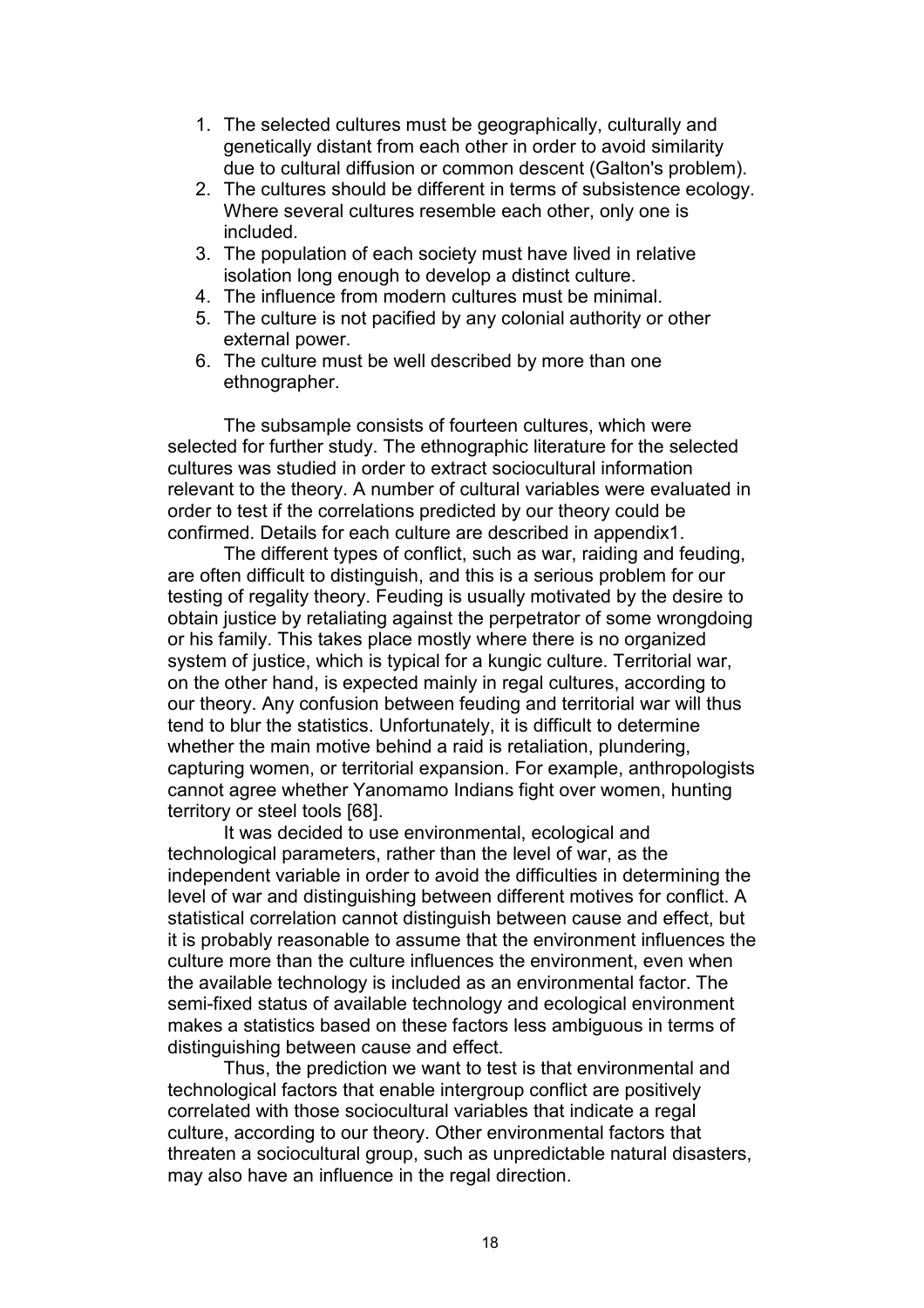1. The selected cultures must be geographically, culturally and genetically distant from each other in order to avoid similarity due to cultural diffusion or common descent (Galton's problem).
2. The cultures should be different in terms of subsistence ecology. Where several cultures resemble each other, only one is included.
3. The population of each society must have lived in relative isolation long enough to develop a distinct culture.
4. The influence from modern cultures must be minimal.
5. The culture is not pacified by any colonial authority or other external power.
6. The culture must be well described by more than one ethnographer.

The subsample consists of fourteen cultures, which were selected for further study. The ethnographic literature for the selected cultures was studied in order to extract sociocultural information relevant to the theory. A number of cultural variables were evaluated in order to test if the correlations predicted by our theory could be confirmed. Details for each culture are described in appendix1.

The different types of conflict, such as war, raiding and feuding, are often difficult to distinguish, and this is a serious problem for our testing of regality theory. Feuding is usually motivated by the desire to obtain justice by retaliating against the perpetrator of some wrongdoing or his family. This takes place mostly where there is no organized system of justice, which is typical for a kungic culture. Territorial war, on the other hand, is expected mainly in regal cultures, according to our theory. Any confusion between feuding and territorial war will thus tend to blur the statistics. Unfortunately, it is difficult to determine whether the main motive behind a raid is retaliation, plundering, capturing women, or territorial expansion. For example, anthropologists cannot agree whether Yanomamo Indians fight over women, hunting territory or steel tools [68].

It was decided to use environmental, ecological and technological parameters, rather than the level of war, as the independent variable in order to avoid the difficulties in determining the level of war and distinguishing between different motives for conflict. A statistical correlation cannot distinguish between cause and effect, but it is probably reasonable to assume that the environment influences the culture more than the culture influences the environment, even when the available technology is included as an environmental factor. The semi-fixed status of available technology and ecological environment makes a statistics based on these factors less ambiguous in terms of distinguishing between cause and effect.

Thus, the prediction we want to test is that environmental and technological factors that enable intergroup conflict are positively correlated with those sociocultural variables that indicate a regal culture, according to our theory. Other environmental factors that threaten a sociocultural group, such as unpredictable natural disasters, may also have an influence in the regal direction.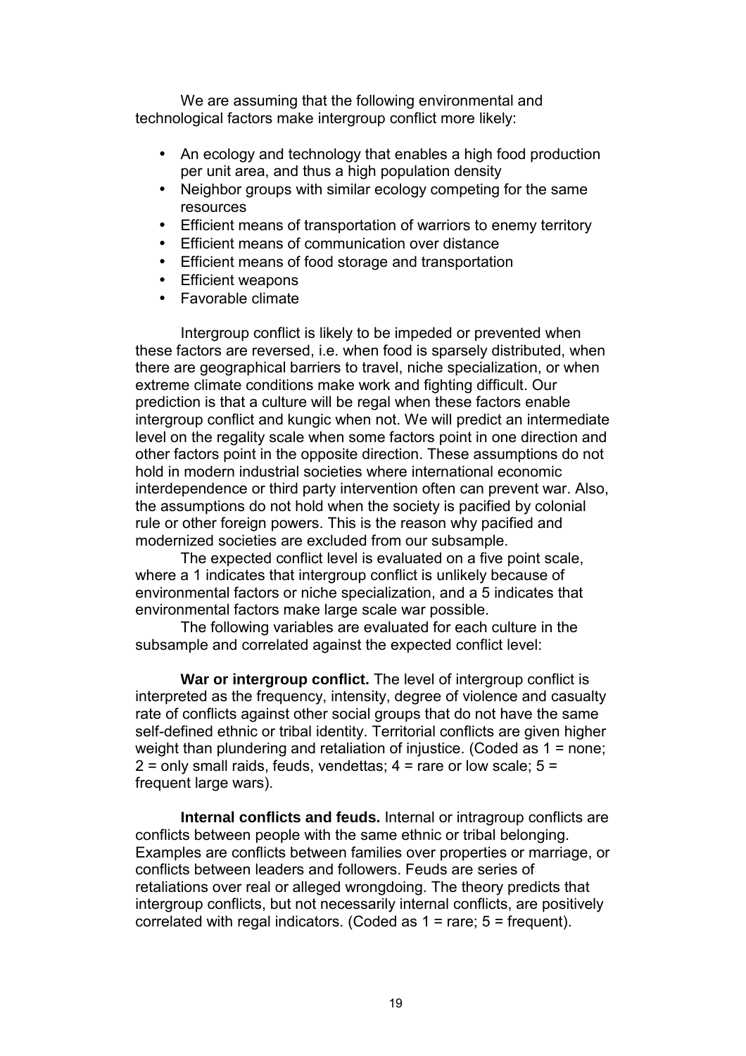We are assuming that the following environmental and technological factors make intergroup conflict more likely:

- An ecology and technology that enables a high food production per unit area, and thus a high population density
- Neighbor groups with similar ecology competing for the same resources
- Efficient means of transportation of warriors to enemy territory
- Efficient means of communication over distance
- Efficient means of food storage and transportation
- Efficient weapons
- Favorable climate

Intergroup conflict is likely to be impeded or prevented when these factors are reversed, i.e. when food is sparsely distributed, when there are geographical barriers to travel, niche specialization, or when extreme climate conditions make work and fighting difficult. Our prediction is that a culture will be regal when these factors enable intergroup conflict and kungic when not. We will predict an intermediate level on the regality scale when some factors point in one direction and other factors point in the opposite direction. These assumptions do not hold in modern industrial societies where international economic interdependence or third party intervention often can prevent war. Also, the assumptions do not hold when the society is pacified by colonial rule or other foreign powers. This is the reason why pacified and modernized societies are excluded from our subsample.

The expected conflict level is evaluated on a five point scale, where a 1 indicates that intergroup conflict is unlikely because of environmental factors or niche specialization, and a 5 indicates that environmental factors make large scale war possible.

The following variables are evaluated for each culture in the subsample and correlated against the expected conflict level:

**War or intergroup conflict.** The level of intergroup conflict is interpreted as the frequency, intensity, degree of violence and casualty rate of conflicts against other social groups that do not have the same self-defined ethnic or tribal identity. Territorial conflicts are given higher weight than plundering and retaliation of injustice. (Coded as 1 = none; 2 = only small raids, feuds, vendettas; 4 = rare or low scale; 5 = frequent large wars).

**Internal conflicts and feuds.** Internal or intragroup conflicts are conflicts between people with the same ethnic or tribal belonging. Examples are conflicts between families over properties or marriage, or conflicts between leaders and followers. Feuds are series of retaliations over real or alleged wrongdoing. The theory predicts that intergroup conflicts, but not necessarily internal conflicts, are positively correlated with regal indicators. (Coded as 1 = rare; 5 = frequent).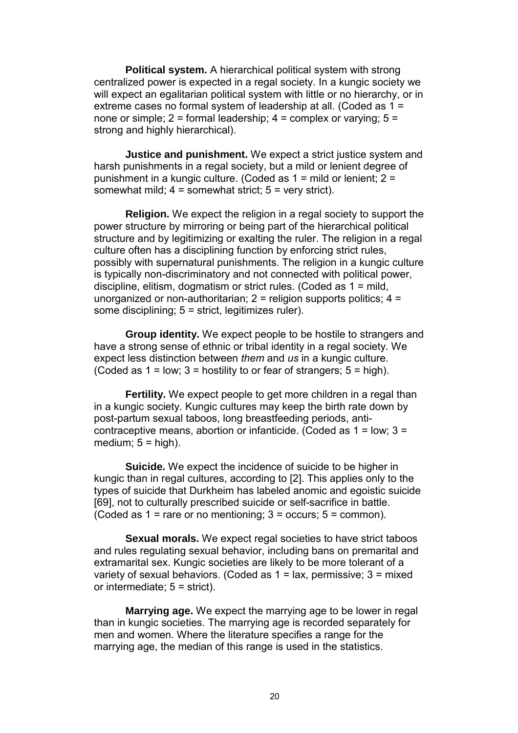**Political system.** A hierarchical political system with strong centralized power is expected in a regal society. In a kungic society we will expect an egalitarian political system with little or no hierarchy, or in extreme cases no formal system of leadership at all. (Coded as 1 = none or simple; 2 = formal leadership; 4 = complex or varying; 5 = strong and highly hierarchical).

**Justice and punishment.** We expect a strict justice system and harsh punishments in a regal society, but a mild or lenient degree of punishment in a kungic culture. (Coded as 1 = mild or lenient; 2 = somewhat mild; 4 = somewhat strict; 5 = very strict).

**Religion.** We expect the religion in a regal society to support the power structure by mirroring or being part of the hierarchical political structure and by legitimizing or exalting the ruler. The religion in a regal culture often has a disciplining function by enforcing strict rules, possibly with supernatural punishments. The religion in a kungic culture is typically non-discriminatory and not connected with political power, discipline, elitism, dogmatism or strict rules. (Coded as 1 = mild, unorganized or non-authoritarian; 2 = religion supports politics; 4 = some disciplining; 5 = strict, legitimizes ruler).

**Group identity.** We expect people to be hostile to strangers and have a strong sense of ethnic or tribal identity in a regal society. We expect less distinction between *them* and *us* in a kungic culture. (Coded as 1 = low; 3 = hostility to or fear of strangers; 5 = high).

**Fertility.** We expect people to get more children in a regal than in a kungic society. Kungic cultures may keep the birth rate down by post-partum sexual taboos, long breastfeeding periods, anti-contraceptive means, abortion or infanticide. (Coded as 1 = low; 3 = medium; 5 = high).

**Suicide.** We expect the incidence of suicide to be higher in kungic than in regal cultures, according to [2]. This applies only to the types of suicide that Durkheim has labeled anomic and egoistic suicide [69], not to culturally prescribed suicide or self-sacrifice in battle. (Coded as 1 = rare or no mentioning; 3 = occurs; 5 = common).

**Sexual morals.** We expect regal societies to have strict taboos and rules regulating sexual behavior, including bans on premarital and extramarital sex. Kungic societies are likely to be more tolerant of a variety of sexual behaviors. (Coded as 1 = lax, permissive; 3 = mixed or intermediate; 5 = strict).

**Marrying age.** We expect the marrying age to be lower in regal than in kungic societies. The marrying age is recorded separately for men and women. Where the literature specifies a range for the marrying age, the median of this range is used in the statistics.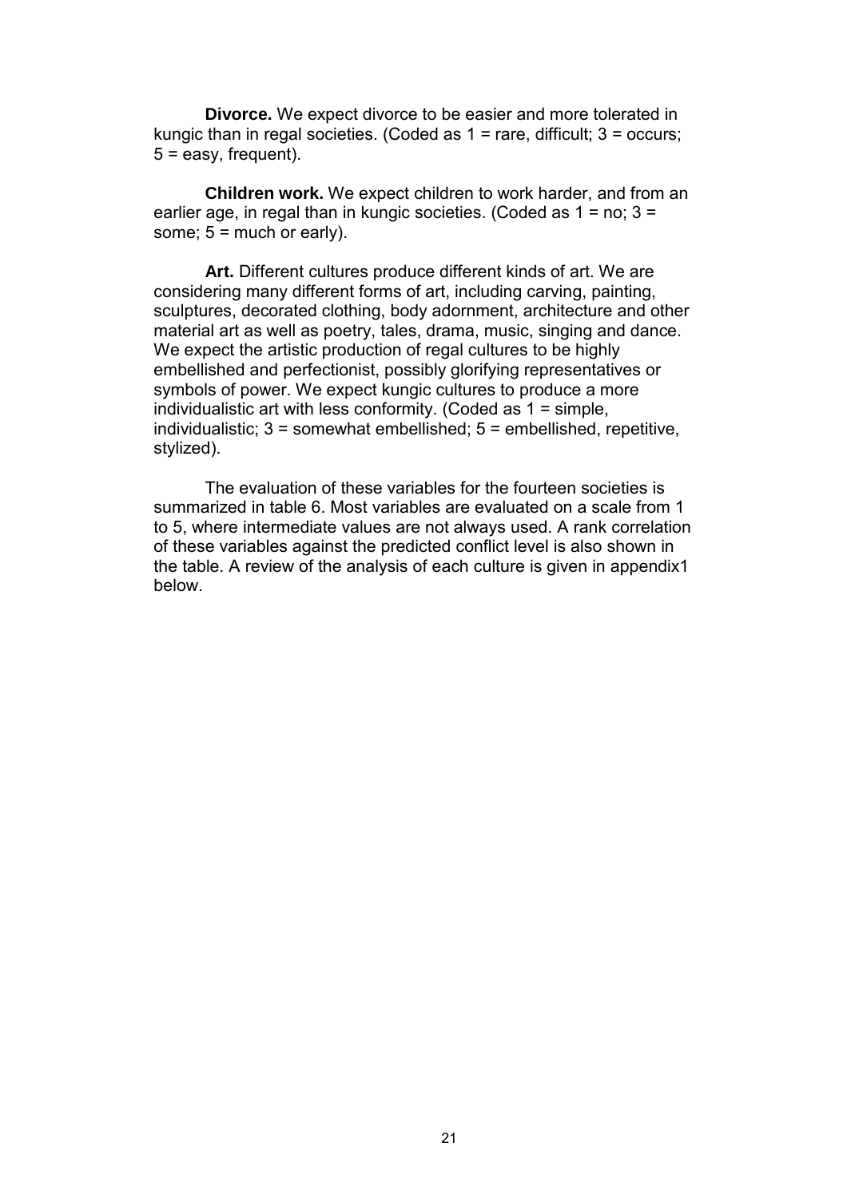**Divorce.** We expect divorce to be easier and more tolerated in kungic than in regal societies. (Coded as 1 = rare, difficult; 3 = occurs; 5 = easy, frequent).

**Children work.** We expect children to work harder, and from an earlier age, in regal than in kungic societies. (Coded as 1 = no; 3 = some; 5 = much or early).

**Art.** Different cultures produce different kinds of art. We are considering many different forms of art, including carving, painting, sculptures, decorated clothing, body adornment, architecture and other material art as well as poetry, tales, drama, music, singing and dance. We expect the artistic production of regal cultures to be highly embellished and perfectionist, possibly glorifying representatives or symbols of power. We expect kungic cultures to produce a more individualistic art with less conformity. (Coded as 1 = simple, individualistic; 3 = somewhat embellished; 5 = embellished, repetitive, stylized).

The evaluation of these variables for the fourteen societies is summarized in table 6. Most variables are evaluated on a scale from 1 to 5, where intermediate values are not always used. A rank correlation of these variables against the predicted conflict level is also shown in the table. A review of the analysis of each culture is given in appendix1 below.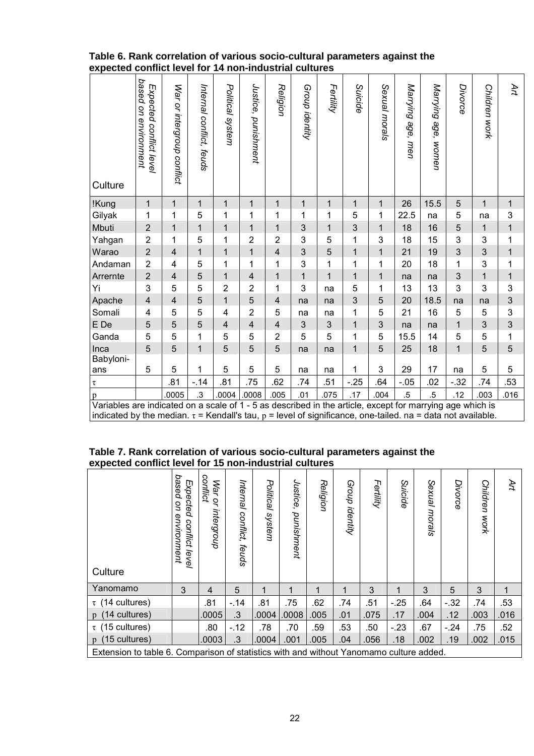**Table 6. Rank correlation of various socio-cultural parameters against the expected conflict level for 14 non-industrial cultures**

| Culture | Expected conflict level based on environment | War or intergroup conflict | Internal conflict, feuds | Political system | Justice, punishment | Religion | Group identity | Fertility | Suicide | Sexual morals | Marrying age, men | Marrying age, women | Divorce | Children work | Art |
|---|---|---|---|---|---|---|---|---|---|---|---|---|---|---|---|
| !Kung | 1 | 1 | 1 | 1 | 1 | 1 | 1 | 1 | 1 | 1 | 26 | 15.5 | 5 | 1 | 1 |
| Gilyak | 1 | 1 | 5 | 1 | 1 | 1 | 1 | 1 | 5 | 1 | 22.5 | na | 5 | na | 3 |
| Mbuti | 2 | 1 | 1 | 1 | 1 | 1 | 3 | 1 | 3 | 1 | 18 | 16 | 5 | 1 | 1 |
| Yahgan | 2 | 1 | 5 | 1 | 2 | 2 | 3 | 5 | 1 | 3 | 18 | 15 | 3 | 3 | 1 |
| Warao | 2 | 4 | 1 | 1 | 1 | 4 | 3 | 5 | 1 | 1 | 21 | 19 | 3 | 3 | 1 |
| Andaman | 2 | 4 | 5 | 1 | 1 | 1 | 3 | 1 | 1 | 1 | 20 | 18 | 1 | 3 | 1 |
| Arrernte | 2 | 4 | 5 | 1 | 4 | 1 | 1 | 1 | 1 | 1 | na | na | 3 | 1 | 1 |
| Yi | 3 | 5 | 5 | 2 | 2 | 1 | 3 | na | 5 | 1 | 13 | 13 | 3 | 3 | 3 |
| Apache | 4 | 4 | 5 | 1 | 5 | 4 | na | na | 3 | 5 | 20 | 18.5 | na | na | 3 |
| Somali | 4 | 5 | 5 | 4 | 2 | 5 | na | na | 1 | 5 | 21 | 16 | 5 | 5 | 3 |
| E De | 5 | 5 | 5 | 4 | 4 | 4 | 3 | 3 | 1 | 3 | na | na | 1 | 3 | 3 |
| Ganda | 5 | 5 | 1 | 5 | 5 | 2 | 5 | 5 | 1 | 5 | 15.5 | 14 | 5 | 5 | 1 |
| Inca | 5 | 5 | 1 | 5 | 5 | 5 | na | na | 1 | 5 | 25 | 18 | 1 | 5 | 5 |
| Babyloni-ans | 5 | 5 | 1 | 5 | 5 | 5 | na | na | 1 | 3 | 29 | 17 | na | 5 | 5 |
| τ | | .81 | -.14 | .81 | .75 | .62 | .74 | .51 | -.25 | .64 | -.05 | .02 | -.32 | .74 | .53 |
| p | | .0005 | .3 | .0004 | .0008 | .005 | .01 | .075 | .17 | .004 | .5 | .5 | .12 | .003 | .016 |

Variables are indicated on a scale of 1 - 5 as described in the article, except for marrying age which is indicated by the median. τ = Kendall's tau, p = level of significance, one-tailed. na = data not available.

**Table 7. Rank correlation of various socio-cultural parameters against the expected conflict level for 15 non-industrial cultures**

| Culture | Expected conflict level based on environment | War or intergroup conflict | Internal conflict, feuds | Political system | Justice, punishment | Religion | Group identity | Fertility | Suicide | Sexual morals | Divorce | Children work | Art |
|---|---|---|---|---|---|---|---|---|---|---|---|---|---|
| Yanomamo | 3 | 4 | 5 | 1 | 1 | 1 | 1 | 3 | 1 | 3 | 5 | 3 | 1 |
| τ (14 cultures) | | .81 | -.14 | .81 | .75 | .62 | .74 | .51 | -.25 | .64 | -.32 | .74 | .53 |
| p (14 cultures) | | .0005 | .3 | .0004 | .0008 | .005 | .01 | .075 | .17 | .004 | .12 | .003 | .016 |
| τ (15 cultures) | | .80 | -.12 | .78 | .70 | .59 | .53 | .50 | -.23 | .67 | -.24 | .75 | .52 |
| p (15 cultures) | | .0003 | .3 | .0004 | .001 | .005 | .04 | .056 | .18 | .002 | .19 | .002 | .015 |

Extension to table 6. Comparison of statistics with and without Yanomamo culture added.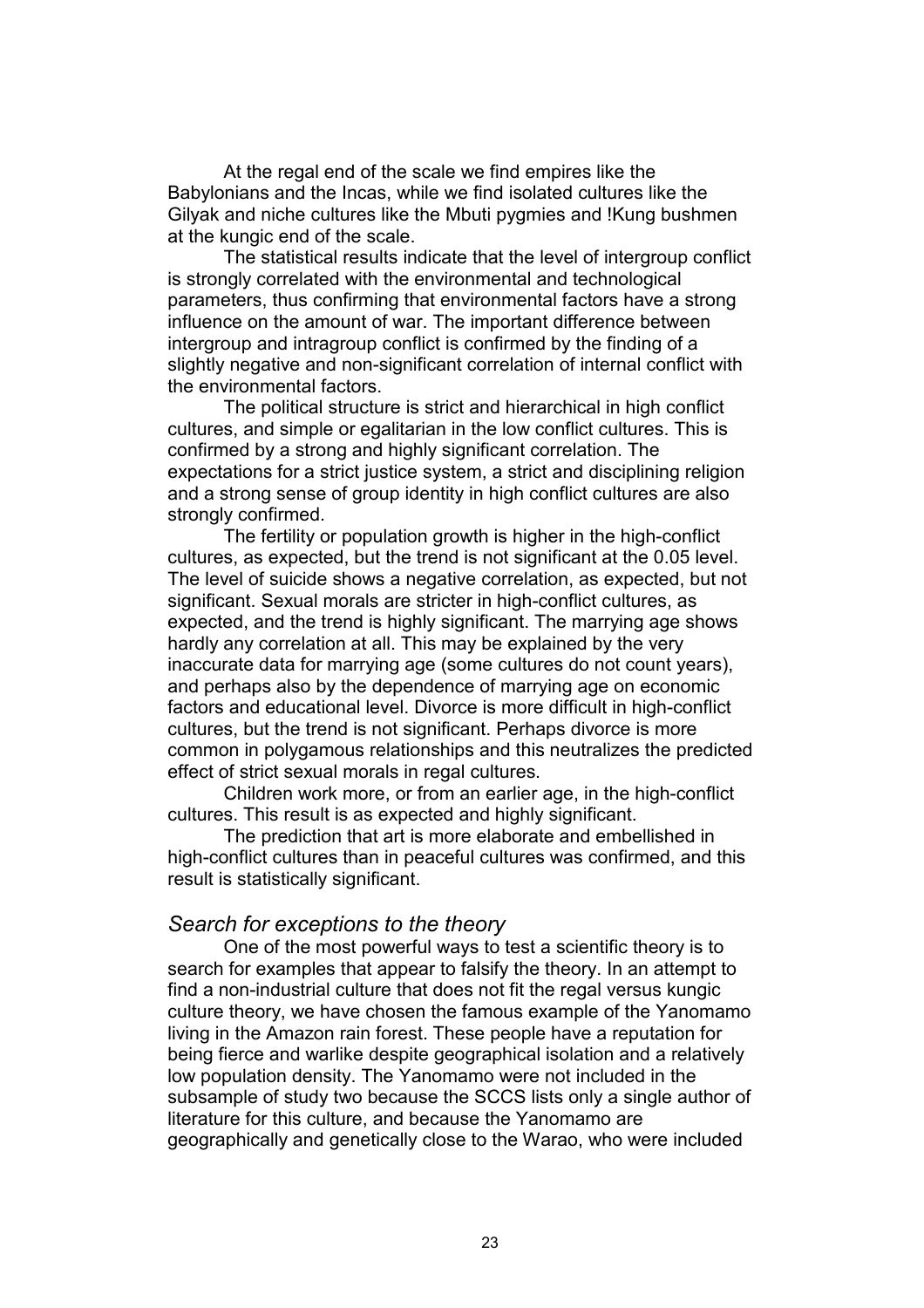At the regal end of the scale we find empires like the Babylonians and the Incas, while we find isolated cultures like the Gilyak and niche cultures like the Mbuti pygmies and !Kung bushmen at the kungic end of the scale.

The statistical results indicate that the level of intergroup conflict is strongly correlated with the environmental and technological parameters, thus confirming that environmental factors have a strong influence on the amount of war. The important difference between intergroup and intragroup conflict is confirmed by the finding of a slightly negative and non-significant correlation of internal conflict with the environmental factors.

The political structure is strict and hierarchical in high conflict cultures, and simple or egalitarian in the low conflict cultures. This is confirmed by a strong and highly significant correlation. The expectations for a strict justice system, a strict and disciplining religion and a strong sense of group identity in high conflict cultures are also strongly confirmed.

The fertility or population growth is higher in the high-conflict cultures, as expected, but the trend is not significant at the 0.05 level. The level of suicide shows a negative correlation, as expected, but not significant. Sexual morals are stricter in high-conflict cultures, as expected, and the trend is highly significant. The marrying age shows hardly any correlation at all. This may be explained by the very inaccurate data for marrying age (some cultures do not count years), and perhaps also by the dependence of marrying age on economic factors and educational level. Divorce is more difficult in high-conflict cultures, but the trend is not significant. Perhaps divorce is more common in polygamous relationships and this neutralizes the predicted effect of strict sexual morals in regal cultures.

Children work more, or from an earlier age, in the high-conflict cultures. This result is as expected and highly significant.

The prediction that art is more elaborate and embellished in high-conflict cultures than in peaceful cultures was confirmed, and this result is statistically significant.

### *Search for exceptions to the theory*

One of the most powerful ways to test a scientific theory is to search for examples that appear to falsify the theory. In an attempt to find a non-industrial culture that does not fit the regal versus kungic culture theory, we have chosen the famous example of the Yanomamo living in the Amazon rain forest. These people have a reputation for being fierce and warlike despite geographical isolation and a relatively low population density. The Yanomamo were not included in the subsample of study two because the SCCS lists only a single author of literature for this culture, and because the Yanomamo are geographically and genetically close to the Warao, who were included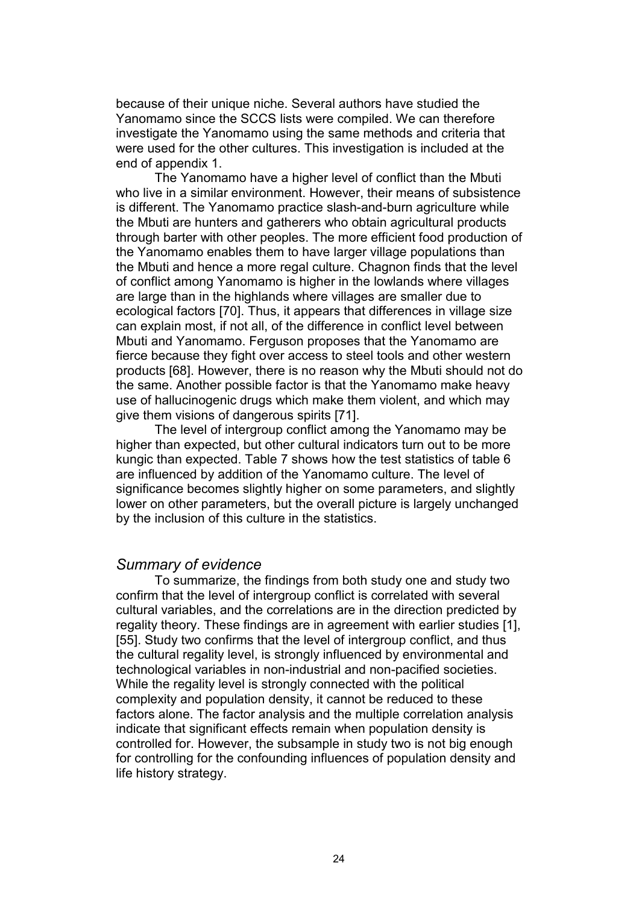because of their unique niche. Several authors have studied the Yanomamo since the SCCS lists were compiled. We can therefore investigate the Yanomamo using the same methods and criteria that were used for the other cultures. This investigation is included at the end of appendix 1.

The Yanomamo have a higher level of conflict than the Mbuti who live in a similar environment. However, their means of subsistence is different. The Yanomamo practice slash-and-burn agriculture while the Mbuti are hunters and gatherers who obtain agricultural products through barter with other peoples. The more efficient food production of the Yanomamo enables them to have larger village populations than the Mbuti and hence a more regal culture. Chagnon finds that the level of conflict among Yanomamo is higher in the lowlands where villages are large than in the highlands where villages are smaller due to ecological factors [70]. Thus, it appears that differences in village size can explain most, if not all, of the difference in conflict level between Mbuti and Yanomamo. Ferguson proposes that the Yanomamo are fierce because they fight over access to steel tools and other western products [68]. However, there is no reason why the Mbuti should not do the same. Another possible factor is that the Yanomamo make heavy use of hallucinogenic drugs which make them violent, and which may give them visions of dangerous spirits [71].

The level of intergroup conflict among the Yanomamo may be higher than expected, but other cultural indicators turn out to be more kungic than expected. Table 7 shows how the test statistics of table 6 are influenced by addition of the Yanomamo culture. The level of significance becomes slightly higher on some parameters, and slightly lower on other parameters, but the overall picture is largely unchanged by the inclusion of this culture in the statistics.

### *Summary of evidence*

To summarize, the findings from both study one and study two confirm that the level of intergroup conflict is correlated with several cultural variables, and the correlations are in the direction predicted by regality theory. These findings are in agreement with earlier studies [1], [55]. Study two confirms that the level of intergroup conflict, and thus the cultural regality level, is strongly influenced by environmental and technological variables in non-industrial and non-pacified societies. While the regality level is strongly connected with the political complexity and population density, it cannot be reduced to these factors alone. The factor analysis and the multiple correlation analysis indicate that significant effects remain when population density is controlled for. However, the subsample in study two is not big enough for controlling for the confounding influences of population density and life history strategy.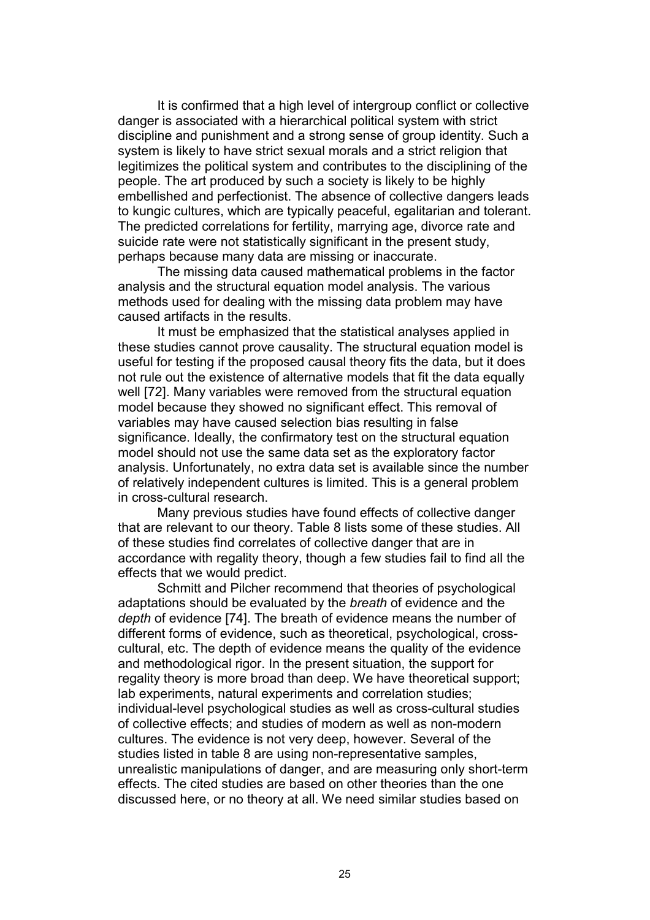It is confirmed that a high level of intergroup conflict or collective danger is associated with a hierarchical political system with strict discipline and punishment and a strong sense of group identity. Such a system is likely to have strict sexual morals and a strict religion that legitimizes the political system and contributes to the disciplining of the people. The art produced by such a society is likely to be highly embellished and perfectionist. The absence of collective dangers leads to kungic cultures, which are typically peaceful, egalitarian and tolerant. The predicted correlations for fertility, marrying age, divorce rate and suicide rate were not statistically significant in the present study, perhaps because many data are missing or inaccurate.

The missing data caused mathematical problems in the factor analysis and the structural equation model analysis. The various methods used for dealing with the missing data problem may have caused artifacts in the results.

It must be emphasized that the statistical analyses applied in these studies cannot prove causality. The structural equation model is useful for testing if the proposed causal theory fits the data, but it does not rule out the existence of alternative models that fit the data equally well [72]. Many variables were removed from the structural equation model because they showed no significant effect. This removal of variables may have caused selection bias resulting in false significance. Ideally, the confirmatory test on the structural equation model should not use the same data set as the exploratory factor analysis. Unfortunately, no extra data set is available since the number of relatively independent cultures is limited. This is a general problem in cross-cultural research.

Many previous studies have found effects of collective danger that are relevant to our theory. Table 8 lists some of these studies. All of these studies find correlates of collective danger that are in accordance with regality theory, though a few studies fail to find all the effects that we would predict.

Schmitt and Pilcher recommend that theories of psychological adaptations should be evaluated by the *breath* of evidence and the *depth* of evidence [74]. The breath of evidence means the number of different forms of evidence, such as theoretical, psychological, cross-cultural, etc. The depth of evidence means the quality of the evidence and methodological rigor. In the present situation, the support for regality theory is more broad than deep. We have theoretical support; lab experiments, natural experiments and correlation studies; individual-level psychological studies as well as cross-cultural studies of collective effects; and studies of modern as well as non-modern cultures. The evidence is not very deep, however. Several of the studies listed in table 8 are using non-representative samples, unrealistic manipulations of danger, and are measuring only short-term effects. The cited studies are based on other theories than the one discussed here, or no theory at all. We need similar studies based on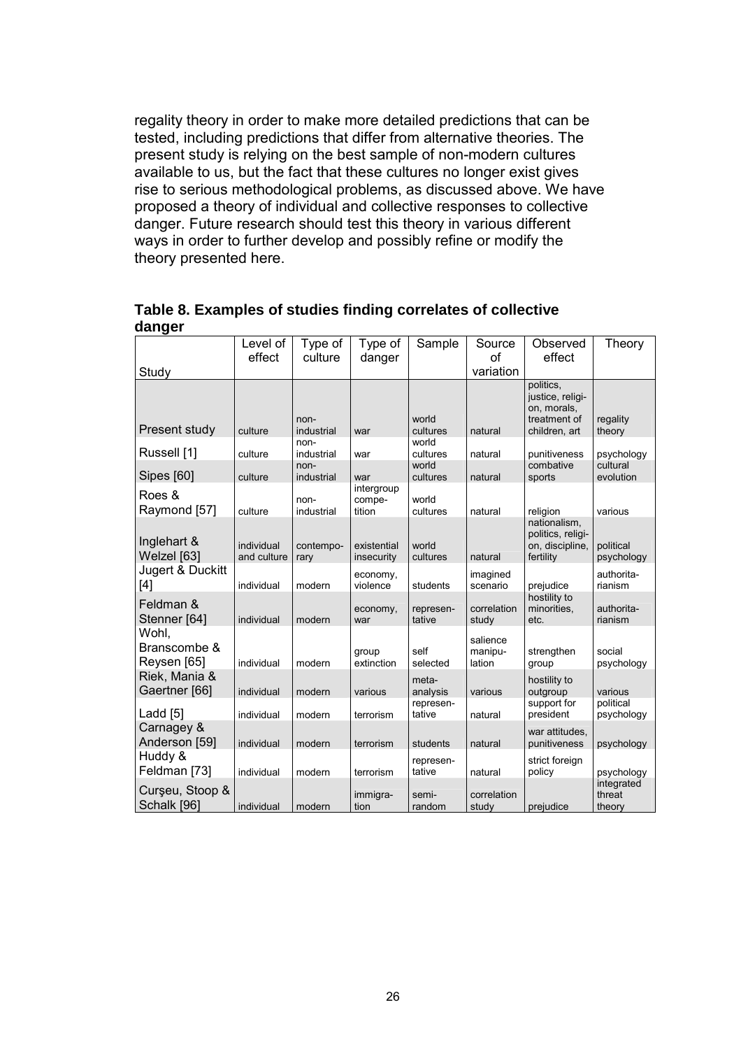regality theory in order to make more detailed predictions that can be tested, including predictions that differ from alternative theories. The present study is relying on the best sample of non-modern cultures available to us, but the fact that these cultures no longer exist gives rise to serious methodological problems, as discussed above. We have proposed a theory of individual and collective responses to collective danger. Future research should test this theory in various different ways in order to further develop and possibly refine or modify the theory presented here.

**Table 8. Examples of studies finding correlates of collective danger**

| Study | Level of effect | Type of culture | Type of danger | Sample | Source of variation | Observed effect | Theory |
|---|---|---|---|---|---|---|---|
| Present study | culture | non-industrial | war | world cultures | natural | politics, justice, religion, morals, treatment of children, art | regality theory |
| Russell [1] | culture | non-industrial | war | world cultures | natural | punitiveness | psychology |
| Sipes [60] | culture | non-industrial | war | world cultures | natural | combative sports | cultural evolution |
| Roes & Raymond [57] | culture | non-industrial | intergroup competition | world cultures | natural | religion | various |
| Inglehart & Welzel [63] | individual and culture | contemporary | existential insecurity | world cultures | natural | nationalism, politics, religion, discipline, fertility | political psychology |
| Jugert & Duckitt [4] | individual | modern | economy, violence | students | imagined scenario | prejudice | authoritarianism |
| Feldman & Stenner [64] | individual | modern | economy, war | representative | correlation study | hostility to minorities, etc. | authoritarianism |
| Wohl, Branscombe & Reysen [65] | individual | modern | group extinction | self selected | salience manipulation | strengthen group | social psychology |
| Riek, Mania & Gaertner [66] | individual | modern | various | meta-analysis | various | hostility to outgroup | various |
| Ladd [5] | individual | modern | terrorism | representative | natural | support for president | political psychology |
| Carnagey & Anderson [59] | individual | modern | terrorism | students | natural | war attitudes, punitiveness | psychology |
| Huddy & Feldman [73] | individual | modern | terrorism | representative | natural | strict foreign policy | psychology |
| Curşeu, Stoop & Schalk [96] | individual | modern | immigration | semi-random | correlation study | prejudice | integrated threat theory |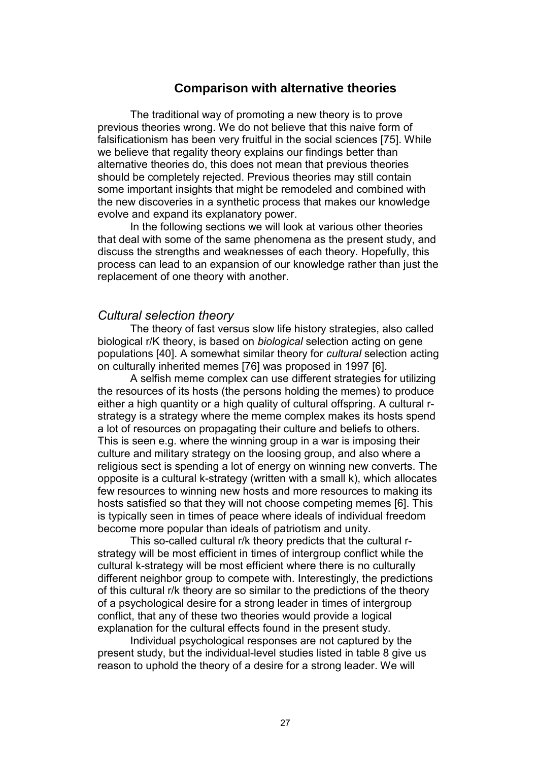## Comparison with alternative theories

The traditional way of promoting a new theory is to prove previous theories wrong. We do not believe that this naive form of falsificationism has been very fruitful in the social sciences [75]. While we believe that regality theory explains our findings better than alternative theories do, this does not mean that previous theories should be completely rejected. Previous theories may still contain some important insights that might be remodeled and combined with the new discoveries in a synthetic process that makes our knowledge evolve and expand its explanatory power.

In the following sections we will look at various other theories that deal with some of the same phenomena as the present study, and discuss the strengths and weaknesses of each theory. Hopefully, this process can lead to an expansion of our knowledge rather than just the replacement of one theory with another.

### *Cultural selection theory*

The theory of fast versus slow life history strategies, also called biological r/K theory, is based on *biological* selection acting on gene populations [40]. A somewhat similar theory for *cultural* selection acting on culturally inherited memes [76] was proposed in 1997 [6].

A selfish meme complex can use different strategies for utilizing the resources of its hosts (the persons holding the memes) to produce either a high quantity or a high quality of cultural offspring. A cultural r-strategy is a strategy where the meme complex makes its hosts spend a lot of resources on propagating their culture and beliefs to others. This is seen e.g. where the winning group in a war is imposing their culture and military strategy on the loosing group, and also where a religious sect is spending a lot of energy on winning new converts. The opposite is a cultural k-strategy (written with a small k), which allocates few resources to winning new hosts and more resources to making its hosts satisfied so that they will not choose competing memes [6]. This is typically seen in times of peace where ideals of individual freedom become more popular than ideals of patriotism and unity.

This so-called cultural r/k theory predicts that the cultural r-strategy will be most efficient in times of intergroup conflict while the cultural k-strategy will be most efficient where there is no culturally different neighbor group to compete with. Interestingly, the predictions of this cultural r/k theory are so similar to the predictions of the theory of a psychological desire for a strong leader in times of intergroup conflict, that any of these two theories would provide a logical explanation for the cultural effects found in the present study.

Individual psychological responses are not captured by the present study, but the individual-level studies listed in table 8 give us reason to uphold the theory of a desire for a strong leader. We will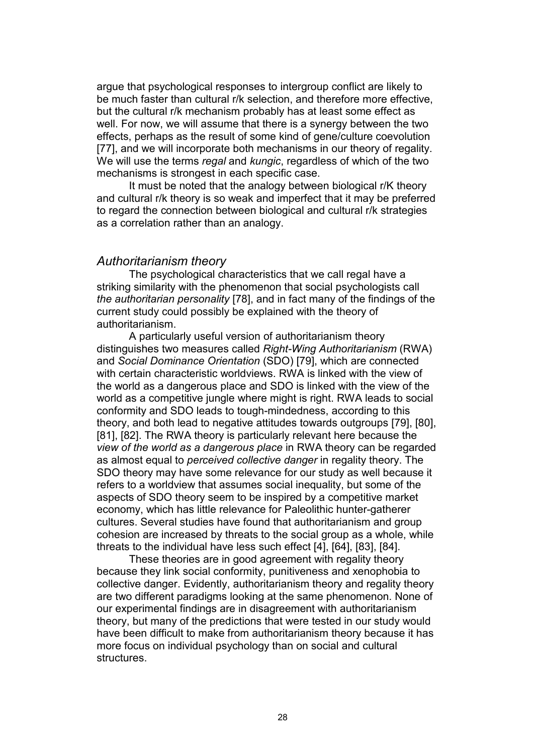argue that psychological responses to intergroup conflict are likely to be much faster than cultural r/k selection, and therefore more effective, but the cultural r/k mechanism probably has at least some effect as well. For now, we will assume that there is a synergy between the two effects, perhaps as the result of some kind of gene/culture coevolution [77], and we will incorporate both mechanisms in our theory of regality. We will use the terms *regal* and *kungic*, regardless of which of the two mechanisms is strongest in each specific case.

It must be noted that the analogy between biological r/K theory and cultural r/k theory is so weak and imperfect that it may be preferred to regard the connection between biological and cultural r/k strategies as a correlation rather than an analogy.

## *Authoritarianism theory*

The psychological characteristics that we call regal have a striking similarity with the phenomenon that social psychologists call *the authoritarian personality* [78], and in fact many of the findings of the current study could possibly be explained with the theory of authoritarianism.

A particularly useful version of authoritarianism theory distinguishes two measures called *Right-Wing Authoritarianism* (RWA) and *Social Dominance Orientation* (SDO) [79], which are connected with certain characteristic worldviews. RWA is linked with the view of the world as a dangerous place and SDO is linked with the view of the world as a competitive jungle where might is right. RWA leads to social conformity and SDO leads to tough-mindedness, according to this theory, and both lead to negative attitudes towards outgroups [79], [80], [81], [82]. The RWA theory is particularly relevant here because the *view of the world as a dangerous place* in RWA theory can be regarded as almost equal to *perceived collective danger* in regality theory. The SDO theory may have some relevance for our study as well because it refers to a worldview that assumes social inequality, but some of the aspects of SDO theory seem to be inspired by a competitive market economy, which has little relevance for Paleolithic hunter-gatherer cultures. Several studies have found that authoritarianism and group cohesion are increased by threats to the social group as a whole, while threats to the individual have less such effect [4], [64], [83], [84].

These theories are in good agreement with regality theory because they link social conformity, punitiveness and xenophobia to collective danger. Evidently, authoritarianism theory and regality theory are two different paradigms looking at the same phenomenon. None of our experimental findings are in disagreement with authoritarianism theory, but many of the predictions that were tested in our study would have been difficult to make from authoritarianism theory because it has more focus on individual psychology than on social and cultural structures.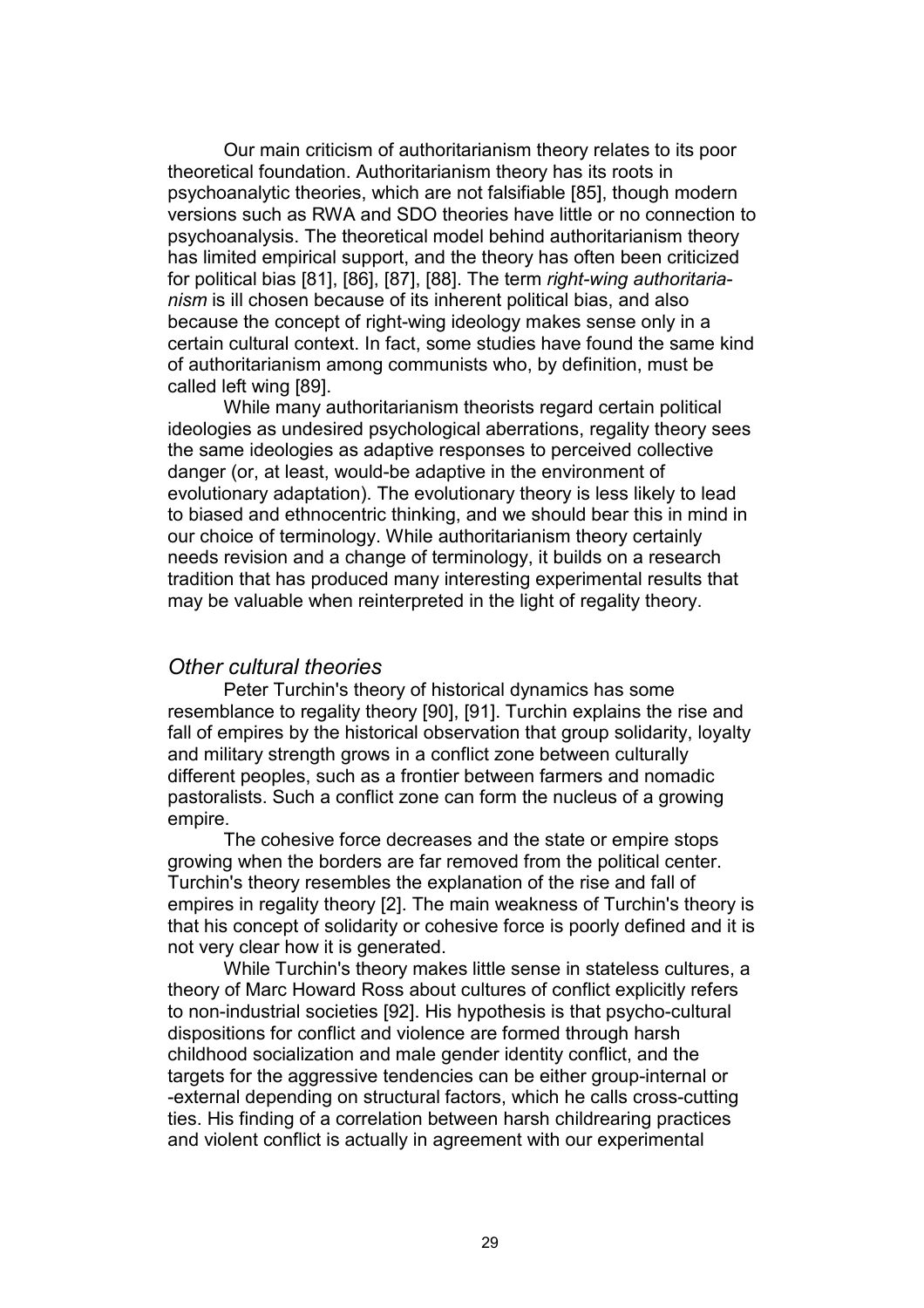Our main criticism of authoritarianism theory relates to its poor theoretical foundation. Authoritarianism theory has its roots in psychoanalytic theories, which are not falsifiable [85], though modern versions such as RWA and SDO theories have little or no connection to psychoanalysis. The theoretical model behind authoritarianism theory has limited empirical support, and the theory has often been criticized for political bias [81], [86], [87], [88]. The term *right-wing authoritarianism* is ill chosen because of its inherent political bias, and also because the concept of right-wing ideology makes sense only in a certain cultural context. In fact, some studies have found the same kind of authoritarianism among communists who, by definition, must be called left wing [89].

While many authoritarianism theorists regard certain political ideologies as undesired psychological aberrations, regality theory sees the same ideologies as adaptive responses to perceived collective danger (or, at least, would-be adaptive in the environment of evolutionary adaptation). The evolutionary theory is less likely to lead to biased and ethnocentric thinking, and we should bear this in mind in our choice of terminology. While authoritarianism theory certainly needs revision and a change of terminology, it builds on a research tradition that has produced many interesting experimental results that may be valuable when reinterpreted in the light of regality theory.

### *Other cultural theories*

Peter Turchin's theory of historical dynamics has some resemblance to regality theory [90], [91]. Turchin explains the rise and fall of empires by the historical observation that group solidarity, loyalty and military strength grows in a conflict zone between culturally different peoples, such as a frontier between farmers and nomadic pastoralists. Such a conflict zone can form the nucleus of a growing empire.

The cohesive force decreases and the state or empire stops growing when the borders are far removed from the political center. Turchin's theory resembles the explanation of the rise and fall of empires in regality theory [2]. The main weakness of Turchin's theory is that his concept of solidarity or cohesive force is poorly defined and it is not very clear how it is generated.

While Turchin's theory makes little sense in stateless cultures, a theory of Marc Howard Ross about cultures of conflict explicitly refers to non-industrial societies [92]. His hypothesis is that psycho-cultural dispositions for conflict and violence are formed through harsh childhood socialization and male gender identity conflict, and the targets for the aggressive tendencies can be either group-internal or -external depending on structural factors, which he calls cross-cutting ties. His finding of a correlation between harsh childrearing practices and violent conflict is actually in agreement with our experimental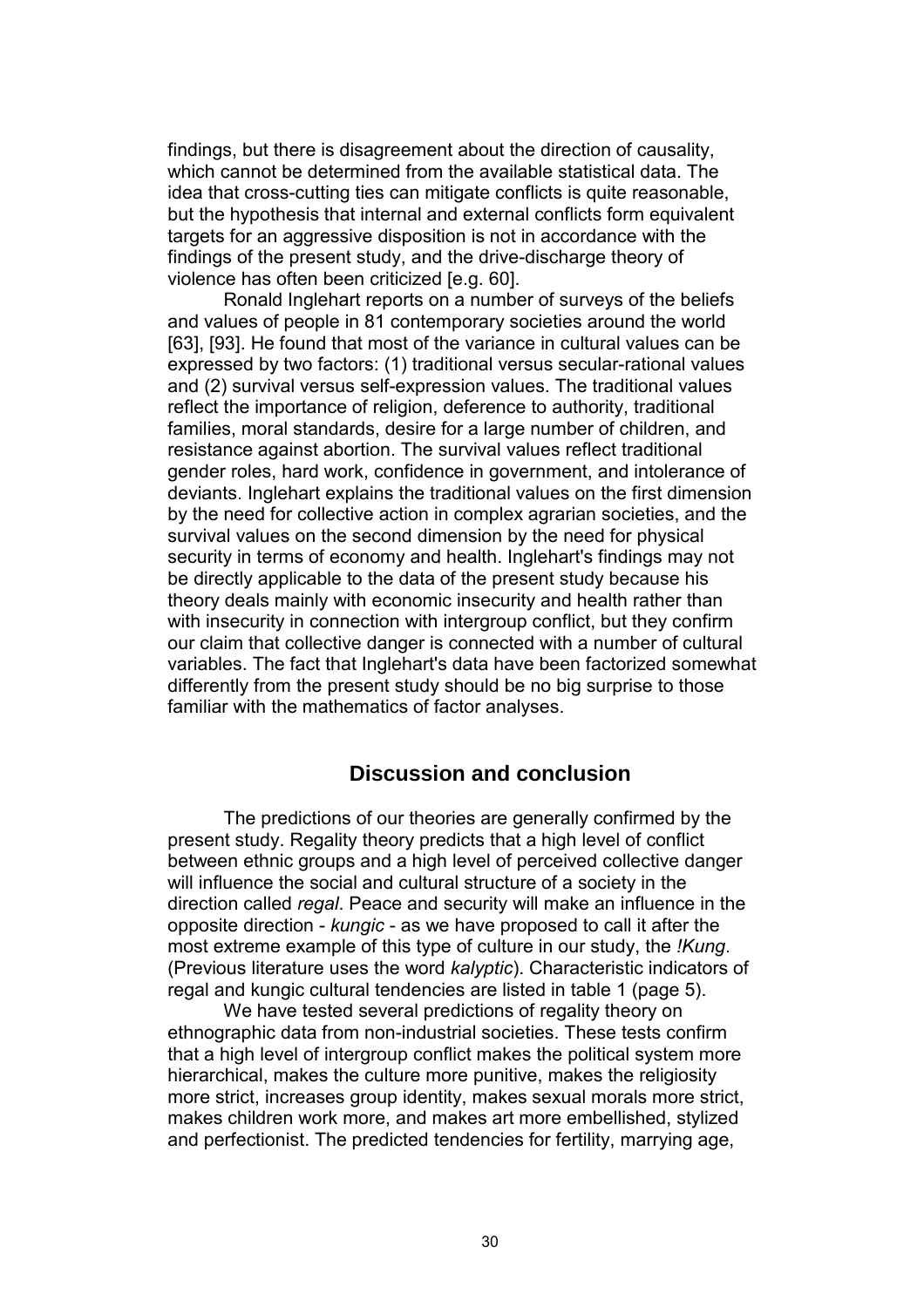findings, but there is disagreement about the direction of causality, which cannot be determined from the available statistical data. The idea that cross-cutting ties can mitigate conflicts is quite reasonable, but the hypothesis that internal and external conflicts form equivalent targets for an aggressive disposition is not in accordance with the findings of the present study, and the drive-discharge theory of violence has often been criticized [e.g. 60].

Ronald Inglehart reports on a number of surveys of the beliefs and values of people in 81 contemporary societies around the world [63], [93]. He found that most of the variance in cultural values can be expressed by two factors: (1) traditional versus secular-rational values and (2) survival versus self-expression values. The traditional values reflect the importance of religion, deference to authority, traditional families, moral standards, desire for a large number of children, and resistance against abortion. The survival values reflect traditional gender roles, hard work, confidence in government, and intolerance of deviants. Inglehart explains the traditional values on the first dimension by the need for collective action in complex agrarian societies, and the survival values on the second dimension by the need for physical security in terms of economy and health. Inglehart's findings may not be directly applicable to the data of the present study because his theory deals mainly with economic insecurity and health rather than with insecurity in connection with intergroup conflict, but they confirm our claim that collective danger is connected with a number of cultural variables. The fact that Inglehart's data have been factorized somewhat differently from the present study should be no big surprise to those familiar with the mathematics of factor analyses.

## Discussion and conclusion

The predictions of our theories are generally confirmed by the present study. Regality theory predicts that a high level of conflict between ethnic groups and a high level of perceived collective danger will influence the social and cultural structure of a society in the direction called *regal*. Peace and security will make an influence in the opposite direction - *kungic* - as we have proposed to call it after the most extreme example of this type of culture in our study, the *!Kung*. (Previous literature uses the word *kalyptic*). Characteristic indicators of regal and kungic cultural tendencies are listed in table 1 (page 5).

We have tested several predictions of regality theory on ethnographic data from non-industrial societies. These tests confirm that a high level of intergroup conflict makes the political system more hierarchical, makes the culture more punitive, makes the religiosity more strict, increases group identity, makes sexual morals more strict, makes children work more, and makes art more embellished, stylized and perfectionist. The predicted tendencies for fertility, marrying age,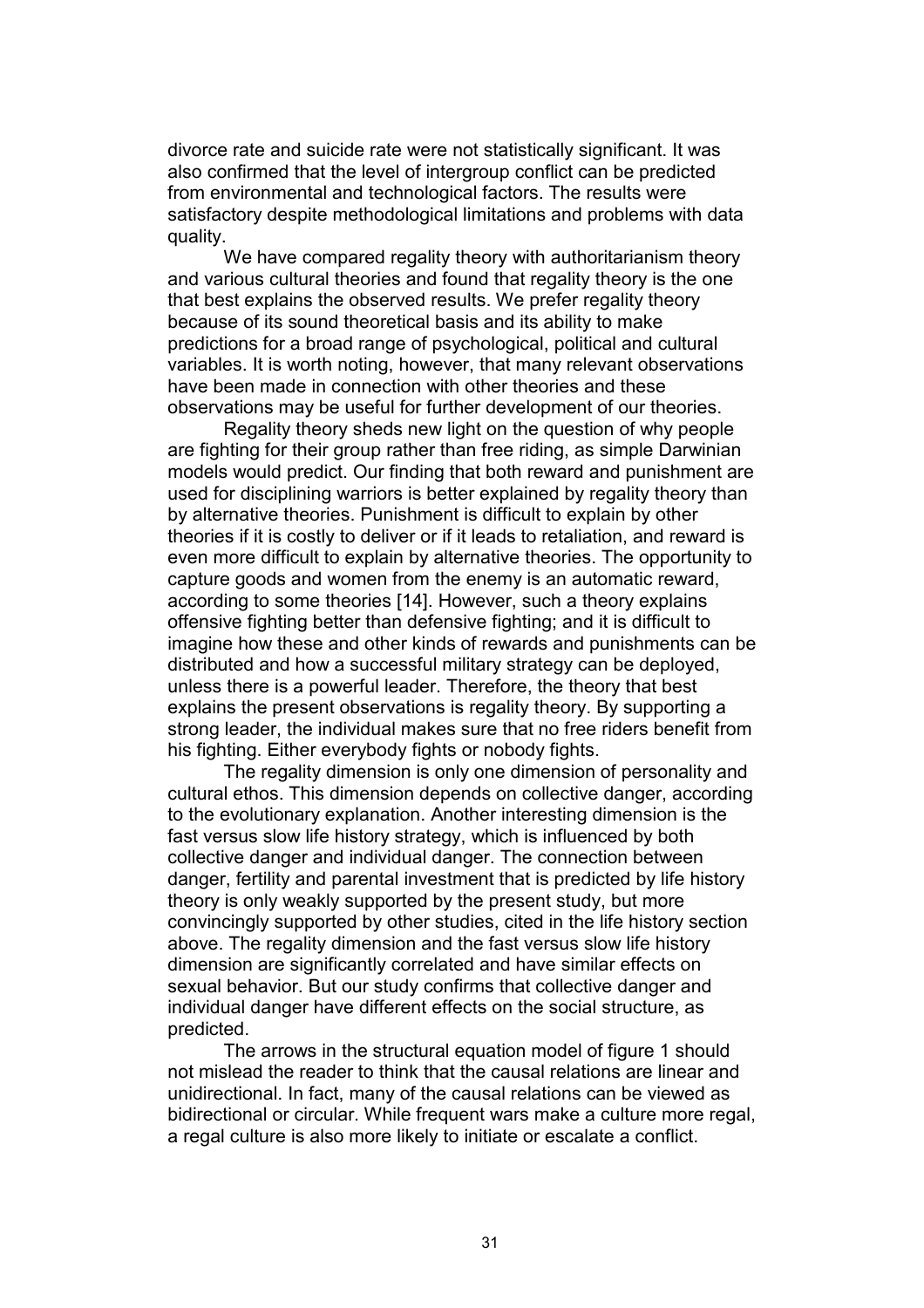divorce rate and suicide rate were not statistically significant. It was also confirmed that the level of intergroup conflict can be predicted from environmental and technological factors. The results were satisfactory despite methodological limitations and problems with data quality.

We have compared regality theory with authoritarianism theory and various cultural theories and found that regality theory is the one that best explains the observed results. We prefer regality theory because of its sound theoretical basis and its ability to make predictions for a broad range of psychological, political and cultural variables. It is worth noting, however, that many relevant observations have been made in connection with other theories and these observations may be useful for further development of our theories.

Regality theory sheds new light on the question of why people are fighting for their group rather than free riding, as simple Darwinian models would predict. Our finding that both reward and punishment are used for disciplining warriors is better explained by regality theory than by alternative theories. Punishment is difficult to explain by other theories if it is costly to deliver or if it leads to retaliation, and reward is even more difficult to explain by alternative theories. The opportunity to capture goods and women from the enemy is an automatic reward, according to some theories [14]. However, such a theory explains offensive fighting better than defensive fighting; and it is difficult to imagine how these and other kinds of rewards and punishments can be distributed and how a successful military strategy can be deployed, unless there is a powerful leader. Therefore, the theory that best explains the present observations is regality theory. By supporting a strong leader, the individual makes sure that no free riders benefit from his fighting. Either everybody fights or nobody fights.

The regality dimension is only one dimension of personality and cultural ethos. This dimension depends on collective danger, according to the evolutionary explanation. Another interesting dimension is the fast versus slow life history strategy, which is influenced by both collective danger and individual danger. The connection between danger, fertility and parental investment that is predicted by life history theory is only weakly supported by the present study, but more convincingly supported by other studies, cited in the life history section above. The regality dimension and the fast versus slow life history dimension are significantly correlated and have similar effects on sexual behavior. But our study confirms that collective danger and individual danger have different effects on the social structure, as predicted.

The arrows in the structural equation model of figure 1 should not mislead the reader to think that the causal relations are linear and unidirectional. In fact, many of the causal relations can be viewed as bidirectional or circular. While frequent wars make a culture more regal, a regal culture is also more likely to initiate or escalate a conflict.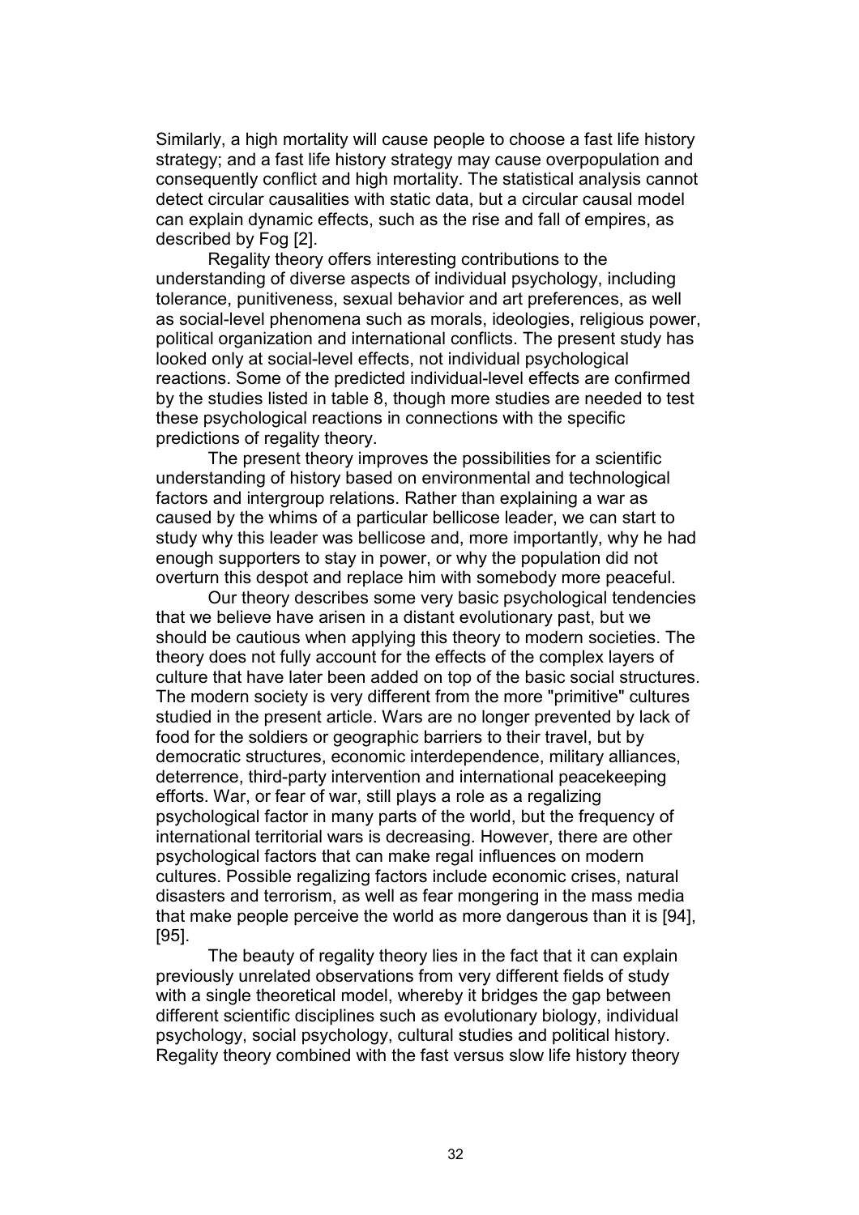Similarly, a high mortality will cause people to choose a fast life history strategy; and a fast life history strategy may cause overpopulation and consequently conflict and high mortality. The statistical analysis cannot detect circular causalities with static data, but a circular causal model can explain dynamic effects, such as the rise and fall of empires, as described by Fog [2].

Regality theory offers interesting contributions to the understanding of diverse aspects of individual psychology, including tolerance, punitiveness, sexual behavior and art preferences, as well as social-level phenomena such as morals, ideologies, religious power, political organization and international conflicts. The present study has looked only at social-level effects, not individual psychological reactions. Some of the predicted individual-level effects are confirmed by the studies listed in table 8, though more studies are needed to test these psychological reactions in connections with the specific predictions of regality theory.

The present theory improves the possibilities for a scientific understanding of history based on environmental and technological factors and intergroup relations. Rather than explaining a war as caused by the whims of a particular bellicose leader, we can start to study why this leader was bellicose and, more importantly, why he had enough supporters to stay in power, or why the population did not overturn this despot and replace him with somebody more peaceful.

Our theory describes some very basic psychological tendencies that we believe have arisen in a distant evolutionary past, but we should be cautious when applying this theory to modern societies. The theory does not fully account for the effects of the complex layers of culture that have later been added on top of the basic social structures. The modern society is very different from the more "primitive" cultures studied in the present article. Wars are no longer prevented by lack of food for the soldiers or geographic barriers to their travel, but by democratic structures, economic interdependence, military alliances, deterrence, third-party intervention and international peacekeeping efforts. War, or fear of war, still plays a role as a regalizing psychological factor in many parts of the world, but the frequency of international territorial wars is decreasing. However, there are other psychological factors that can make regal influences on modern cultures. Possible regalizing factors include economic crises, natural disasters and terrorism, as well as fear mongering in the mass media that make people perceive the world as more dangerous than it is [94], [95].

The beauty of regality theory lies in the fact that it can explain previously unrelated observations from very different fields of study with a single theoretical model, whereby it bridges the gap between different scientific disciplines such as evolutionary biology, individual psychology, social psychology, cultural studies and political history. Regality theory combined with the fast versus slow life history theory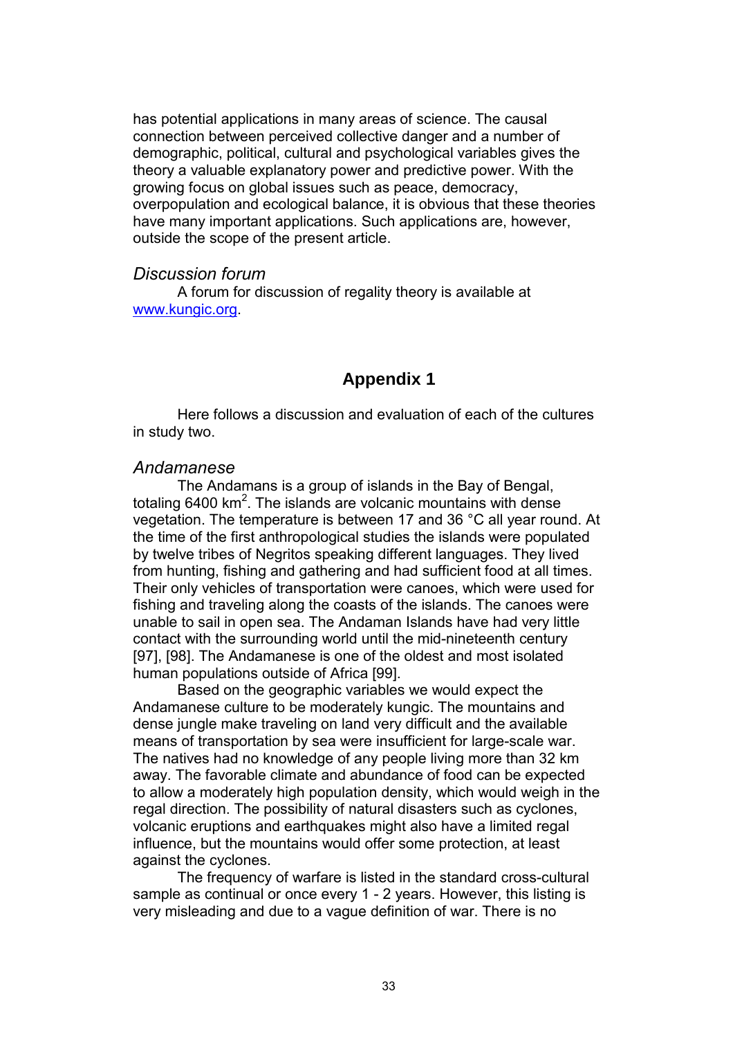has potential applications in many areas of science. The causal connection between perceived collective danger and a number of demographic, political, cultural and psychological variables gives the theory a valuable explanatory power and predictive power. With the growing focus on global issues such as peace, democracy, overpopulation and ecological balance, it is obvious that these theories have many important applications. Such applications are, however, outside the scope of the present article.

### *Discussion forum*

A forum for discussion of regality theory is available at [www.kungic.org](www.kungic.org).

## Appendix 1

Here follows a discussion and evaluation of each of the cultures in study two.

### *Andamanese*

The Andamans is a group of islands in the Bay of Bengal, totaling 6400 km$^2$. The islands are volcanic mountains with dense vegetation. The temperature is between 17 and 36 °C all year round. At the time of the first anthropological studies the islands were populated by twelve tribes of Negritos speaking different languages. They lived from hunting, fishing and gathering and had sufficient food at all times. Their only vehicles of transportation were canoes, which were used for fishing and traveling along the coasts of the islands. The canoes were unable to sail in open sea. The Andaman Islands have had very little contact with the surrounding world until the mid-nineteenth century [97], [98]. The Andamanese is one of the oldest and most isolated human populations outside of Africa [99].

Based on the geographic variables we would expect the Andamanese culture to be moderately kungic. The mountains and dense jungle make traveling on land very difficult and the available means of transportation by sea were insufficient for large-scale war. The natives had no knowledge of any people living more than 32 km away. The favorable climate and abundance of food can be expected to allow a moderately high population density, which would weigh in the regal direction. The possibility of natural disasters such as cyclones, volcanic eruptions and earthquakes might also have a limited regal influence, but the mountains would offer some protection, at least against the cyclones.

The frequency of warfare is listed in the standard cross-cultural sample as continual or once every 1 - 2 years. However, this listing is very misleading and due to a vague definition of war. There is no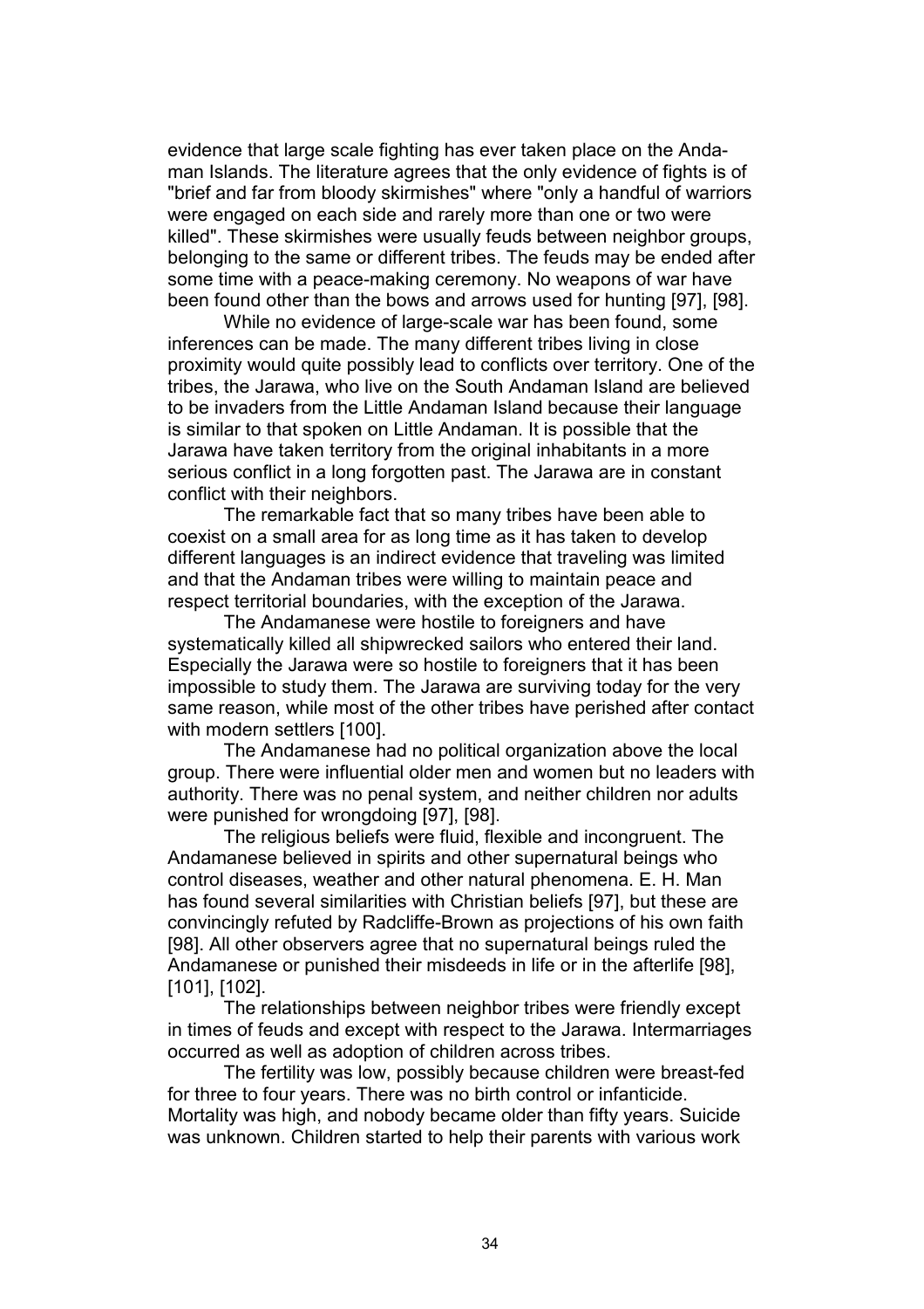evidence that large scale fighting has ever taken place on the Andaman Islands. The literature agrees that the only evidence of fights is of "brief and far from bloody skirmishes" where "only a handful of warriors were engaged on each side and rarely more than one or two were killed". These skirmishes were usually feuds between neighbor groups, belonging to the same or different tribes. The feuds may be ended after some time with a peace-making ceremony. No weapons of war have been found other than the bows and arrows used for hunting [97], [98].

While no evidence of large-scale war has been found, some inferences can be made. The many different tribes living in close proximity would quite possibly lead to conflicts over territory. One of the tribes, the Jarawa, who live on the South Andaman Island are believed to be invaders from the Little Andaman Island because their language is similar to that spoken on Little Andaman. It is possible that the Jarawa have taken territory from the original inhabitants in a more serious conflict in a long forgotten past. The Jarawa are in constant conflict with their neighbors.

The remarkable fact that so many tribes have been able to coexist on a small area for as long time as it has taken to develop different languages is an indirect evidence that traveling was limited and that the Andaman tribes were willing to maintain peace and respect territorial boundaries, with the exception of the Jarawa.

The Andamanese were hostile to foreigners and have systematically killed all shipwrecked sailors who entered their land. Especially the Jarawa were so hostile to foreigners that it has been impossible to study them. The Jarawa are surviving today for the very same reason, while most of the other tribes have perished after contact with modern settlers [100].

The Andamanese had no political organization above the local group. There were influential older men and women but no leaders with authority. There was no penal system, and neither children nor adults were punished for wrongdoing [97], [98].

The religious beliefs were fluid, flexible and incongruent. The Andamanese believed in spirits and other supernatural beings who control diseases, weather and other natural phenomena. E. H. Man has found several similarities with Christian beliefs [97], but these are convincingly refuted by Radcliffe-Brown as projections of his own faith [98]. All other observers agree that no supernatural beings ruled the Andamanese or punished their misdeeds in life or in the afterlife [98], [101], [102].

The relationships between neighbor tribes were friendly except in times of feuds and except with respect to the Jarawa. Intermarriages occurred as well as adoption of children across tribes.

The fertility was low, possibly because children were breast-fed for three to four years. There was no birth control or infanticide. Mortality was high, and nobody became older than fifty years. Suicide was unknown. Children started to help their parents with various work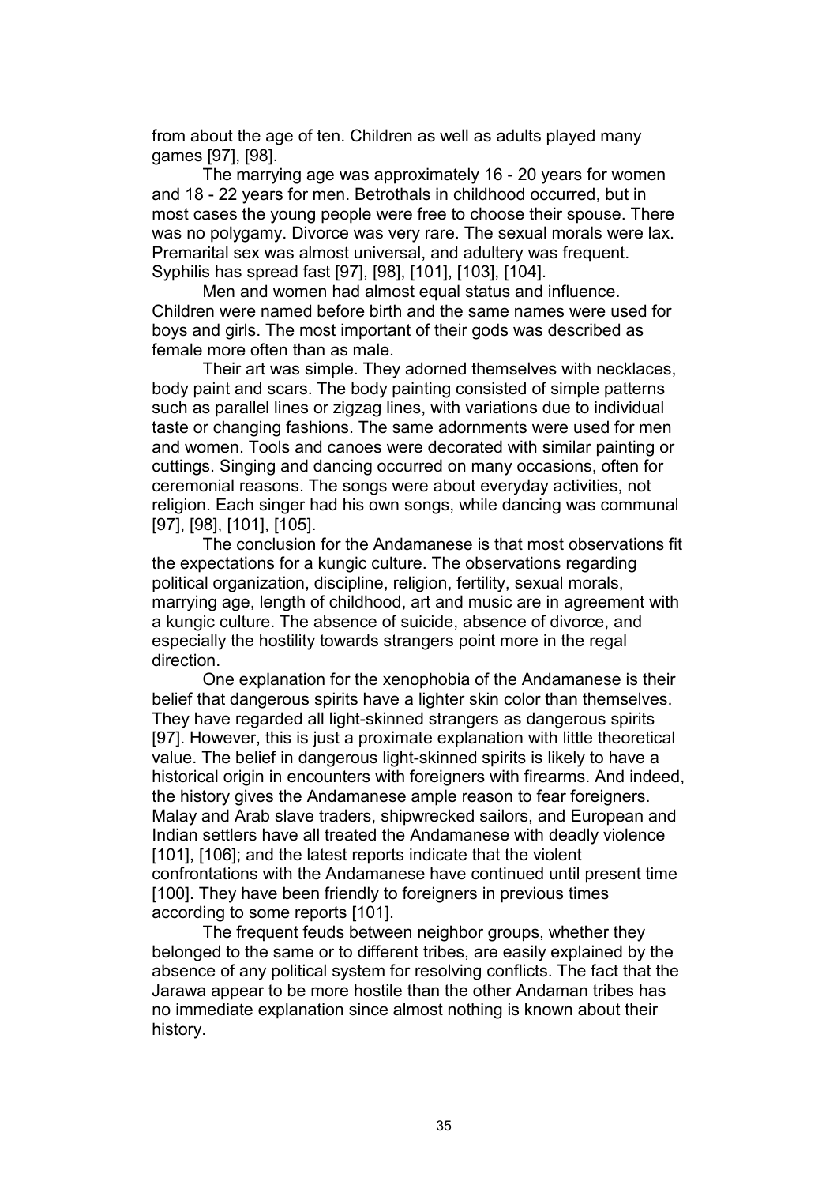from about the age of ten. Children as well as adults played many games [97], [98].

The marrying age was approximately 16 - 20 years for women and 18 - 22 years for men. Betrothals in childhood occurred, but in most cases the young people were free to choose their spouse. There was no polygamy. Divorce was very rare. The sexual morals were lax. Premarital sex was almost universal, and adultery was frequent. Syphilis has spread fast [97], [98], [101], [103], [104].

Men and women had almost equal status and influence. Children were named before birth and the same names were used for boys and girls. The most important of their gods was described as female more often than as male.

Their art was simple. They adorned themselves with necklaces, body paint and scars. The body painting consisted of simple patterns such as parallel lines or zigzag lines, with variations due to individual taste or changing fashions. The same adornments were used for men and women. Tools and canoes were decorated with similar painting or cuttings. Singing and dancing occurred on many occasions, often for ceremonial reasons. The songs were about everyday activities, not religion. Each singer had his own songs, while dancing was communal [97], [98], [101], [105].

The conclusion for the Andamanese is that most observations fit the expectations for a kungic culture. The observations regarding political organization, discipline, religion, fertility, sexual morals, marrying age, length of childhood, art and music are in agreement with a kungic culture. The absence of suicide, absence of divorce, and especially the hostility towards strangers point more in the regal direction.

One explanation for the xenophobia of the Andamanese is their belief that dangerous spirits have a lighter skin color than themselves. They have regarded all light-skinned strangers as dangerous spirits [97]. However, this is just a proximate explanation with little theoretical value. The belief in dangerous light-skinned spirits is likely to have a historical origin in encounters with foreigners with firearms. And indeed, the history gives the Andamanese ample reason to fear foreigners. Malay and Arab slave traders, shipwrecked sailors, and European and Indian settlers have all treated the Andamanese with deadly violence [101], [106]; and the latest reports indicate that the violent confrontations with the Andamanese have continued until present time [100]. They have been friendly to foreigners in previous times according to some reports [101].

The frequent feuds between neighbor groups, whether they belonged to the same or to different tribes, are easily explained by the absence of any political system for resolving conflicts. The fact that the Jarawa appear to be more hostile than the other Andaman tribes has no immediate explanation since almost nothing is known about their history.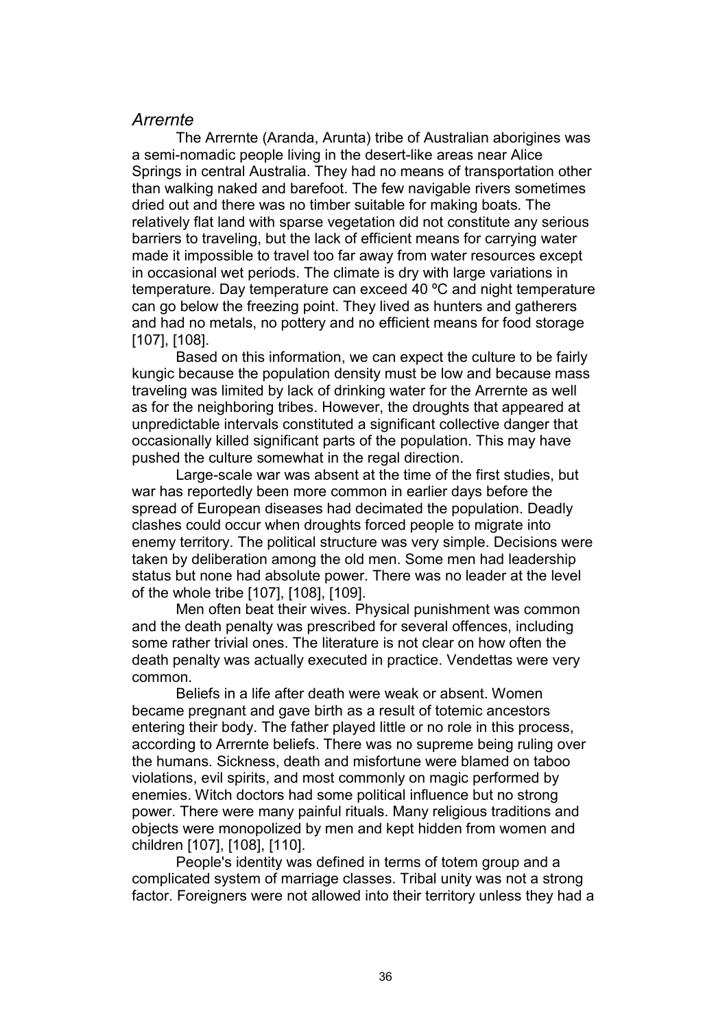## *Arrernte*

The Arrernte (Aranda, Arunta) tribe of Australian aborigines was a semi-nomadic people living in the desert-like areas near Alice Springs in central Australia. They had no means of transportation other than walking naked and barefoot. The few navigable rivers sometimes dried out and there was no timber suitable for making boats. The relatively flat land with sparse vegetation did not constitute any serious barriers to traveling, but the lack of efficient means for carrying water made it impossible to travel too far away from water resources except in occasional wet periods. The climate is dry with large variations in temperature. Day temperature can exceed 40 ºC and night temperature can go below the freezing point. They lived as hunters and gatherers and had no metals, no pottery and no efficient means for food storage [107], [108].

Based on this information, we can expect the culture to be fairly kungic because the population density must be low and because mass traveling was limited by lack of drinking water for the Arrernte as well as for the neighboring tribes. However, the droughts that appeared at unpredictable intervals constituted a significant collective danger that occasionally killed significant parts of the population. This may have pushed the culture somewhat in the regal direction.

Large-scale war was absent at the time of the first studies, but war has reportedly been more common in earlier days before the spread of European diseases had decimated the population. Deadly clashes could occur when droughts forced people to migrate into enemy territory. The political structure was very simple. Decisions were taken by deliberation among the old men. Some men had leadership status but none had absolute power. There was no leader at the level of the whole tribe [107], [108], [109].

Men often beat their wives. Physical punishment was common and the death penalty was prescribed for several offences, including some rather trivial ones. The literature is not clear on how often the death penalty was actually executed in practice. Vendettas were very common.

Beliefs in a life after death were weak or absent. Women became pregnant and gave birth as a result of totemic ancestors entering their body. The father played little or no role in this process, according to Arrernte beliefs. There was no supreme being ruling over the humans. Sickness, death and misfortune were blamed on taboo violations, evil spirits, and most commonly on magic performed by enemies. Witch doctors had some political influence but no strong power. There were many painful rituals. Many religious traditions and objects were monopolized by men and kept hidden from women and children [107], [108], [110].

People's identity was defined in terms of totem group and a complicated system of marriage classes. Tribal unity was not a strong factor. Foreigners were not allowed into their territory unless they had a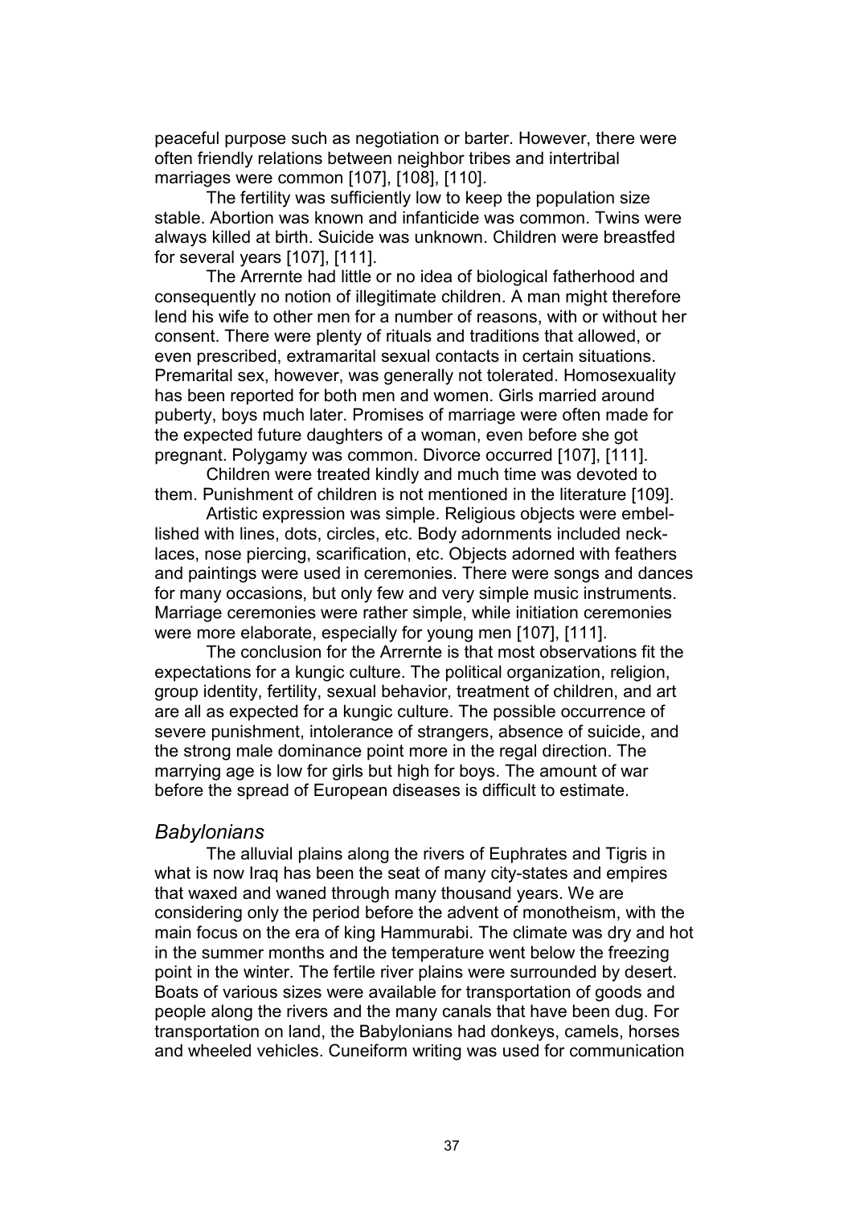peaceful purpose such as negotiation or barter. However, there were often friendly relations between neighbor tribes and intertribal marriages were common [107], [108], [110].

The fertility was sufficiently low to keep the population size stable. Abortion was known and infanticide was common. Twins were always killed at birth. Suicide was unknown. Children were breastfed for several years [107], [111].

The Arrernte had little or no idea of biological fatherhood and consequently no notion of illegitimate children. A man might therefore lend his wife to other men for a number of reasons, with or without her consent. There were plenty of rituals and traditions that allowed, or even prescribed, extramarital sexual contacts in certain situations. Premarital sex, however, was generally not tolerated. Homosexuality has been reported for both men and women. Girls married around puberty, boys much later. Promises of marriage were often made for the expected future daughters of a woman, even before she got pregnant. Polygamy was common. Divorce occurred [107], [111].

Children were treated kindly and much time was devoted to them. Punishment of children is not mentioned in the literature [109].

Artistic expression was simple. Religious objects were embellished with lines, dots, circles, etc. Body adornments included necklaces, nose piercing, scarification, etc. Objects adorned with feathers and paintings were used in ceremonies. There were songs and dances for many occasions, but only few and very simple music instruments. Marriage ceremonies were rather simple, while initiation ceremonies were more elaborate, especially for young men [107], [111].

The conclusion for the Arrernte is that most observations fit the expectations for a kungic culture. The political organization, religion, group identity, fertility, sexual behavior, treatment of children, and art are all as expected for a kungic culture. The possible occurrence of severe punishment, intolerance of strangers, absence of suicide, and the strong male dominance point more in the regal direction. The marrying age is low for girls but high for boys. The amount of war before the spread of European diseases is difficult to estimate.

### *Babylonians*

The alluvial plains along the rivers of Euphrates and Tigris in what is now Iraq has been the seat of many city-states and empires that waxed and waned through many thousand years. We are considering only the period before the advent of monotheism, with the main focus on the era of king Hammurabi. The climate was dry and hot in the summer months and the temperature went below the freezing point in the winter. The fertile river plains were surrounded by desert. Boats of various sizes were available for transportation of goods and people along the rivers and the many canals that have been dug. For transportation on land, the Babylonians had donkeys, camels, horses and wheeled vehicles. Cuneiform writing was used for communication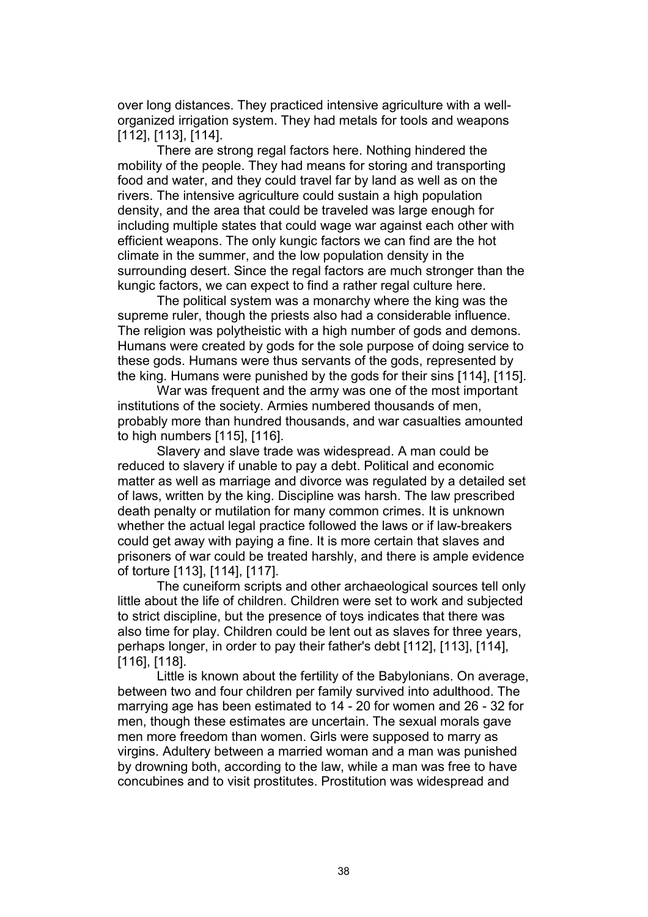over long distances. They practiced intensive agriculture with a well-organized irrigation system. They had metals for tools and weapons [112], [113], [114].

There are strong regal factors here. Nothing hindered the mobility of the people. They had means for storing and transporting food and water, and they could travel far by land as well as on the rivers. The intensive agriculture could sustain a high population density, and the area that could be traveled was large enough for including multiple states that could wage war against each other with efficient weapons. The only kungic factors we can find are the hot climate in the summer, and the low population density in the surrounding desert. Since the regal factors are much stronger than the kungic factors, we can expect to find a rather regal culture here.

The political system was a monarchy where the king was the supreme ruler, though the priests also had a considerable influence. The religion was polytheistic with a high number of gods and demons. Humans were created by gods for the sole purpose of doing service to these gods. Humans were thus servants of the gods, represented by the king. Humans were punished by the gods for their sins [114], [115].

War was frequent and the army was one of the most important institutions of the society. Armies numbered thousands of men, probably more than hundred thousands, and war casualties amounted to high numbers [115], [116].

Slavery and slave trade was widespread. A man could be reduced to slavery if unable to pay a debt. Political and economic matter as well as marriage and divorce was regulated by a detailed set of laws, written by the king. Discipline was harsh. The law prescribed death penalty or mutilation for many common crimes. It is unknown whether the actual legal practice followed the laws or if law-breakers could get away with paying a fine. It is more certain that slaves and prisoners of war could be treated harshly, and there is ample evidence of torture [113], [114], [117].

The cuneiform scripts and other archaeological sources tell only little about the life of children. Children were set to work and subjected to strict discipline, but the presence of toys indicates that there was also time for play. Children could be lent out as slaves for three years, perhaps longer, in order to pay their father's debt [112], [113], [114], [116], [118].

Little is known about the fertility of the Babylonians. On average, between two and four children per family survived into adulthood. The marrying age has been estimated to 14 - 20 for women and 26 - 32 for men, though these estimates are uncertain. The sexual morals gave men more freedom than women. Girls were supposed to marry as virgins. Adultery between a married woman and a man was punished by drowning both, according to the law, while a man was free to have concubines and to visit prostitutes. Prostitution was widespread and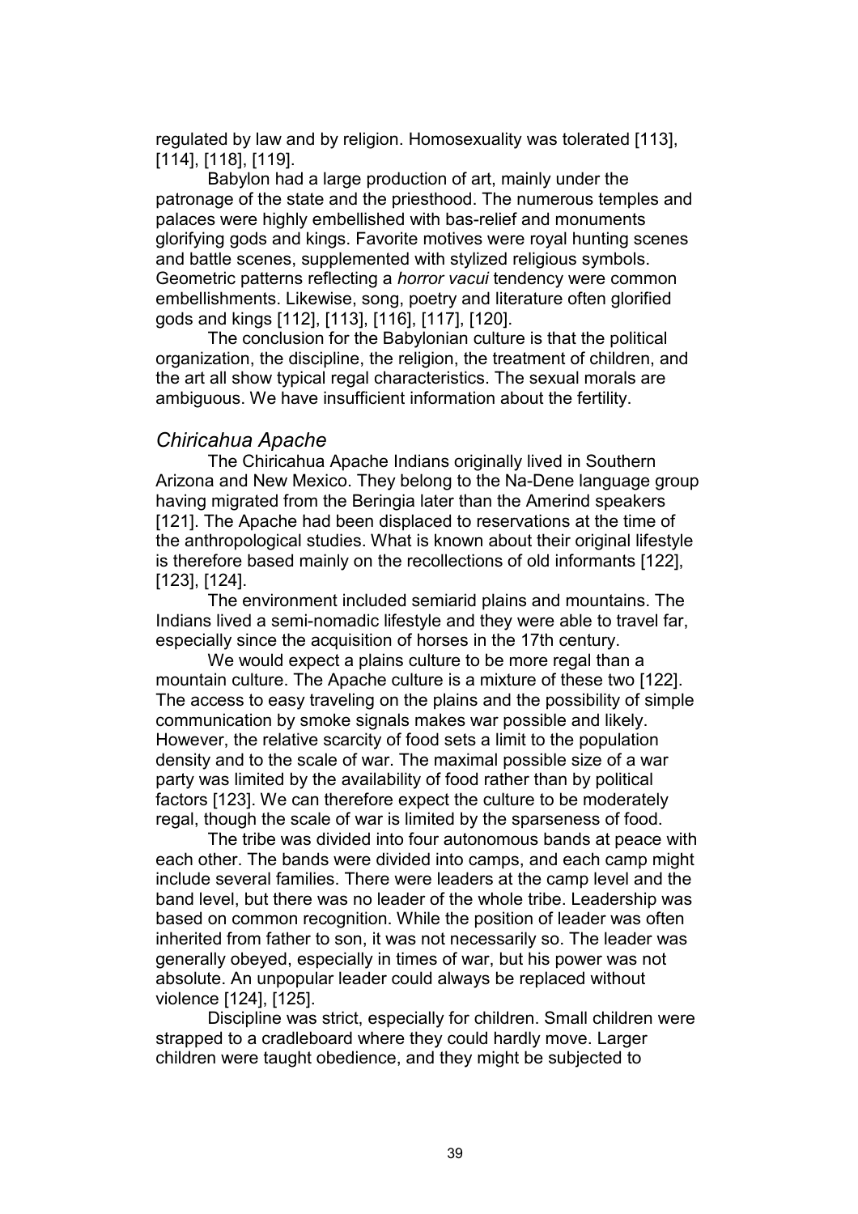regulated by law and by religion. Homosexuality was tolerated [113], [114], [118], [119].

Babylon had a large production of art, mainly under the patronage of the state and the priesthood. The numerous temples and palaces were highly embellished with bas-relief and monuments glorifying gods and kings. Favorite motives were royal hunting scenes and battle scenes, supplemented with stylized religious symbols. Geometric patterns reflecting a *horror vacui* tendency were common embellishments. Likewise, song, poetry and literature often glorified gods and kings [112], [113], [116], [117], [120].

The conclusion for the Babylonian culture is that the political organization, the discipline, the religion, the treatment of children, and the art all show typical regal characteristics. The sexual morals are ambiguous. We have insufficient information about the fertility.

### *Chiricahua Apache*

The Chiricahua Apache Indians originally lived in Southern Arizona and New Mexico. They belong to the Na-Dene language group having migrated from the Beringia later than the Amerind speakers [121]. The Apache had been displaced to reservations at the time of the anthropological studies. What is known about their original lifestyle is therefore based mainly on the recollections of old informants [122], [123], [124].

The environment included semiarid plains and mountains. The Indians lived a semi-nomadic lifestyle and they were able to travel far, especially since the acquisition of horses in the 17th century.

We would expect a plains culture to be more regal than a mountain culture. The Apache culture is a mixture of these two [122]. The access to easy traveling on the plains and the possibility of simple communication by smoke signals makes war possible and likely. However, the relative scarcity of food sets a limit to the population density and to the scale of war. The maximal possible size of a war party was limited by the availability of food rather than by political factors [123]. We can therefore expect the culture to be moderately regal, though the scale of war is limited by the sparseness of food.

The tribe was divided into four autonomous bands at peace with each other. The bands were divided into camps, and each camp might include several families. There were leaders at the camp level and the band level, but there was no leader of the whole tribe. Leadership was based on common recognition. While the position of leader was often inherited from father to son, it was not necessarily so. The leader was generally obeyed, especially in times of war, but his power was not absolute. An unpopular leader could always be replaced without violence [124], [125].

Discipline was strict, especially for children. Small children were strapped to a cradleboard where they could hardly move. Larger children were taught obedience, and they might be subjected to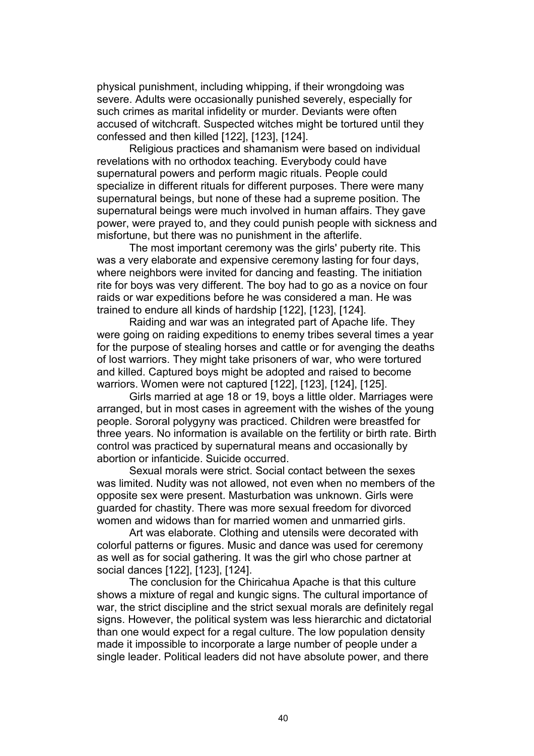physical punishment, including whipping, if their wrongdoing was severe. Adults were occasionally punished severely, especially for such crimes as marital infidelity or murder. Deviants were often accused of witchcraft. Suspected witches might be tortured until they confessed and then killed [122], [123], [124].

Religious practices and shamanism were based on individual revelations with no orthodox teaching. Everybody could have supernatural powers and perform magic rituals. People could specialize in different rituals for different purposes. There were many supernatural beings, but none of these had a supreme position. The supernatural beings were much involved in human affairs. They gave power, were prayed to, and they could punish people with sickness and misfortune, but there was no punishment in the afterlife.

The most important ceremony was the girls' puberty rite. This was a very elaborate and expensive ceremony lasting for four days, where neighbors were invited for dancing and feasting. The initiation rite for boys was very different. The boy had to go as a novice on four raids or war expeditions before he was considered a man. He was trained to endure all kinds of hardship [122], [123], [124].

Raiding and war was an integrated part of Apache life. They were going on raiding expeditions to enemy tribes several times a year for the purpose of stealing horses and cattle or for avenging the deaths of lost warriors. They might take prisoners of war, who were tortured and killed. Captured boys might be adopted and raised to become warriors. Women were not captured [122], [123], [124], [125].

Girls married at age 18 or 19, boys a little older. Marriages were arranged, but in most cases in agreement with the wishes of the young people. Sororal polygyny was practiced. Children were breastfed for three years. No information is available on the fertility or birth rate. Birth control was practiced by supernatural means and occasionally by abortion or infanticide. Suicide occurred.

Sexual morals were strict. Social contact between the sexes was limited. Nudity was not allowed, not even when no members of the opposite sex were present. Masturbation was unknown. Girls were guarded for chastity. There was more sexual freedom for divorced women and widows than for married women and unmarried girls.

Art was elaborate. Clothing and utensils were decorated with colorful patterns or figures. Music and dance was used for ceremony as well as for social gathering. It was the girl who chose partner at social dances [122], [123], [124].

The conclusion for the Chiricahua Apache is that this culture shows a mixture of regal and kungic signs. The cultural importance of war, the strict discipline and the strict sexual morals are definitely regal signs. However, the political system was less hierarchic and dictatorial than one would expect for a regal culture. The low population density made it impossible to incorporate a large number of people under a single leader. Political leaders did not have absolute power, and there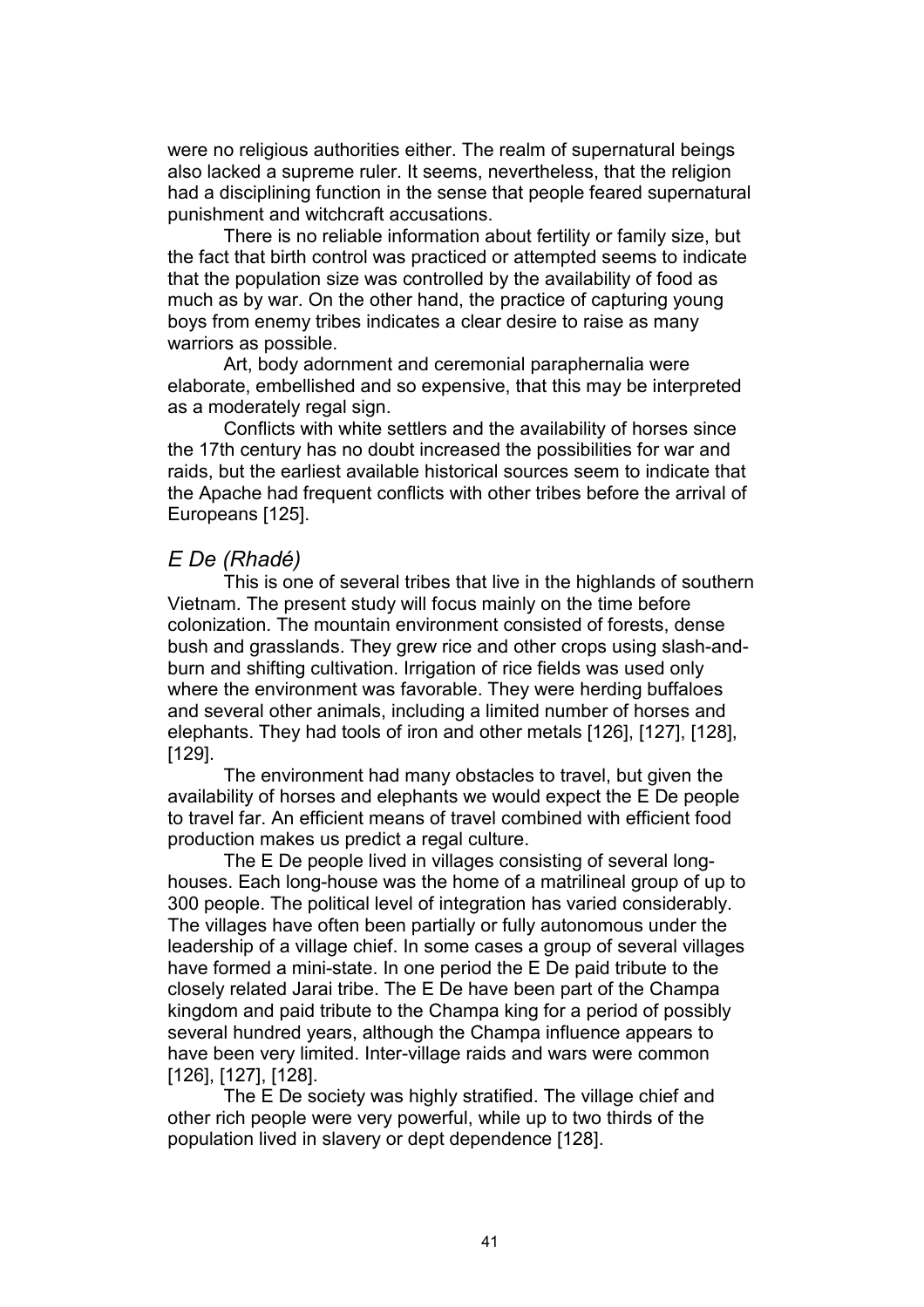were no religious authorities either. The realm of supernatural beings also lacked a supreme ruler. It seems, nevertheless, that the religion had a disciplining function in the sense that people feared supernatural punishment and witchcraft accusations.

There is no reliable information about fertility or family size, but the fact that birth control was practiced or attempted seems to indicate that the population size was controlled by the availability of food as much as by war. On the other hand, the practice of capturing young boys from enemy tribes indicates a clear desire to raise as many warriors as possible.

Art, body adornment and ceremonial paraphernalia were elaborate, embellished and so expensive, that this may be interpreted as a moderately regal sign.

Conflicts with white settlers and the availability of horses since the 17th century has no doubt increased the possibilities for war and raids, but the earliest available historical sources seem to indicate that the Apache had frequent conflicts with other tribes before the arrival of Europeans [125].

### *E De (Rhadé)*

This is one of several tribes that live in the highlands of southern Vietnam. The present study will focus mainly on the time before colonization. The mountain environment consisted of forests, dense bush and grasslands. They grew rice and other crops using slash-and-burn and shifting cultivation. Irrigation of rice fields was used only where the environment was favorable. They were herding buffaloes and several other animals, including a limited number of horses and elephants. They had tools of iron and other metals [126], [127], [128], [129].

The environment had many obstacles to travel, but given the availability of horses and elephants we would expect the E De people to travel far. An efficient means of travel combined with efficient food production makes us predict a regal culture.

The E De people lived in villages consisting of several long-houses. Each long-house was the home of a matrilineal group of up to 300 people. The political level of integration has varied considerably. The villages have often been partially or fully autonomous under the leadership of a village chief. In some cases a group of several villages have formed a mini-state. In one period the E De paid tribute to the closely related Jarai tribe. The E De have been part of the Champa kingdom and paid tribute to the Champa king for a period of possibly several hundred years, although the Champa influence appears to have been very limited. Inter-village raids and wars were common [126], [127], [128].

The E De society was highly stratified. The village chief and other rich people were very powerful, while up to two thirds of the population lived in slavery or dept dependence [128].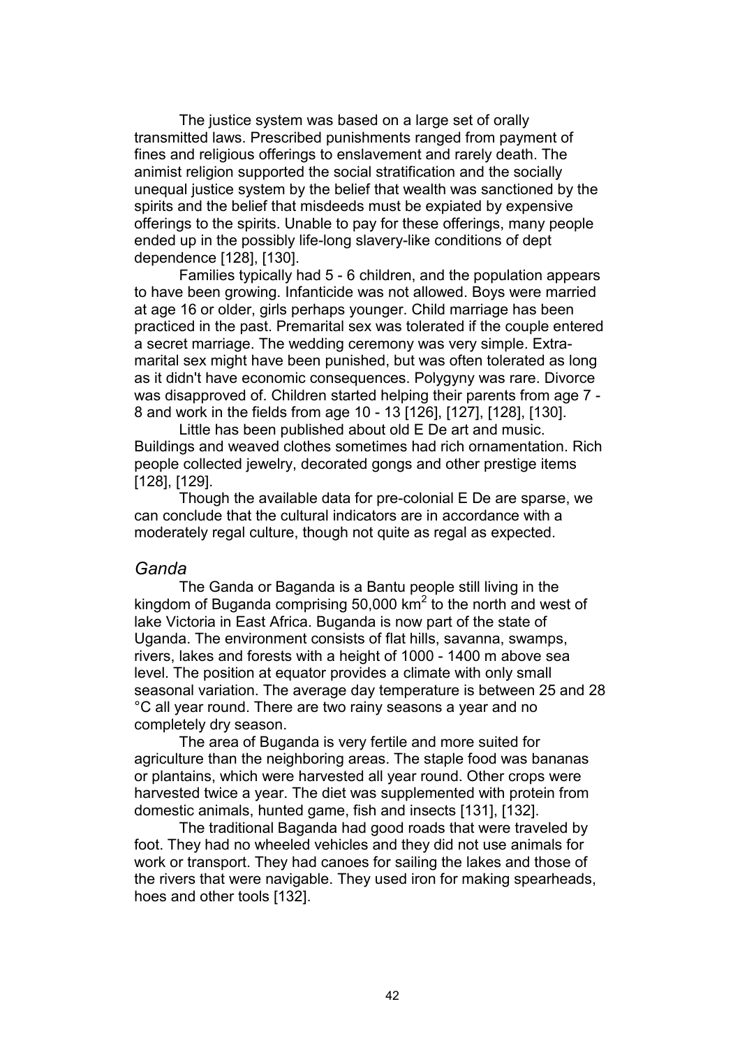The justice system was based on a large set of orally transmitted laws. Prescribed punishments ranged from payment of fines and religious offerings to enslavement and rarely death. The animist religion supported the social stratification and the socially unequal justice system by the belief that wealth was sanctioned by the spirits and the belief that misdeeds must be expiated by expensive offerings to the spirits. Unable to pay for these offerings, many people ended up in the possibly life-long slavery-like conditions of dept dependence [128], [130].

Families typically had 5 - 6 children, and the population appears to have been growing. Infanticide was not allowed. Boys were married at age 16 or older, girls perhaps younger. Child marriage has been practiced in the past. Premarital sex was tolerated if the couple entered a secret marriage. The wedding ceremony was very simple. Extra-marital sex might have been punished, but was often tolerated as long as it didn't have economic consequences. Polygyny was rare. Divorce was disapproved of. Children started helping their parents from age 7 - 8 and work in the fields from age 10 - 13 [126], [127], [128], [130].

Little has been published about old E De art and music. Buildings and weaved clothes sometimes had rich ornamentation. Rich people collected jewelry, decorated gongs and other prestige items [128], [129].

Though the available data for pre-colonial E De are sparse, we can conclude that the cultural indicators are in accordance with a moderately regal culture, though not quite as regal as expected.

### *Ganda*

The Ganda or Baganda is a Bantu people still living in the kingdom of Buganda comprising 50,000 km$^2$ to the north and west of lake Victoria in East Africa. Buganda is now part of the state of Uganda. The environment consists of flat hills, savanna, swamps, rivers, lakes and forests with a height of 1000 - 1400 m above sea level. The position at equator provides a climate with only small seasonal variation. The average day temperature is between 25 and 28 °C all year round. There are two rainy seasons a year and no completely dry season.

The area of Buganda is very fertile and more suited for agriculture than the neighboring areas. The staple food was bananas or plantains, which were harvested all year round. Other crops were harvested twice a year. The diet was supplemented with protein from domestic animals, hunted game, fish and insects [131], [132].

The traditional Baganda had good roads that were traveled by foot. They had no wheeled vehicles and they did not use animals for work or transport. They had canoes for sailing the lakes and those of the rivers that were navigable. They used iron for making spearheads, hoes and other tools [132].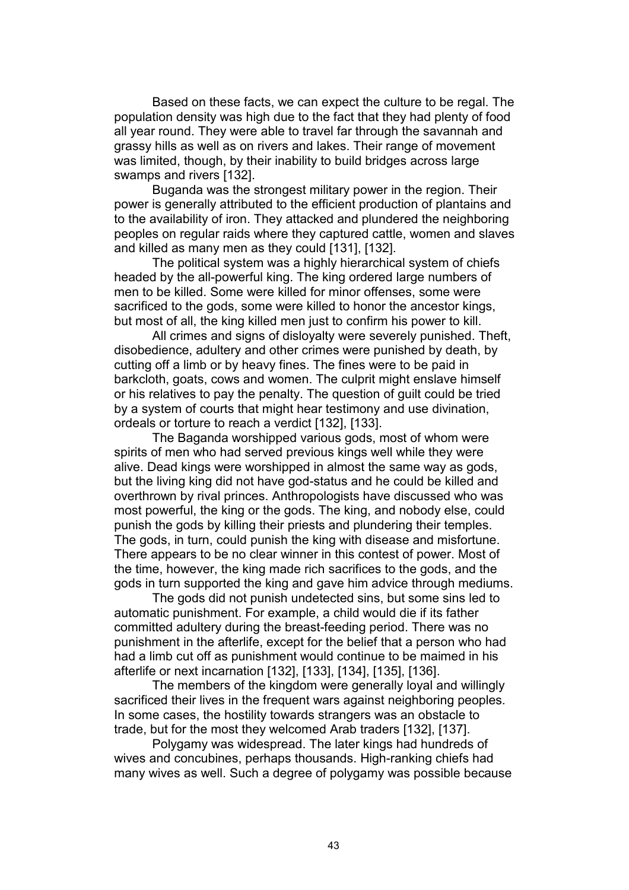Based on these facts, we can expect the culture to be regal. The population density was high due to the fact that they had plenty of food all year round. They were able to travel far through the savannah and grassy hills as well as on rivers and lakes. Their range of movement was limited, though, by their inability to build bridges across large swamps and rivers [132].

Buganda was the strongest military power in the region. Their power is generally attributed to the efficient production of plantains and to the availability of iron. They attacked and plundered the neighboring peoples on regular raids where they captured cattle, women and slaves and killed as many men as they could [131], [132].

The political system was a highly hierarchical system of chiefs headed by the all-powerful king. The king ordered large numbers of men to be killed. Some were killed for minor offenses, some were sacrificed to the gods, some were killed to honor the ancestor kings, but most of all, the king killed men just to confirm his power to kill.

All crimes and signs of disloyalty were severely punished. Theft, disobedience, adultery and other crimes were punished by death, by cutting off a limb or by heavy fines. The fines were to be paid in barkcloth, goats, cows and women. The culprit might enslave himself or his relatives to pay the penalty. The question of guilt could be tried by a system of courts that might hear testimony and use divination, ordeals or torture to reach a verdict [132], [133].

The Baganda worshipped various gods, most of whom were spirits of men who had served previous kings well while they were alive. Dead kings were worshipped in almost the same way as gods, but the living king did not have god-status and he could be killed and overthrown by rival princes. Anthropologists have discussed who was most powerful, the king or the gods. The king, and nobody else, could punish the gods by killing their priests and plundering their temples. The gods, in turn, could punish the king with disease and misfortune. There appears to be no clear winner in this contest of power. Most of the time, however, the king made rich sacrifices to the gods, and the gods in turn supported the king and gave him advice through mediums.

The gods did not punish undetected sins, but some sins led to automatic punishment. For example, a child would die if its father committed adultery during the breast-feeding period. There was no punishment in the afterlife, except for the belief that a person who had had a limb cut off as punishment would continue to be maimed in his afterlife or next incarnation [132], [133], [134], [135], [136].

The members of the kingdom were generally loyal and willingly sacrificed their lives in the frequent wars against neighboring peoples. In some cases, the hostility towards strangers was an obstacle to trade, but for the most they welcomed Arab traders [132], [137].

Polygamy was widespread. The later kings had hundreds of wives and concubines, perhaps thousands. High-ranking chiefs had many wives as well. Such a degree of polygamy was possible because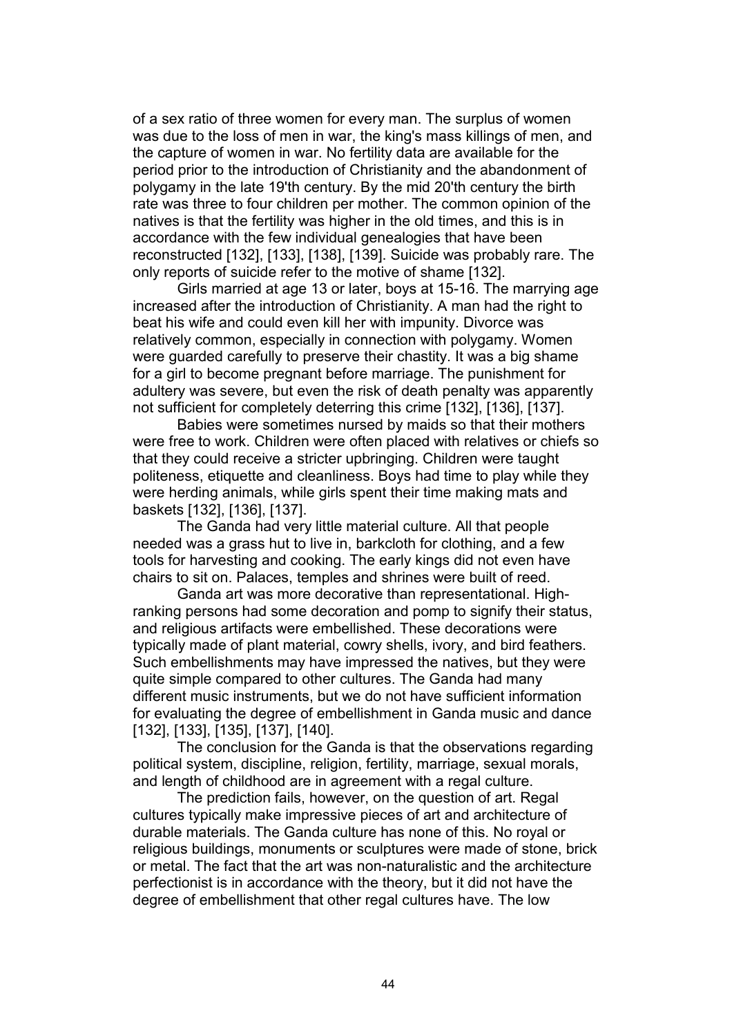of a sex ratio of three women for every man. The surplus of women was due to the loss of men in war, the king's mass killings of men, and the capture of women in war. No fertility data are available for the period prior to the introduction of Christianity and the abandonment of polygamy in the late 19'th century. By the mid 20'th century the birth rate was three to four children per mother. The common opinion of the natives is that the fertility was higher in the old times, and this is in accordance with the few individual genealogies that have been reconstructed [132], [133], [138], [139]. Suicide was probably rare. The only reports of suicide refer to the motive of shame [132].

Girls married at age 13 or later, boys at 15-16. The marrying age increased after the introduction of Christianity. A man had the right to beat his wife and could even kill her with impunity. Divorce was relatively common, especially in connection with polygamy. Women were guarded carefully to preserve their chastity. It was a big shame for a girl to become pregnant before marriage. The punishment for adultery was severe, but even the risk of death penalty was apparently not sufficient for completely deterring this crime [132], [136], [137].

Babies were sometimes nursed by maids so that their mothers were free to work. Children were often placed with relatives or chiefs so that they could receive a stricter upbringing. Children were taught politeness, etiquette and cleanliness. Boys had time to play while they were herding animals, while girls spent their time making mats and baskets [132], [136], [137].

The Ganda had very little material culture. All that people needed was a grass hut to live in, barkcloth for clothing, and a few tools for harvesting and cooking. The early kings did not even have chairs to sit on. Palaces, temples and shrines were built of reed.

Ganda art was more decorative than representational. High-ranking persons had some decoration and pomp to signify their status, and religious artifacts were embellished. These decorations were typically made of plant material, cowry shells, ivory, and bird feathers. Such embellishments may have impressed the natives, but they were quite simple compared to other cultures. The Ganda had many different music instruments, but we do not have sufficient information for evaluating the degree of embellishment in Ganda music and dance [132], [133], [135], [137], [140].

The conclusion for the Ganda is that the observations regarding political system, discipline, religion, fertility, marriage, sexual morals, and length of childhood are in agreement with a regal culture.

The prediction fails, however, on the question of art. Regal cultures typically make impressive pieces of art and architecture of durable materials. The Ganda culture has none of this. No royal or religious buildings, monuments or sculptures were made of stone, brick or metal. The fact that the art was non-naturalistic and the architecture perfectionist is in accordance with the theory, but it did not have the degree of embellishment that other regal cultures have. The low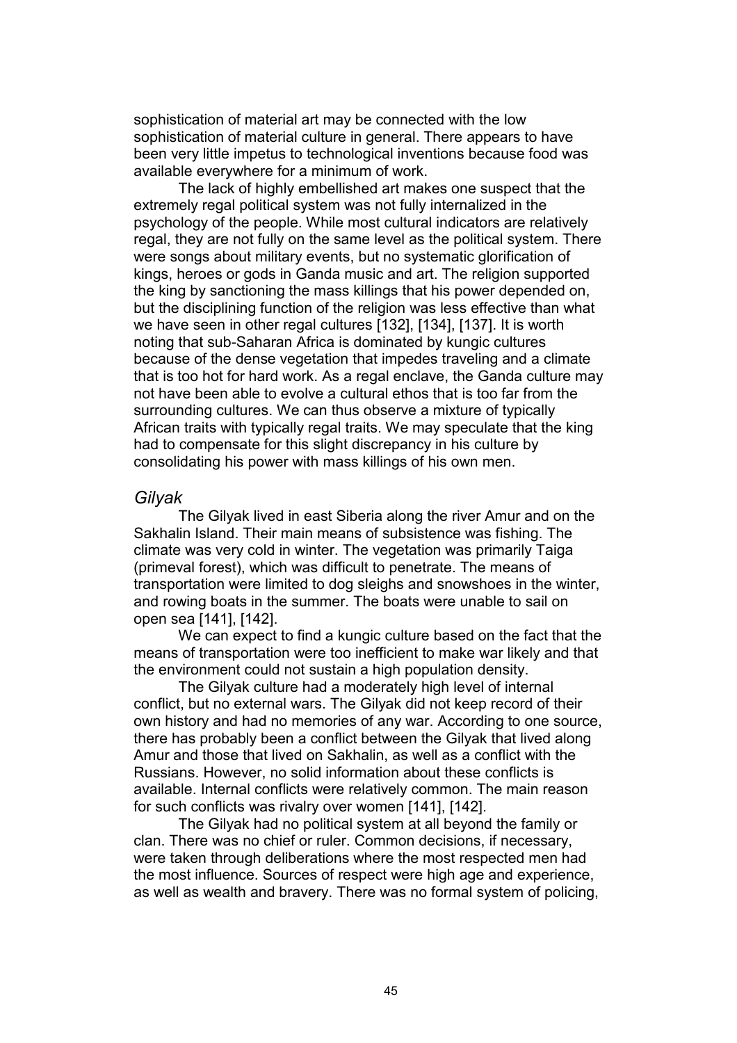sophistication of material art may be connected with the low sophistication of material culture in general. There appears to have been very little impetus to technological inventions because food was available everywhere for a minimum of work.

The lack of highly embellished art makes one suspect that the extremely regal political system was not fully internalized in the psychology of the people. While most cultural indicators are relatively regal, they are not fully on the same level as the political system. There were songs about military events, but no systematic glorification of kings, heroes or gods in Ganda music and art. The religion supported the king by sanctioning the mass killings that his power depended on, but the disciplining function of the religion was less effective than what we have seen in other regal cultures [132], [134], [137]. It is worth noting that sub-Saharan Africa is dominated by kungic cultures because of the dense vegetation that impedes traveling and a climate that is too hot for hard work. As a regal enclave, the Ganda culture may not have been able to evolve a cultural ethos that is too far from the surrounding cultures. We can thus observe a mixture of typically African traits with typically regal traits. We may speculate that the king had to compensate for this slight discrepancy in his culture by consolidating his power with mass killings of his own men.

### *Gilyak*

The Gilyak lived in east Siberia along the river Amur and on the Sakhalin Island. Their main means of subsistence was fishing. The climate was very cold in winter. The vegetation was primarily Taiga (primeval forest), which was difficult to penetrate. The means of transportation were limited to dog sleighs and snowshoes in the winter, and rowing boats in the summer. The boats were unable to sail on open sea [141], [142].

We can expect to find a kungic culture based on the fact that the means of transportation were too inefficient to make war likely and that the environment could not sustain a high population density.

The Gilyak culture had a moderately high level of internal conflict, but no external wars. The Gilyak did not keep record of their own history and had no memories of any war. According to one source, there has probably been a conflict between the Gilyak that lived along Amur and those that lived on Sakhalin, as well as a conflict with the Russians. However, no solid information about these conflicts is available. Internal conflicts were relatively common. The main reason for such conflicts was rivalry over women [141], [142].

The Gilyak had no political system at all beyond the family or clan. There was no chief or ruler. Common decisions, if necessary, were taken through deliberations where the most respected men had the most influence. Sources of respect were high age and experience, as well as wealth and bravery. There was no formal system of policing,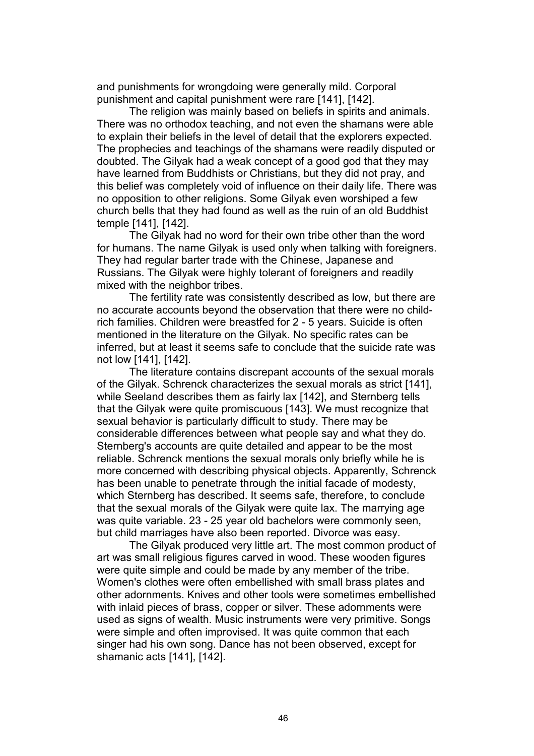and punishments for wrongdoing were generally mild. Corporal punishment and capital punishment were rare [141], [142].

The religion was mainly based on beliefs in spirits and animals. There was no orthodox teaching, and not even the shamans were able to explain their beliefs in the level of detail that the explorers expected. The prophecies and teachings of the shamans were readily disputed or doubted. The Gilyak had a weak concept of a good god that they may have learned from Buddhists or Christians, but they did not pray, and this belief was completely void of influence on their daily life. There was no opposition to other religions. Some Gilyak even worshiped a few church bells that they had found as well as the ruin of an old Buddhist temple [141], [142].

The Gilyak had no word for their own tribe other than the word for humans. The name Gilyak is used only when talking with foreigners. They had regular barter trade with the Chinese, Japanese and Russians. The Gilyak were highly tolerant of foreigners and readily mixed with the neighbor tribes.

The fertility rate was consistently described as low, but there are no accurate accounts beyond the observation that there were no child-rich families. Children were breastfed for 2 - 5 years. Suicide is often mentioned in the literature on the Gilyak. No specific rates can be inferred, but at least it seems safe to conclude that the suicide rate was not low [141], [142].

The literature contains discrepant accounts of the sexual morals of the Gilyak. Schrenck characterizes the sexual morals as strict [141], while Seeland describes them as fairly lax [142], and Sternberg tells that the Gilyak were quite promiscuous [143]. We must recognize that sexual behavior is particularly difficult to study. There may be considerable differences between what people say and what they do. Sternberg's accounts are quite detailed and appear to be the most reliable. Schrenck mentions the sexual morals only briefly while he is more concerned with describing physical objects. Apparently, Schrenck has been unable to penetrate through the initial facade of modesty, which Sternberg has described. It seems safe, therefore, to conclude that the sexual morals of the Gilyak were quite lax. The marrying age was quite variable. 23 - 25 year old bachelors were commonly seen, but child marriages have also been reported. Divorce was easy.

The Gilyak produced very little art. The most common product of art was small religious figures carved in wood. These wooden figures were quite simple and could be made by any member of the tribe. Women's clothes were often embellished with small brass plates and other adornments. Knives and other tools were sometimes embellished with inlaid pieces of brass, copper or silver. These adornments were used as signs of wealth. Music instruments were very primitive. Songs were simple and often improvised. It was quite common that each singer had his own song. Dance has not been observed, except for shamanic acts [141], [142].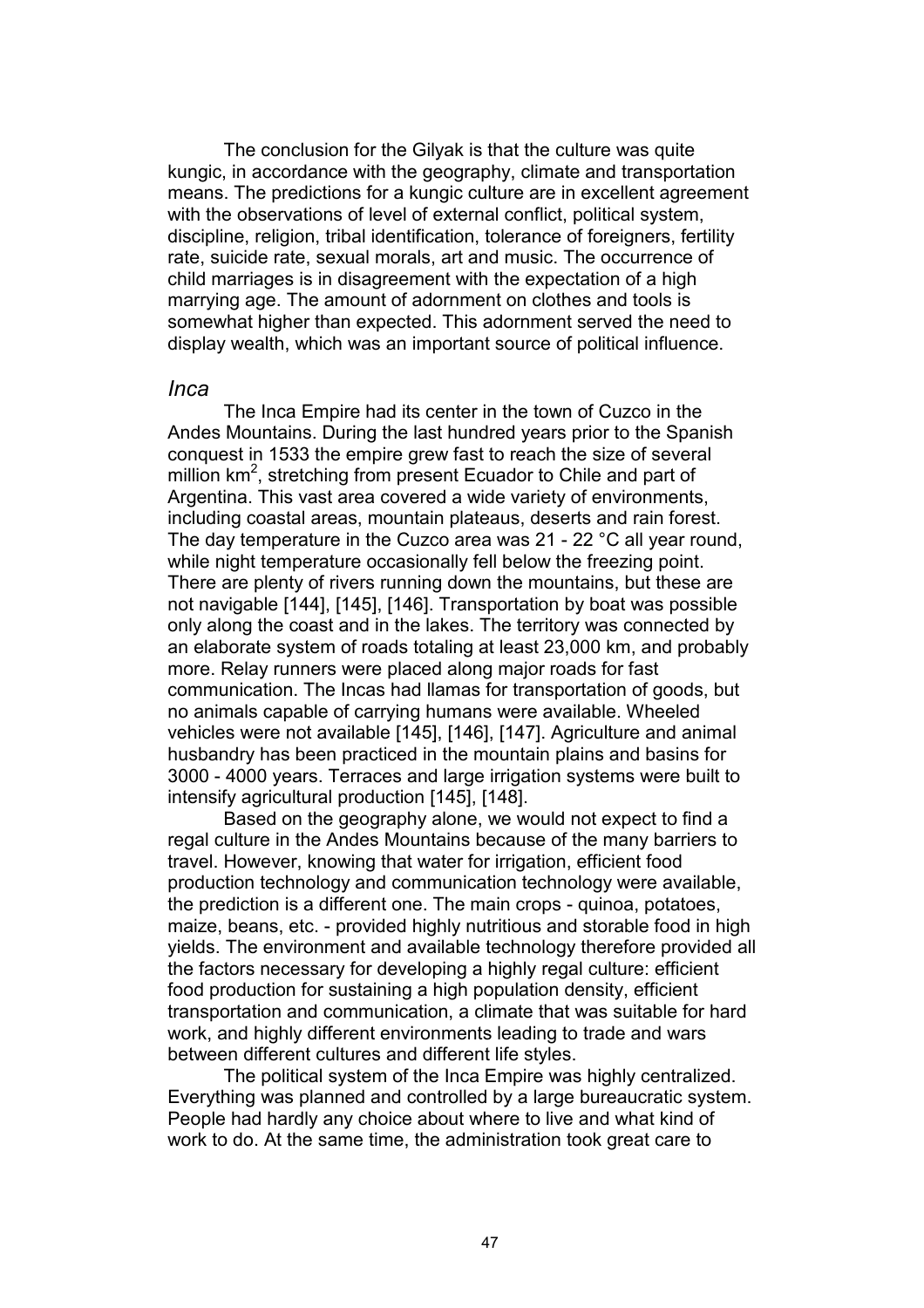The conclusion for the Gilyak is that the culture was quite kungic, in accordance with the geography, climate and transportation means. The predictions for a kungic culture are in excellent agreement with the observations of level of external conflict, political system, discipline, religion, tribal identification, tolerance of foreigners, fertility rate, suicide rate, sexual morals, art and music. The occurrence of child marriages is in disagreement with the expectation of a high marrying age. The amount of adornment on clothes and tools is somewhat higher than expected. This adornment served the need to display wealth, which was an important source of political influence.

### *Inca*

The Inca Empire had its center in the town of Cuzco in the Andes Mountains. During the last hundred years prior to the Spanish conquest in 1533 the empire grew fast to reach the size of several million km$^2$, stretching from present Ecuador to Chile and part of Argentina. This vast area covered a wide variety of environments, including coastal areas, mountain plateaus, deserts and rain forest. The day temperature in the Cuzco area was 21 - 22 °C all year round, while night temperature occasionally fell below the freezing point. There are plenty of rivers running down the mountains, but these are not navigable [144], [145], [146]. Transportation by boat was possible only along the coast and in the lakes. The territory was connected by an elaborate system of roads totaling at least 23,000 km, and probably more. Relay runners were placed along major roads for fast communication. The Incas had llamas for transportation of goods, but no animals capable of carrying humans were available. Wheeled vehicles were not available [145], [146], [147]. Agriculture and animal husbandry has been practiced in the mountain plains and basins for 3000 - 4000 years. Terraces and large irrigation systems were built to intensify agricultural production [145], [148].

Based on the geography alone, we would not expect to find a regal culture in the Andes Mountains because of the many barriers to travel. However, knowing that water for irrigation, efficient food production technology and communication technology were available, the prediction is a different one. The main crops - quinoa, potatoes, maize, beans, etc. - provided highly nutritious and storable food in high yields. The environment and available technology therefore provided all the factors necessary for developing a highly regal culture: efficient food production for sustaining a high population density, efficient transportation and communication, a climate that was suitable for hard work, and highly different environments leading to trade and wars between different cultures and different life styles.

The political system of the Inca Empire was highly centralized. Everything was planned and controlled by a large bureaucratic system. People had hardly any choice about where to live and what kind of work to do. At the same time, the administration took great care to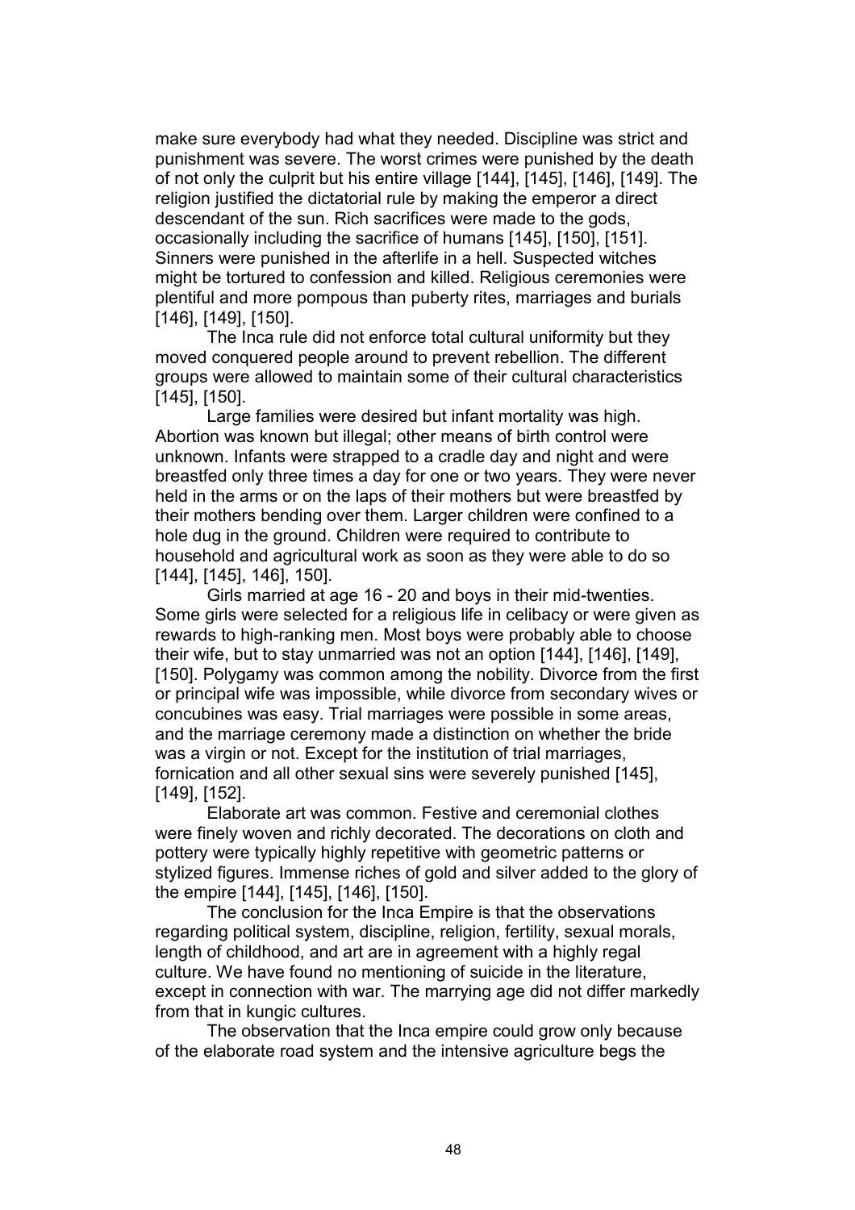make sure everybody had what they needed. Discipline was strict and punishment was severe. The worst crimes were punished by the death of not only the culprit but his entire village [144], [145], [146], [149]. The religion justified the dictatorial rule by making the emperor a direct descendant of the sun. Rich sacrifices were made to the gods, occasionally including the sacrifice of humans [145], [150], [151]. Sinners were punished in the afterlife in a hell. Suspected witches might be tortured to confession and killed. Religious ceremonies were plentiful and more pompous than puberty rites, marriages and burials [146], [149], [150].

The Inca rule did not enforce total cultural uniformity but they moved conquered people around to prevent rebellion. The different groups were allowed to maintain some of their cultural characteristics [145], [150].

Large families were desired but infant mortality was high. Abortion was known but illegal; other means of birth control were unknown. Infants were strapped to a cradle day and night and were breastfed only three times a day for one or two years. They were never held in the arms or on the laps of their mothers but were breastfed by their mothers bending over them. Larger children were confined to a hole dug in the ground. Children were required to contribute to household and agricultural work as soon as they were able to do so [144], [145], 146], 150].

Girls married at age 16 - 20 and boys in their mid-twenties. Some girls were selected for a religious life in celibacy or were given as rewards to high-ranking men. Most boys were probably able to choose their wife, but to stay unmarried was not an option [144], [146], [149], [150]. Polygamy was common among the nobility. Divorce from the first or principal wife was impossible, while divorce from secondary wives or concubines was easy. Trial marriages were possible in some areas, and the marriage ceremony made a distinction on whether the bride was a virgin or not. Except for the institution of trial marriages, fornication and all other sexual sins were severely punished [145], [149], [152].

Elaborate art was common. Festive and ceremonial clothes were finely woven and richly decorated. The decorations on cloth and pottery were typically highly repetitive with geometric patterns or stylized figures. Immense riches of gold and silver added to the glory of the empire [144], [145], [146], [150].

The conclusion for the Inca Empire is that the observations regarding political system, discipline, religion, fertility, sexual morals, length of childhood, and art are in agreement with a highly regal culture. We have found no mentioning of suicide in the literature, except in connection with war. The marrying age did not differ markedly from that in kungic cultures.

The observation that the Inca empire could grow only because of the elaborate road system and the intensive agriculture begs the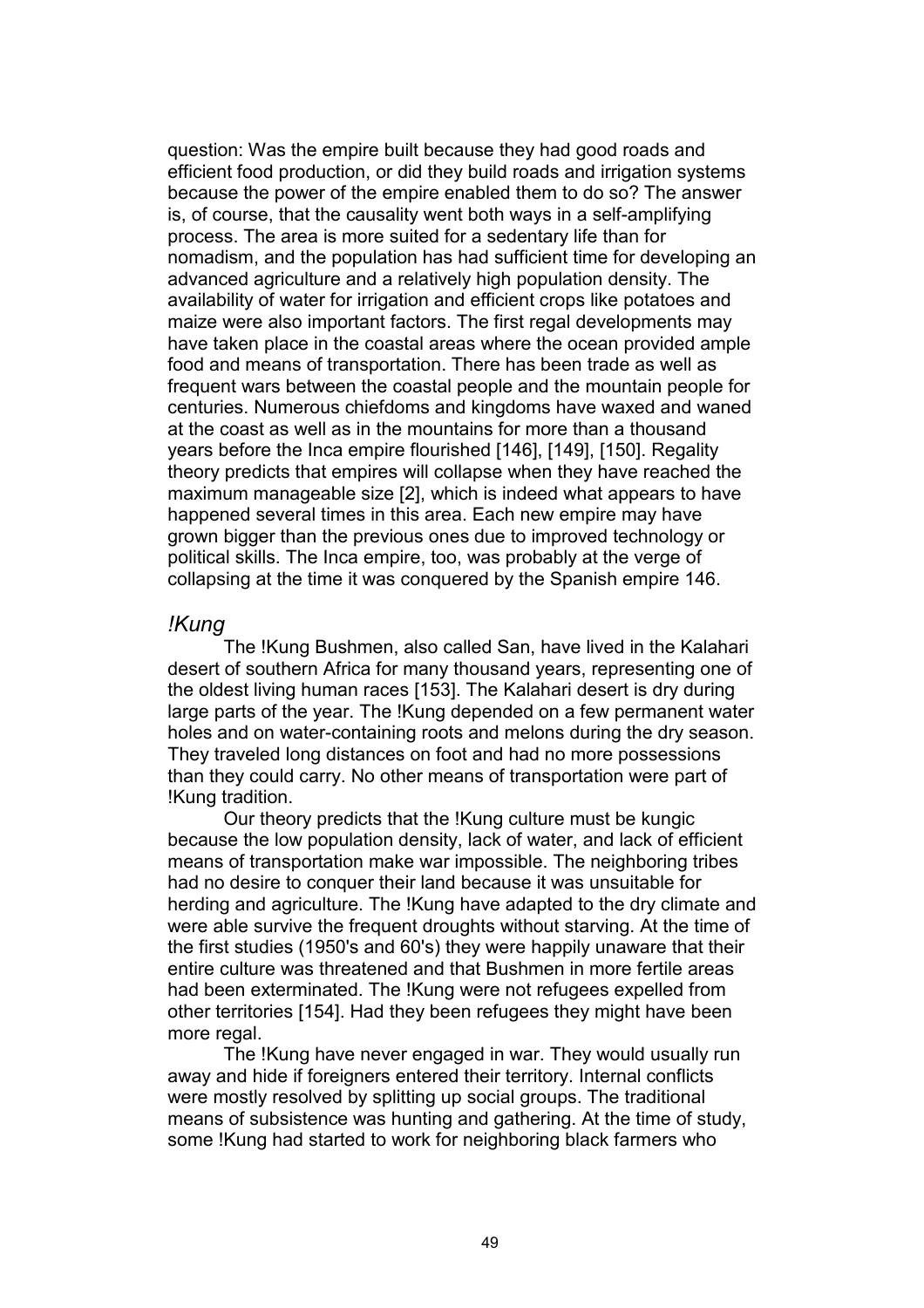question: Was the empire built because they had good roads and efficient food production, or did they build roads and irrigation systems because the power of the empire enabled them to do so? The answer is, of course, that the causality went both ways in a self-amplifying process. The area is more suited for a sedentary life than for nomadism, and the population has had sufficient time for developing an advanced agriculture and a relatively high population density. The availability of water for irrigation and efficient crops like potatoes and maize were also important factors. The first regal developments may have taken place in the coastal areas where the ocean provided ample food and means of transportation. There has been trade as well as frequent wars between the coastal people and the mountain people for centuries. Numerous chiefdoms and kingdoms have waxed and waned at the coast as well as in the mountains for more than a thousand years before the Inca empire flourished [146], [149], [150]. Regality theory predicts that empires will collapse when they have reached the maximum manageable size [2], which is indeed what appears to have happened several times in this area. Each new empire may have grown bigger than the previous ones due to improved technology or political skills. The Inca empire, too, was probably at the verge of collapsing at the time it was conquered by the Spanish empire 146.

### *!Kung*

The !Kung Bushmen, also called San, have lived in the Kalahari desert of southern Africa for many thousand years, representing one of the oldest living human races [153]. The Kalahari desert is dry during large parts of the year. The !Kung depended on a few permanent water holes and on water-containing roots and melons during the dry season. They traveled long distances on foot and had no more possessions than they could carry. No other means of transportation were part of !Kung tradition.

Our theory predicts that the !Kung culture must be kungic because the low population density, lack of water, and lack of efficient means of transportation make war impossible. The neighboring tribes had no desire to conquer their land because it was unsuitable for herding and agriculture. The !Kung have adapted to the dry climate and were able survive the frequent droughts without starving. At the time of the first studies (1950's and 60's) they were happily unaware that their entire culture was threatened and that Bushmen in more fertile areas had been exterminated. The !Kung were not refugees expelled from other territories [154]. Had they been refugees they might have been more regal.

The !Kung have never engaged in war. They would usually run away and hide if foreigners entered their territory. Internal conflicts were mostly resolved by splitting up social groups. The traditional means of subsistence was hunting and gathering. At the time of study, some !Kung had started to work for neighboring black farmers who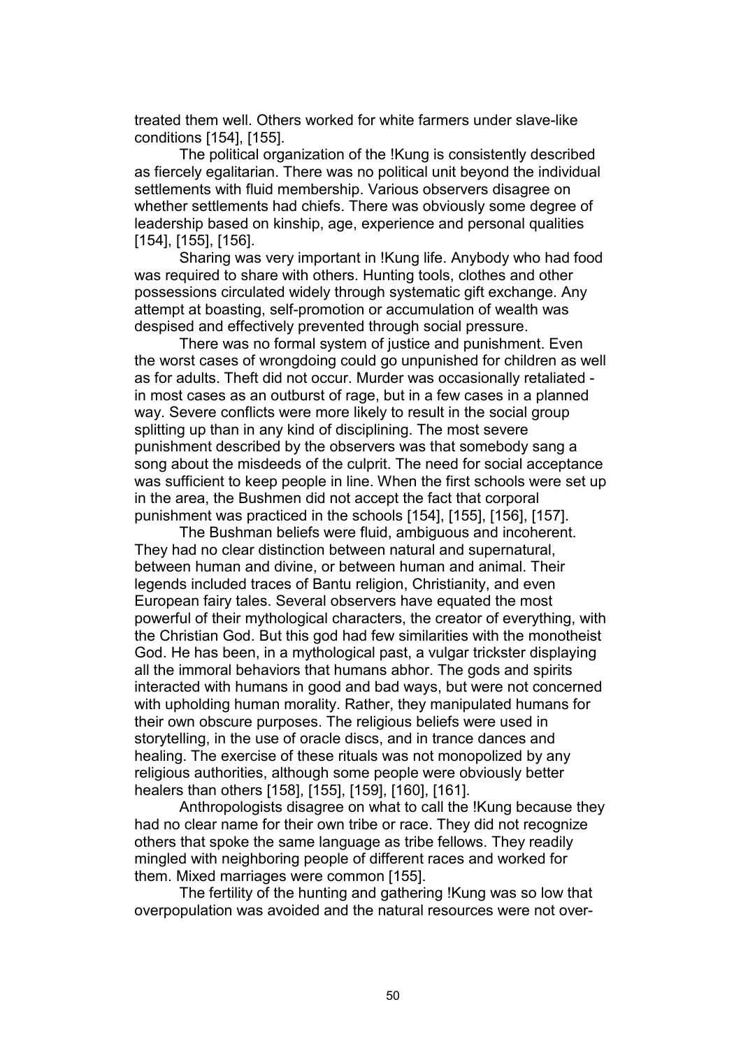treated them well. Others worked for white farmers under slave-like conditions [154], [155].

The political organization of the !Kung is consistently described as fiercely egalitarian. There was no political unit beyond the individual settlements with fluid membership. Various observers disagree on whether settlements had chiefs. There was obviously some degree of leadership based on kinship, age, experience and personal qualities [154], [155], [156].

Sharing was very important in !Kung life. Anybody who had food was required to share with others. Hunting tools, clothes and other possessions circulated widely through systematic gift exchange. Any attempt at boasting, self-promotion or accumulation of wealth was despised and effectively prevented through social pressure.

There was no formal system of justice and punishment. Even the worst cases of wrongdoing could go unpunished for children as well as for adults. Theft did not occur. Murder was occasionally retaliated - in most cases as an outburst of rage, but in a few cases in a planned way. Severe conflicts were more likely to result in the social group splitting up than in any kind of disciplining. The most severe punishment described by the observers was that somebody sang a song about the misdeeds of the culprit. The need for social acceptance was sufficient to keep people in line. When the first schools were set up in the area, the Bushmen did not accept the fact that corporal punishment was practiced in the schools [154], [155], [156], [157].

The Bushman beliefs were fluid, ambiguous and incoherent. They had no clear distinction between natural and supernatural, between human and divine, or between human and animal. Their legends included traces of Bantu religion, Christianity, and even European fairy tales. Several observers have equated the most powerful of their mythological characters, the creator of everything, with the Christian God. But this god had few similarities with the monotheist God. He has been, in a mythological past, a vulgar trickster displaying all the immoral behaviors that humans abhor. The gods and spirits interacted with humans in good and bad ways, but were not concerned with upholding human morality. Rather, they manipulated humans for their own obscure purposes. The religious beliefs were used in storytelling, in the use of oracle discs, and in trance dances and healing. The exercise of these rituals was not monopolized by any religious authorities, although some people were obviously better healers than others [158], [155], [159], [160], [161].

Anthropologists disagree on what to call the !Kung because they had no clear name for their own tribe or race. They did not recognize others that spoke the same language as tribe fellows. They readily mingled with neighboring people of different races and worked for them. Mixed marriages were common [155].

The fertility of the hunting and gathering !Kung was so low that overpopulation was avoided and the natural resources were not over-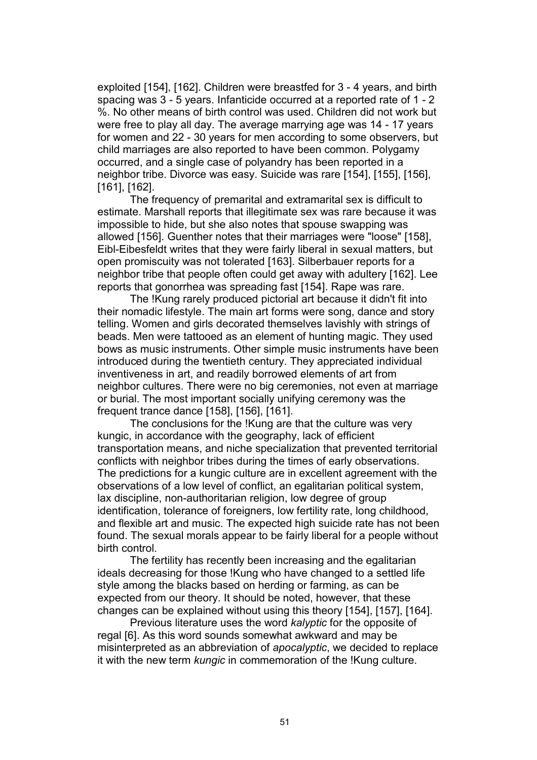exploited [154], [162]. Children were breastfed for 3 - 4 years, and birth spacing was 3 - 5 years. Infanticide occurred at a reported rate of 1 - 2 %. No other means of birth control was used. Children did not work but were free to play all day. The average marrying age was 14 - 17 years for women and 22 - 30 years for men according to some observers, but child marriages are also reported to have been common. Polygamy occurred, and a single case of polyandry has been reported in a neighbor tribe. Divorce was easy. Suicide was rare [154], [155], [156], [161], [162].

The frequency of premarital and extramarital sex is difficult to estimate. Marshall reports that illegitimate sex was rare because it was impossible to hide, but she also notes that spouse swapping was allowed [156]. Guenther notes that their marriages were "loose" [158], Eibl-Eibesfeldt writes that they were fairly liberal in sexual matters, but open promiscuity was not tolerated [163]. Silberbauer reports for a neighbor tribe that people often could get away with adultery [162]. Lee reports that gonorrhea was spreading fast [154]. Rape was rare.

The !Kung rarely produced pictorial art because it didn't fit into their nomadic lifestyle. The main art forms were song, dance and story telling. Women and girls decorated themselves lavishly with strings of beads. Men were tattooed as an element of hunting magic. They used bows as music instruments. Other simple music instruments have been introduced during the twentieth century. They appreciated individual inventiveness in art, and readily borrowed elements of art from neighbor cultures. There were no big ceremonies, not even at marriage or burial. The most important socially unifying ceremony was the frequent trance dance [158], [156], [161].

The conclusions for the !Kung are that the culture was very kungic, in accordance with the geography, lack of efficient transportation means, and niche specialization that prevented territorial conflicts with neighbor tribes during the times of early observations. The predictions for a kungic culture are in excellent agreement with the observations of a low level of conflict, an egalitarian political system, lax discipline, non-authoritarian religion, low degree of group identification, tolerance of foreigners, low fertility rate, long childhood, and flexible art and music. The expected high suicide rate has not been found. The sexual morals appear to be fairly liberal for a people without birth control.

The fertility has recently been increasing and the egalitarian ideals decreasing for those !Kung who have changed to a settled life style among the blacks based on herding or farming, as can be expected from our theory. It should be noted, however, that these changes can be explained without using this theory [154], [157], [164].

Previous literature uses the word *kalyptic* for the opposite of regal [6]. As this word sounds somewhat awkward and may be misinterpreted as an abbreviation of *apocalyptic*, we decided to replace it with the new term *kungic* in commemoration of the !Kung culture.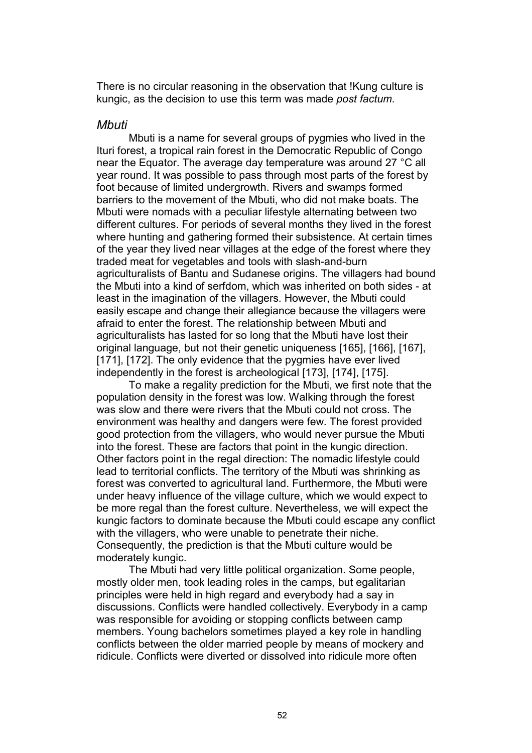There is no circular reasoning in the observation that !Kung culture is kungic, as the decision to use this term was made *post factum*.

### *Mbuti*

Mbuti is a name for several groups of pygmies who lived in the Ituri forest, a tropical rain forest in the Democratic Republic of Congo near the Equator. The average day temperature was around 27 °C all year round. It was possible to pass through most parts of the forest by foot because of limited undergrowth. Rivers and swamps formed barriers to the movement of the Mbuti, who did not make boats. The Mbuti were nomads with a peculiar lifestyle alternating between two different cultures. For periods of several months they lived in the forest where hunting and gathering formed their subsistence. At certain times of the year they lived near villages at the edge of the forest where they traded meat for vegetables and tools with slash-and-burn agriculturalists of Bantu and Sudanese origins. The villagers had bound the Mbuti into a kind of serfdom, which was inherited on both sides - at least in the imagination of the villagers. However, the Mbuti could easily escape and change their allegiance because the villagers were afraid to enter the forest. The relationship between Mbuti and agriculturalists has lasted for so long that the Mbuti have lost their original language, but not their genetic uniqueness [165], [166], [167], [171], [172]. The only evidence that the pygmies have ever lived independently in the forest is archeological [173], [174], [175].

To make a regality prediction for the Mbuti, we first note that the population density in the forest was low. Walking through the forest was slow and there were rivers that the Mbuti could not cross. The environment was healthy and dangers were few. The forest provided good protection from the villagers, who would never pursue the Mbuti into the forest. These are factors that point in the kungic direction. Other factors point in the regal direction: The nomadic lifestyle could lead to territorial conflicts. The territory of the Mbuti was shrinking as forest was converted to agricultural land. Furthermore, the Mbuti were under heavy influence of the village culture, which we would expect to be more regal than the forest culture. Nevertheless, we will expect the kungic factors to dominate because the Mbuti could escape any conflict with the villagers, who were unable to penetrate their niche. Consequently, the prediction is that the Mbuti culture would be moderately kungic.

The Mbuti had very little political organization. Some people, mostly older men, took leading roles in the camps, but egalitarian principles were held in high regard and everybody had a say in discussions. Conflicts were handled collectively. Everybody in a camp was responsible for avoiding or stopping conflicts between camp members. Young bachelors sometimes played a key role in handling conflicts between the older married people by means of mockery and ridicule. Conflicts were diverted or dissolved into ridicule more often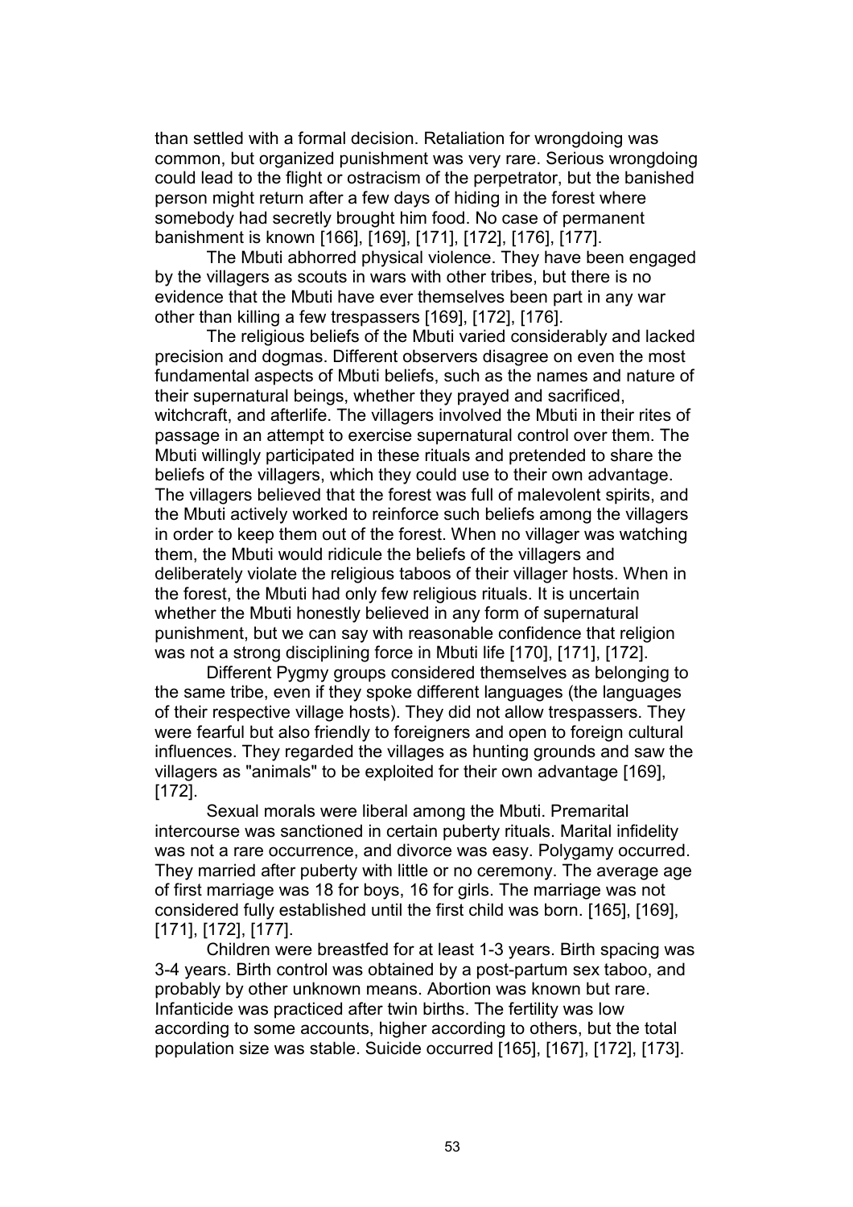than settled with a formal decision. Retaliation for wrongdoing was common, but organized punishment was very rare. Serious wrongdoing could lead to the flight or ostracism of the perpetrator, but the banished person might return after a few days of hiding in the forest where somebody had secretly brought him food. No case of permanent banishment is known [166], [169], [171], [172], [176], [177].

The Mbuti abhorred physical violence. They have been engaged by the villagers as scouts in wars with other tribes, but there is no evidence that the Mbuti have ever themselves been part in any war other than killing a few trespassers [169], [172], [176].

The religious beliefs of the Mbuti varied considerably and lacked precision and dogmas. Different observers disagree on even the most fundamental aspects of Mbuti beliefs, such as the names and nature of their supernatural beings, whether they prayed and sacrificed, witchcraft, and afterlife. The villagers involved the Mbuti in their rites of passage in an attempt to exercise supernatural control over them. The Mbuti willingly participated in these rituals and pretended to share the beliefs of the villagers, which they could use to their own advantage. The villagers believed that the forest was full of malevolent spirits, and the Mbuti actively worked to reinforce such beliefs among the villagers in order to keep them out of the forest. When no villager was watching them, the Mbuti would ridicule the beliefs of the villagers and deliberately violate the religious taboos of their villager hosts. When in the forest, the Mbuti had only few religious rituals. It is uncertain whether the Mbuti honestly believed in any form of supernatural punishment, but we can say with reasonable confidence that religion was not a strong disciplining force in Mbuti life [170], [171], [172].

Different Pygmy groups considered themselves as belonging to the same tribe, even if they spoke different languages (the languages of their respective village hosts). They did not allow trespassers. They were fearful but also friendly to foreigners and open to foreign cultural influences. They regarded the villages as hunting grounds and saw the villagers as "animals" to be exploited for their own advantage [169], [172].

Sexual morals were liberal among the Mbuti. Premarital intercourse was sanctioned in certain puberty rituals. Marital infidelity was not a rare occurrence, and divorce was easy. Polygamy occurred. They married after puberty with little or no ceremony. The average age of first marriage was 18 for boys, 16 for girls. The marriage was not considered fully established until the first child was born. [165], [169], [171], [172], [177].

Children were breastfed for at least 1-3 years. Birth spacing was 3-4 years. Birth control was obtained by a post-partum sex taboo, and probably by other unknown means. Abortion was known but rare. Infanticide was practiced after twin births. The fertility was low according to some accounts, higher according to others, but the total population size was stable. Suicide occurred [165], [167], [172], [173].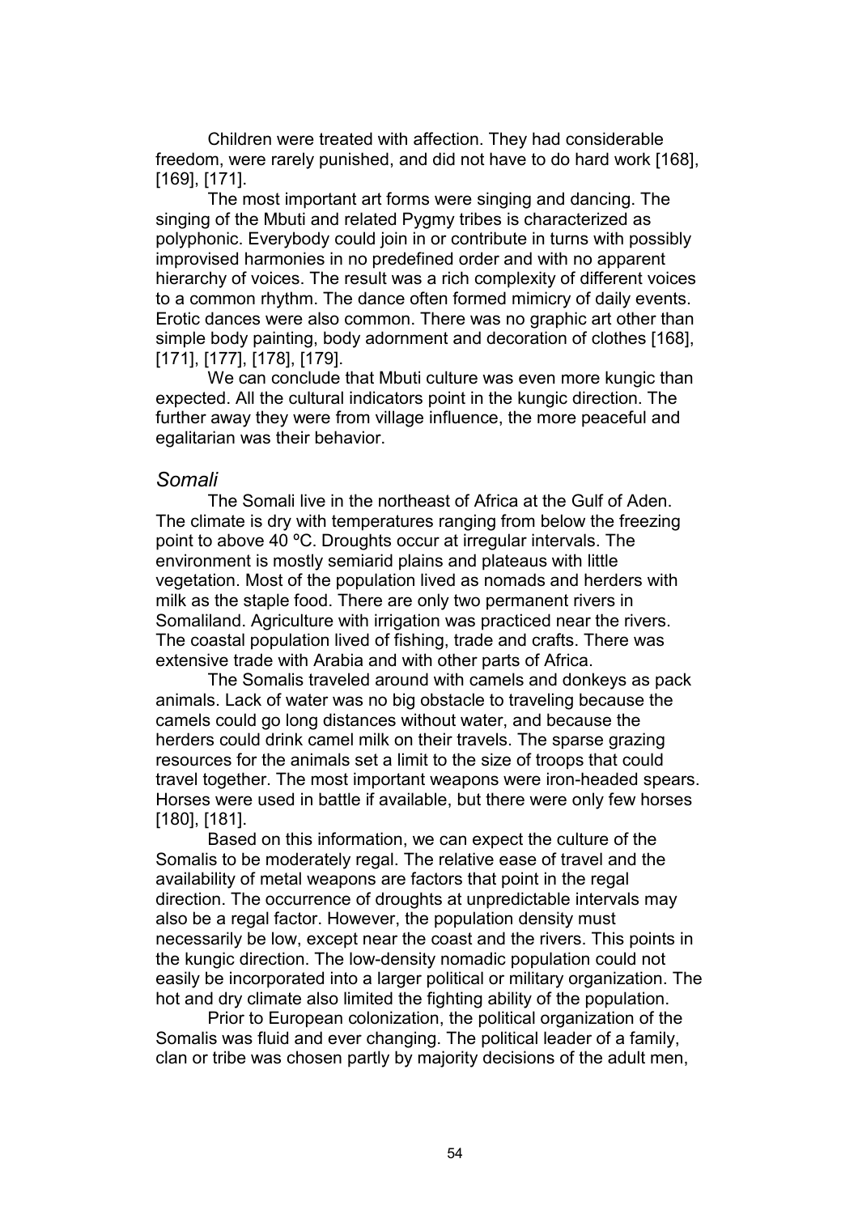Children were treated with affection. They had considerable freedom, were rarely punished, and did not have to do hard work [168], [169], [171].

The most important art forms were singing and dancing. The singing of the Mbuti and related Pygmy tribes is characterized as polyphonic. Everybody could join in or contribute in turns with possibly improvised harmonies in no predefined order and with no apparent hierarchy of voices. The result was a rich complexity of different voices to a common rhythm. The dance often formed mimicry of daily events. Erotic dances were also common. There was no graphic art other than simple body painting, body adornment and decoration of clothes [168], [171], [177], [178], [179].

We can conclude that Mbuti culture was even more kungic than expected. All the cultural indicators point in the kungic direction. The further away they were from village influence, the more peaceful and egalitarian was their behavior.

### *Somali*

The Somali live in the northeast of Africa at the Gulf of Aden. The climate is dry with temperatures ranging from below the freezing point to above 40 ºC. Droughts occur at irregular intervals. The environment is mostly semiarid plains and plateaus with little vegetation. Most of the population lived as nomads and herders with milk as the staple food. There are only two permanent rivers in Somaliland. Agriculture with irrigation was practiced near the rivers. The coastal population lived of fishing, trade and crafts. There was extensive trade with Arabia and with other parts of Africa.

The Somalis traveled around with camels and donkeys as pack animals. Lack of water was no big obstacle to traveling because the camels could go long distances without water, and because the herders could drink camel milk on their travels. The sparse grazing resources for the animals set a limit to the size of troops that could travel together. The most important weapons were iron-headed spears. Horses were used in battle if available, but there were only few horses [180], [181].

Based on this information, we can expect the culture of the Somalis to be moderately regal. The relative ease of travel and the availability of metal weapons are factors that point in the regal direction. The occurrence of droughts at unpredictable intervals may also be a regal factor. However, the population density must necessarily be low, except near the coast and the rivers. This points in the kungic direction. The low-density nomadic population could not easily be incorporated into a larger political or military organization. The hot and dry climate also limited the fighting ability of the population.

Prior to European colonization, the political organization of the Somalis was fluid and ever changing. The political leader of a family, clan or tribe was chosen partly by majority decisions of the adult men,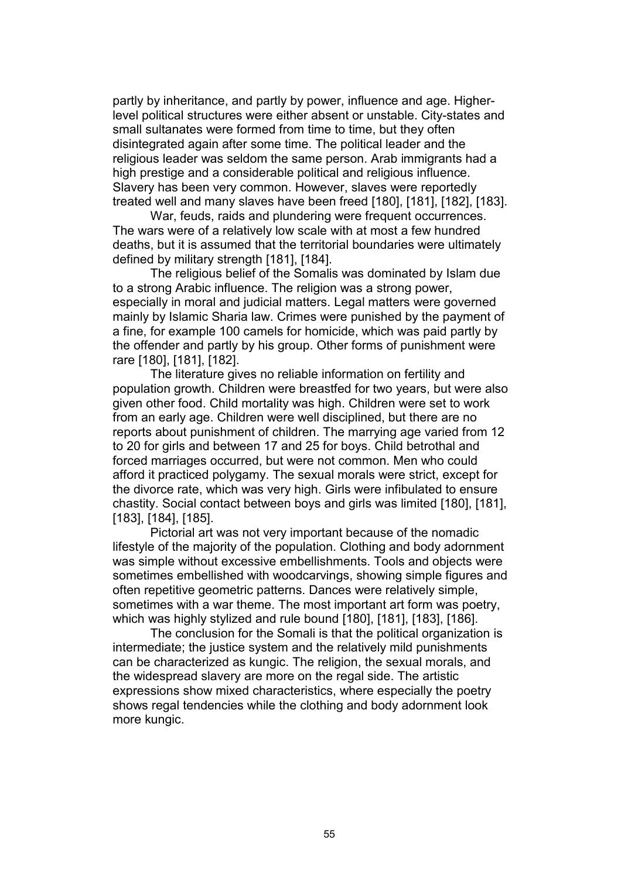partly by inheritance, and partly by power, influence and age. Higher-level political structures were either absent or unstable. City-states and small sultanates were formed from time to time, but they often disintegrated again after some time. The political leader and the religious leader was seldom the same person. Arab immigrants had a high prestige and a considerable political and religious influence. Slavery has been very common. However, slaves were reportedly treated well and many slaves have been freed [180], [181], [182], [183].

War, feuds, raids and plundering were frequent occurrences. The wars were of a relatively low scale with at most a few hundred deaths, but it is assumed that the territorial boundaries were ultimately defined by military strength [181], [184].

The religious belief of the Somalis was dominated by Islam due to a strong Arabic influence. The religion was a strong power, especially in moral and judicial matters. Legal matters were governed mainly by Islamic Sharia law. Crimes were punished by the payment of a fine, for example 100 camels for homicide, which was paid partly by the offender and partly by his group. Other forms of punishment were rare [180], [181], [182].

The literature gives no reliable information on fertility and population growth. Children were breastfed for two years, but were also given other food. Child mortality was high. Children were set to work from an early age. Children were well disciplined, but there are no reports about punishment of children. The marrying age varied from 12 to 20 for girls and between 17 and 25 for boys. Child betrothal and forced marriages occurred, but were not common. Men who could afford it practiced polygamy. The sexual morals were strict, except for the divorce rate, which was very high. Girls were infibulated to ensure chastity. Social contact between boys and girls was limited [180], [181], [183], [184], [185].

Pictorial art was not very important because of the nomadic lifestyle of the majority of the population. Clothing and body adornment was simple without excessive embellishments. Tools and objects were sometimes embellished with woodcarvings, showing simple figures and often repetitive geometric patterns. Dances were relatively simple, sometimes with a war theme. The most important art form was poetry, which was highly stylized and rule bound [180], [181], [183], [186].

The conclusion for the Somali is that the political organization is intermediate; the justice system and the relatively mild punishments can be characterized as kungic. The religion, the sexual morals, and the widespread slavery are more on the regal side. The artistic expressions show mixed characteristics, where especially the poetry shows regal tendencies while the clothing and body adornment look more kungic.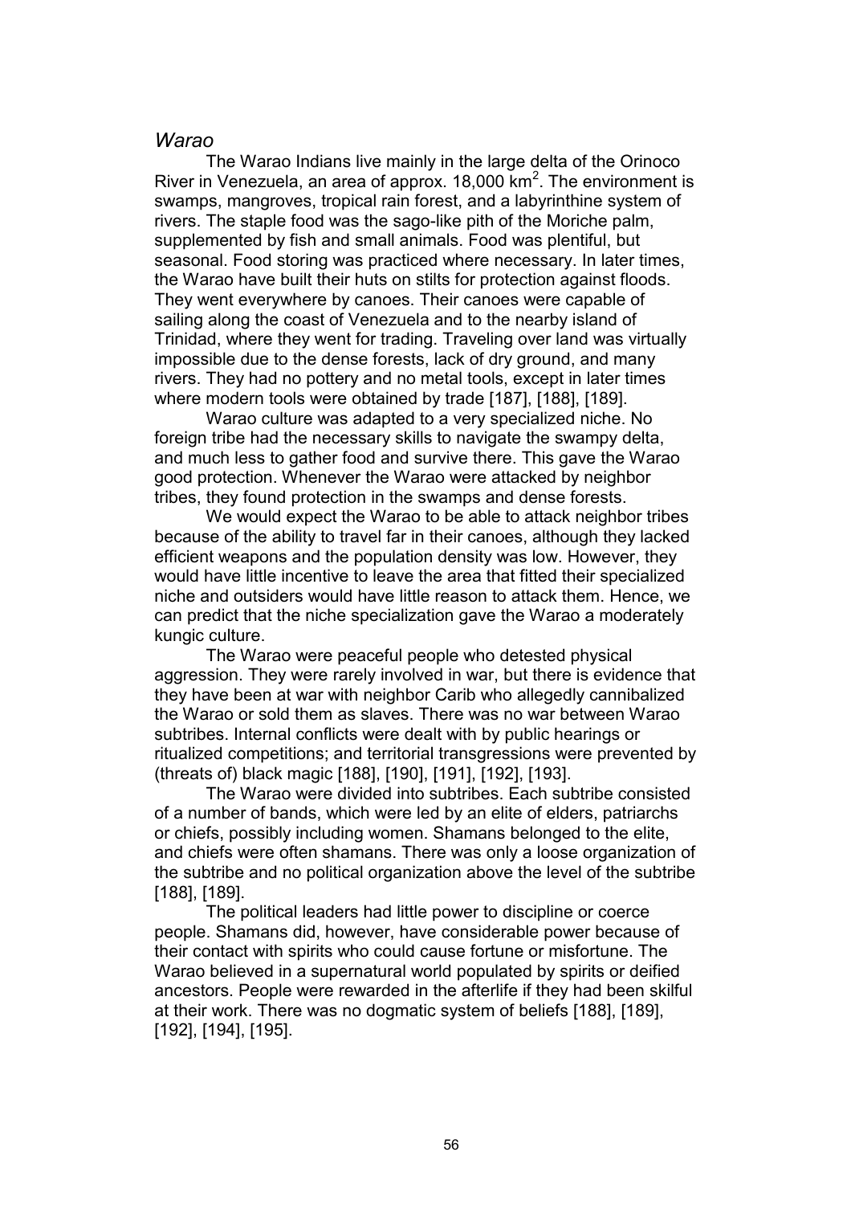### *Warao*

The Warao Indians live mainly in the large delta of the Orinoco River in Venezuela, an area of approx. 18,000 $km^2$. The environment is swamps, mangroves, tropical rain forest, and a labyrinthine system of rivers. The staple food was the sago-like pith of the Moriche palm, supplemented by fish and small animals. Food was plentiful, but seasonal. Food storing was practiced where necessary. In later times, the Warao have built their huts on stilts for protection against floods. They went everywhere by canoes. Their canoes were capable of sailing along the coast of Venezuela and to the nearby island of Trinidad, where they went for trading. Traveling over land was virtually impossible due to the dense forests, lack of dry ground, and many rivers. They had no pottery and no metal tools, except in later times where modern tools were obtained by trade [187], [188], [189].

Warao culture was adapted to a very specialized niche. No foreign tribe had the necessary skills to navigate the swampy delta, and much less to gather food and survive there. This gave the Warao good protection. Whenever the Warao were attacked by neighbor tribes, they found protection in the swamps and dense forests.

We would expect the Warao to be able to attack neighbor tribes because of the ability to travel far in their canoes, although they lacked efficient weapons and the population density was low. However, they would have little incentive to leave the area that fitted their specialized niche and outsiders would have little reason to attack them. Hence, we can predict that the niche specialization gave the Warao a moderately kungic culture.

The Warao were peaceful people who detested physical aggression. They were rarely involved in war, but there is evidence that they have been at war with neighbor Carib who allegedly cannibalized the Warao or sold them as slaves. There was no war between Warao subtribes. Internal conflicts were dealt with by public hearings or ritualized competitions; and territorial transgressions were prevented by (threats of) black magic [188], [190], [191], [192], [193].

The Warao were divided into subtribes. Each subtribe consisted of a number of bands, which were led by an elite of elders, patriarchs or chiefs, possibly including women. Shamans belonged to the elite, and chiefs were often shamans. There was only a loose organization of the subtribe and no political organization above the level of the subtribe [188], [189].

The political leaders had little power to discipline or coerce people. Shamans did, however, have considerable power because of their contact with spirits who could cause fortune or misfortune. The Warao believed in a supernatural world populated by spirits or deified ancestors. People were rewarded in the afterlife if they had been skilful at their work. There was no dogmatic system of beliefs [188], [189], [192], [194], [195].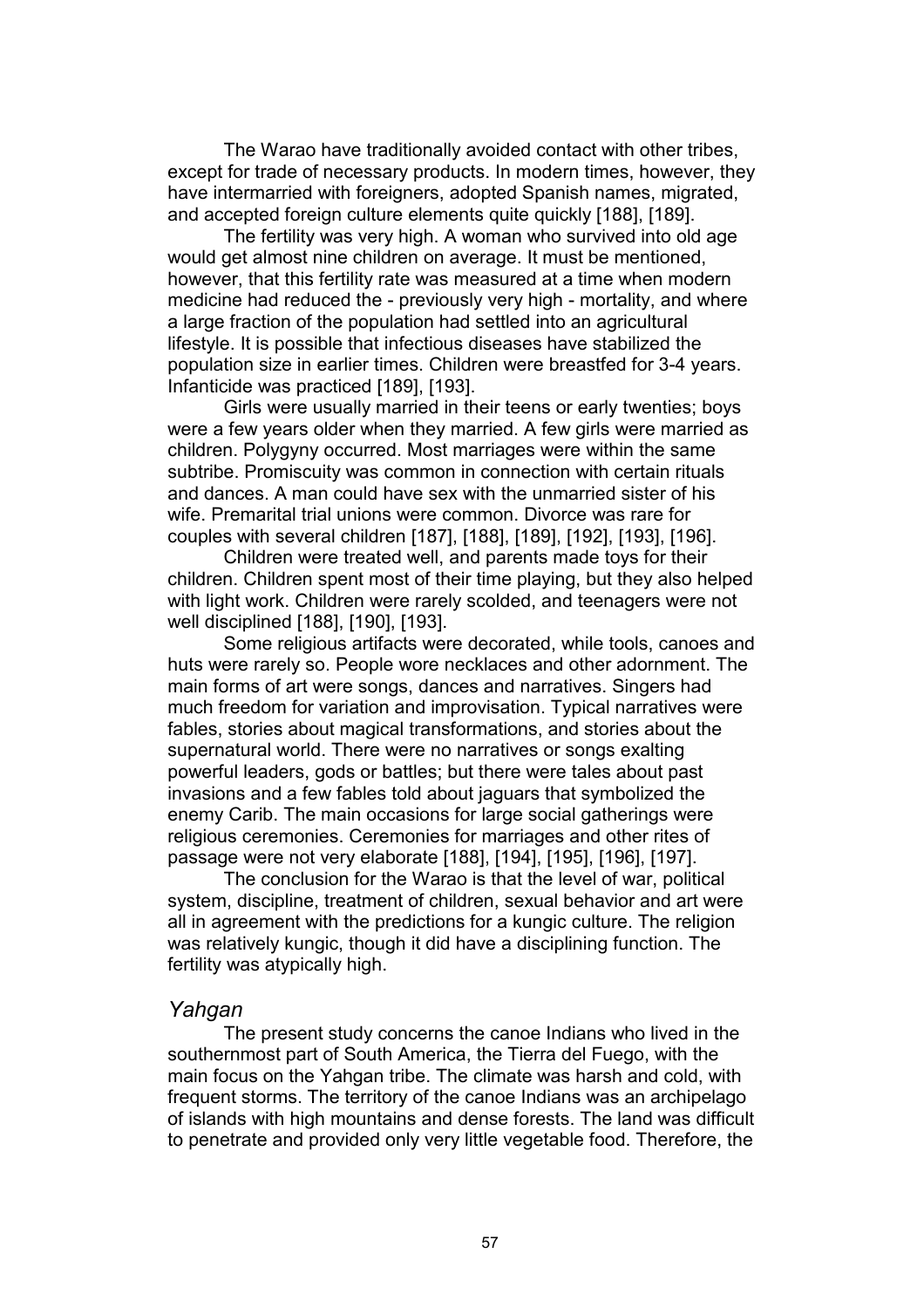The Warao have traditionally avoided contact with other tribes, except for trade of necessary products. In modern times, however, they have intermarried with foreigners, adopted Spanish names, migrated, and accepted foreign culture elements quite quickly [188], [189].

The fertility was very high. A woman who survived into old age would get almost nine children on average. It must be mentioned, however, that this fertility rate was measured at a time when modern medicine had reduced the - previously very high - mortality, and where a large fraction of the population had settled into an agricultural lifestyle. It is possible that infectious diseases have stabilized the population size in earlier times. Children were breastfed for 3-4 years. Infanticide was practiced [189], [193].

Girls were usually married in their teens or early twenties; boys were a few years older when they married. A few girls were married as children. Polygyny occurred. Most marriages were within the same subtribe. Promiscuity was common in connection with certain rituals and dances. A man could have sex with the unmarried sister of his wife. Premarital trial unions were common. Divorce was rare for couples with several children [187], [188], [189], [192], [193], [196].

Children were treated well, and parents made toys for their children. Children spent most of their time playing, but they also helped with light work. Children were rarely scolded, and teenagers were not well disciplined [188], [190], [193].

Some religious artifacts were decorated, while tools, canoes and huts were rarely so. People wore necklaces and other adornment. The main forms of art were songs, dances and narratives. Singers had much freedom for variation and improvisation. Typical narratives were fables, stories about magical transformations, and stories about the supernatural world. There were no narratives or songs exalting powerful leaders, gods or battles; but there were tales about past invasions and a few fables told about jaguars that symbolized the enemy Carib. The main occasions for large social gatherings were religious ceremonies. Ceremonies for marriages and other rites of passage were not very elaborate [188], [194], [195], [196], [197].

The conclusion for the Warao is that the level of war, political system, discipline, treatment of children, sexual behavior and art were all in agreement with the predictions for a kungic culture. The religion was relatively kungic, though it did have a disciplining function. The fertility was atypically high.

### *Yahgan*

The present study concerns the canoe Indians who lived in the southernmost part of South America, the Tierra del Fuego, with the main focus on the Yahgan tribe. The climate was harsh and cold, with frequent storms. The territory of the canoe Indians was an archipelago of islands with high mountains and dense forests. The land was difficult to penetrate and provided only very little vegetable food. Therefore, the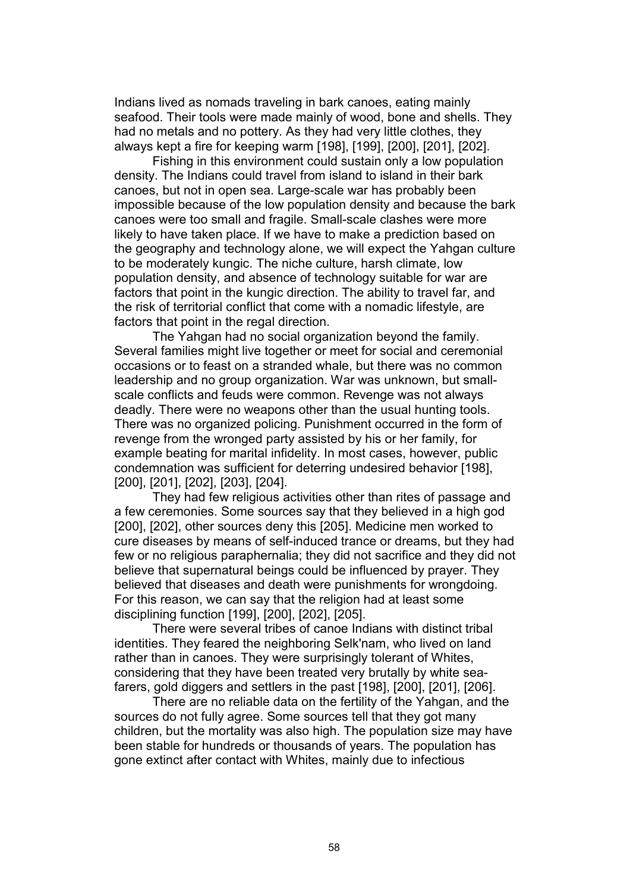Indians lived as nomads traveling in bark canoes, eating mainly seafood. Their tools were made mainly of wood, bone and shells. They had no metals and no pottery. As they had very little clothes, they always kept a fire for keeping warm [198], [199], [200], [201], [202].

Fishing in this environment could sustain only a low population density. The Indians could travel from island to island in their bark canoes, but not in open sea. Large-scale war has probably been impossible because of the low population density and because the bark canoes were too small and fragile. Small-scale clashes were more likely to have taken place. If we have to make a prediction based on the geography and technology alone, we will expect the Yahgan culture to be moderately kungic. The niche culture, harsh climate, low population density, and absence of technology suitable for war are factors that point in the kungic direction. The ability to travel far, and the risk of territorial conflict that come with a nomadic lifestyle, are factors that point in the regal direction.

The Yahgan had no social organization beyond the family. Several families might live together or meet for social and ceremonial occasions or to feast on a stranded whale, but there was no common leadership and no group organization. War was unknown, but small-scale conflicts and feuds were common. Revenge was not always deadly. There were no weapons other than the usual hunting tools. There was no organized policing. Punishment occurred in the form of revenge from the wronged party assisted by his or her family, for example beating for marital infidelity. In most cases, however, public condemnation was sufficient for deterring undesired behavior [198], [200], [201], [202], [203], [204].

They had few religious activities other than rites of passage and a few ceremonies. Some sources say that they believed in a high god [200], [202], other sources deny this [205]. Medicine men worked to cure diseases by means of self-induced trance or dreams, but they had few or no religious paraphernalia; they did not sacrifice and they did not believe that supernatural beings could be influenced by prayer. They believed that diseases and death were punishments for wrongdoing. For this reason, we can say that the religion had at least some disciplining function [199], [200], [202], [205].

There were several tribes of canoe Indians with distinct tribal identities. They feared the neighboring Selk'nam, who lived on land rather than in canoes. They were surprisingly tolerant of Whites, considering that they have been treated very brutally by white sea-farers, gold diggers and settlers in the past [198], [200], [201], [206].

There are no reliable data on the fertility of the Yahgan, and the sources do not fully agree. Some sources tell that they got many children, but the mortality was also high. The population size may have been stable for hundreds or thousands of years. The population has gone extinct after contact with Whites, mainly due to infectious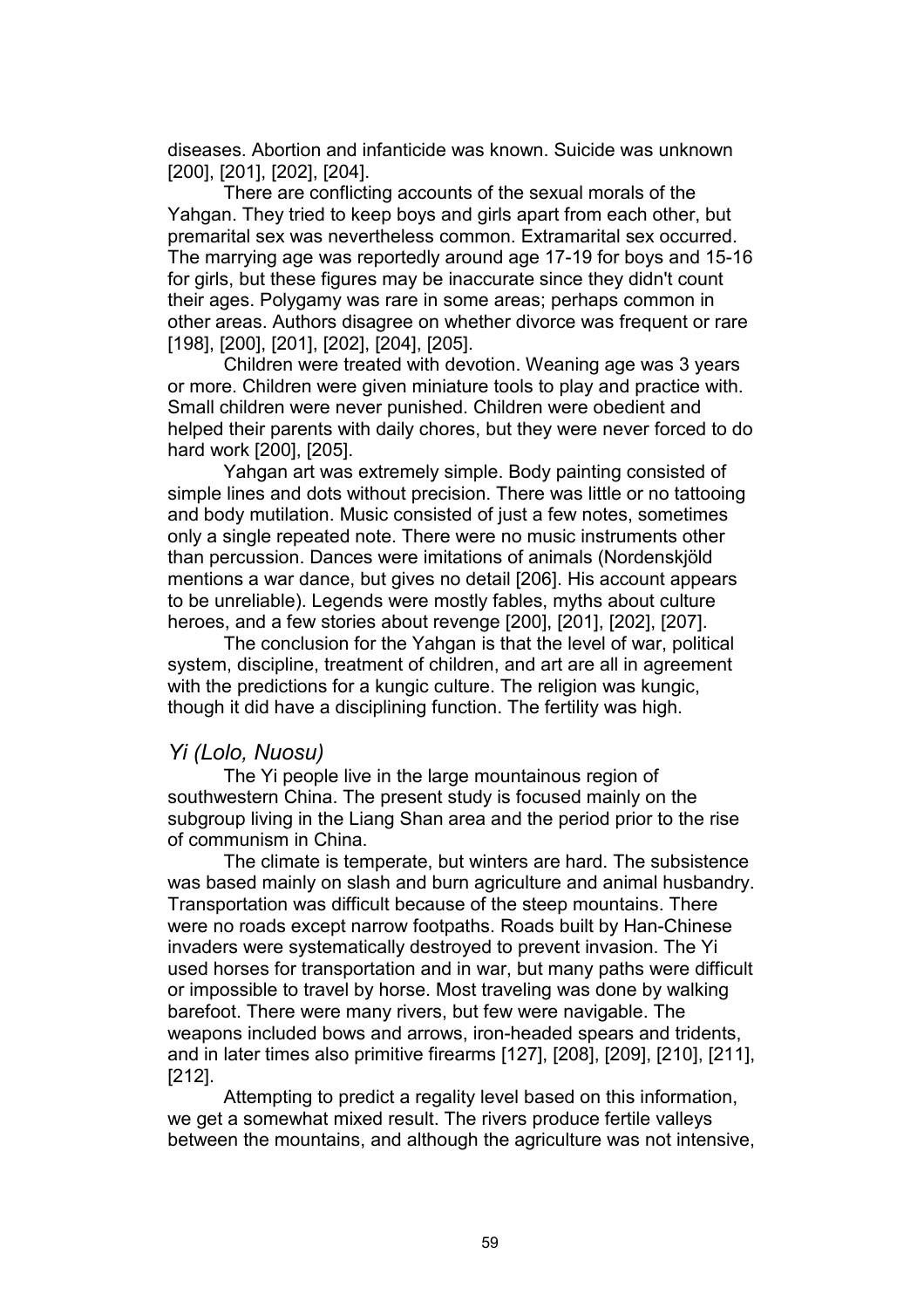diseases. Abortion and infanticide was known. Suicide was unknown [200], [201], [202], [204].

There are conflicting accounts of the sexual morals of the Yahgan. They tried to keep boys and girls apart from each other, but premarital sex was nevertheless common. Extramarital sex occurred. The marrying age was reportedly around age 17-19 for boys and 15-16 for girls, but these figures may be inaccurate since they didn't count their ages. Polygamy was rare in some areas; perhaps common in other areas. Authors disagree on whether divorce was frequent or rare [198], [200], [201], [202], [204], [205].

Children were treated with devotion. Weaning age was 3 years or more. Children were given miniature tools to play and practice with. Small children were never punished. Children were obedient and helped their parents with daily chores, but they were never forced to do hard work [200], [205].

Yahgan art was extremely simple. Body painting consisted of simple lines and dots without precision. There was little or no tattooing and body mutilation. Music consisted of just a few notes, sometimes only a single repeated note. There were no music instruments other than percussion. Dances were imitations of animals (Nordenskjöld mentions a war dance, but gives no detail [206]. His account appears to be unreliable). Legends were mostly fables, myths about culture heroes, and a few stories about revenge [200], [201], [202], [207].

The conclusion for the Yahgan is that the level of war, political system, discipline, treatment of children, and art are all in agreement with the predictions for a kungic culture. The religion was kungic, though it did have a disciplining function. The fertility was high.

### *Yi (Lolo, Nuosu)*

The Yi people live in the large mountainous region of southwestern China. The present study is focused mainly on the subgroup living in the Liang Shan area and the period prior to the rise of communism in China.

The climate is temperate, but winters are hard. The subsistence was based mainly on slash and burn agriculture and animal husbandry. Transportation was difficult because of the steep mountains. There were no roads except narrow footpaths. Roads built by Han-Chinese invaders were systematically destroyed to prevent invasion. The Yi used horses for transportation and in war, but many paths were difficult or impossible to travel by horse. Most traveling was done by walking barefoot. There were many rivers, but few were navigable. The weapons included bows and arrows, iron-headed spears and tridents, and in later times also primitive firearms [127], [208], [209], [210], [211], [212].

Attempting to predict a regality level based on this information, we get a somewhat mixed result. The rivers produce fertile valleys between the mountains, and although the agriculture was not intensive,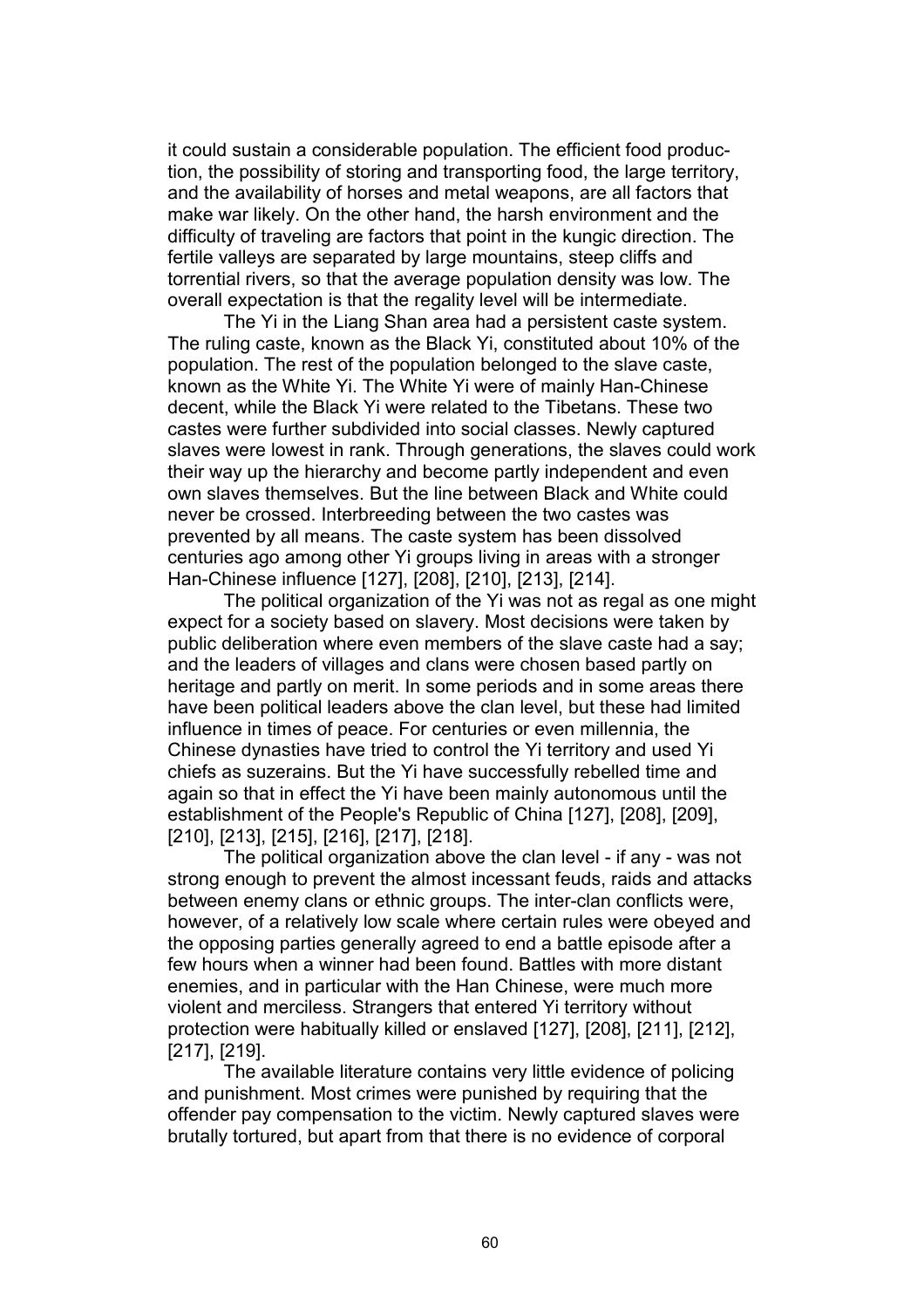it could sustain a considerable population. The efficient food production, the possibility of storing and transporting food, the large territory, and the availability of horses and metal weapons, are all factors that make war likely. On the other hand, the harsh environment and the difficulty of traveling are factors that point in the kungic direction. The fertile valleys are separated by large mountains, steep cliffs and torrential rivers, so that the average population density was low. The overall expectation is that the regality level will be intermediate.

The Yi in the Liang Shan area had a persistent caste system. The ruling caste, known as the Black Yi, constituted about 10% of the population. The rest of the population belonged to the slave caste, known as the White Yi. The White Yi were of mainly Han-Chinese decent, while the Black Yi were related to the Tibetans. These two castes were further subdivided into social classes. Newly captured slaves were lowest in rank. Through generations, the slaves could work their way up the hierarchy and become partly independent and even own slaves themselves. But the line between Black and White could never be crossed. Interbreeding between the two castes was prevented by all means. The caste system has been dissolved centuries ago among other Yi groups living in areas with a stronger Han-Chinese influence [127], [208], [210], [213], [214].

The political organization of the Yi was not as regal as one might expect for a society based on slavery. Most decisions were taken by public deliberation where even members of the slave caste had a say; and the leaders of villages and clans were chosen based partly on heritage and partly on merit. In some periods and in some areas there have been political leaders above the clan level, but these had limited influence in times of peace. For centuries or even millennia, the Chinese dynasties have tried to control the Yi territory and used Yi chiefs as suzerains. But the Yi have successfully rebelled time and again so that in effect the Yi have been mainly autonomous until the establishment of the People's Republic of China [127], [208], [209], [210], [213], [215], [216], [217], [218].

The political organization above the clan level - if any - was not strong enough to prevent the almost incessant feuds, raids and attacks between enemy clans or ethnic groups. The inter-clan conflicts were, however, of a relatively low scale where certain rules were obeyed and the opposing parties generally agreed to end a battle episode after a few hours when a winner had been found. Battles with more distant enemies, and in particular with the Han Chinese, were much more violent and merciless. Strangers that entered Yi territory without protection were habitually killed or enslaved [127], [208], [211], [212], [217], [219].

The available literature contains very little evidence of policing and punishment. Most crimes were punished by requiring that the offender pay compensation to the victim. Newly captured slaves were brutally tortured, but apart from that there is no evidence of corporal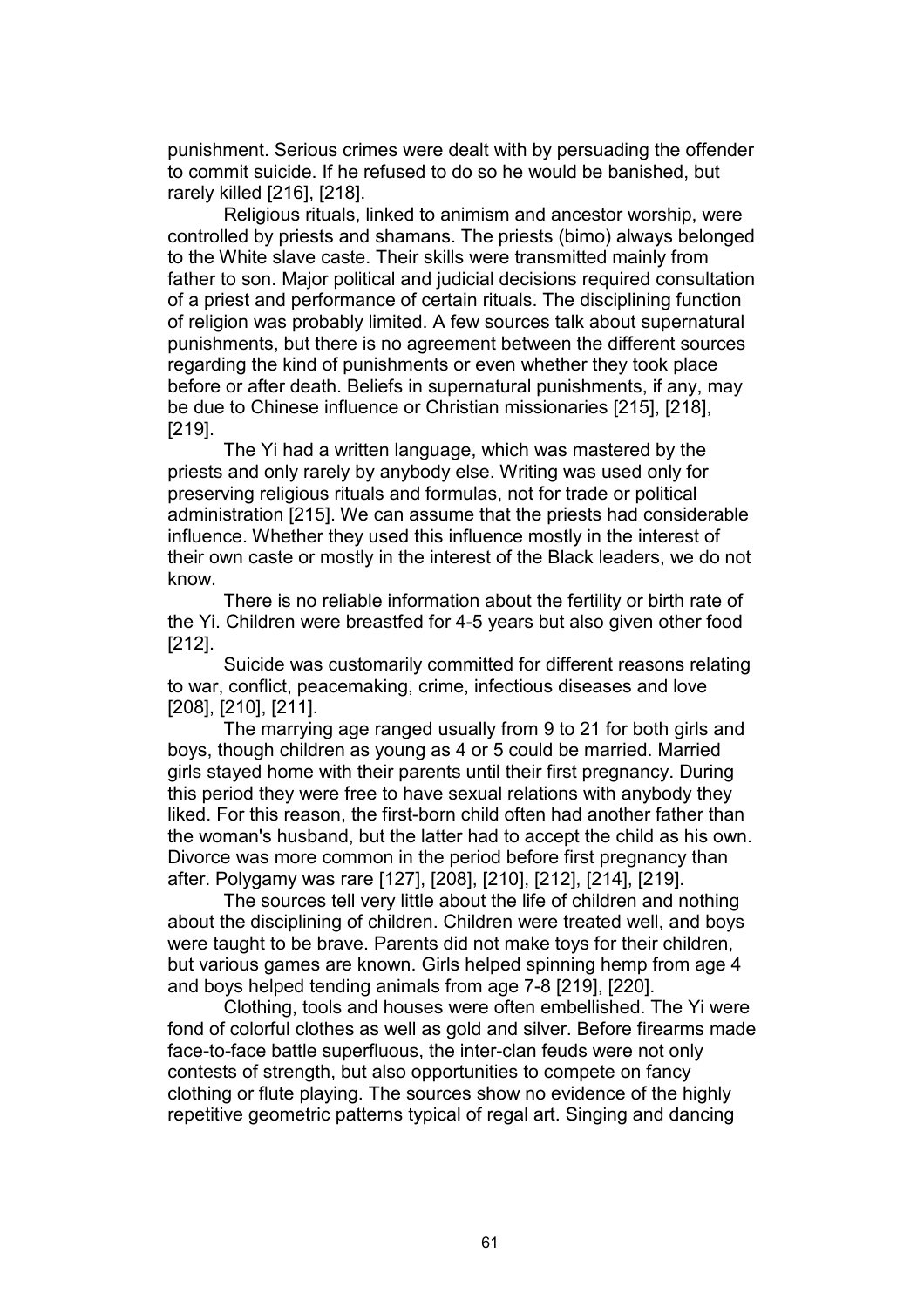punishment. Serious crimes were dealt with by persuading the offender to commit suicide. If he refused to do so he would be banished, but rarely killed [216], [218].

Religious rituals, linked to animism and ancestor worship, were controlled by priests and shamans. The priests (bimo) always belonged to the White slave caste. Their skills were transmitted mainly from father to son. Major political and judicial decisions required consultation of a priest and performance of certain rituals. The disciplining function of religion was probably limited. A few sources talk about supernatural punishments, but there is no agreement between the different sources regarding the kind of punishments or even whether they took place before or after death. Beliefs in supernatural punishments, if any, may be due to Chinese influence or Christian missionaries [215], [218], [219].

The Yi had a written language, which was mastered by the priests and only rarely by anybody else. Writing was used only for preserving religious rituals and formulas, not for trade or political administration [215]. We can assume that the priests had considerable influence. Whether they used this influence mostly in the interest of their own caste or mostly in the interest of the Black leaders, we do not know.

There is no reliable information about the fertility or birth rate of the Yi. Children were breastfed for 4-5 years but also given other food [212].

Suicide was customarily committed for different reasons relating to war, conflict, peacemaking, crime, infectious diseases and love [208], [210], [211].

The marrying age ranged usually from 9 to 21 for both girls and boys, though children as young as 4 or 5 could be married. Married girls stayed home with their parents until their first pregnancy. During this period they were free to have sexual relations with anybody they liked. For this reason, the first-born child often had another father than the woman's husband, but the latter had to accept the child as his own. Divorce was more common in the period before first pregnancy than after. Polygamy was rare [127], [208], [210], [212], [214], [219].

The sources tell very little about the life of children and nothing about the disciplining of children. Children were treated well, and boys were taught to be brave. Parents did not make toys for their children, but various games are known. Girls helped spinning hemp from age 4 and boys helped tending animals from age 7-8 [219], [220].

Clothing, tools and houses were often embellished. The Yi were fond of colorful clothes as well as gold and silver. Before firearms made face-to-face battle superfluous, the inter-clan feuds were not only contests of strength, but also opportunities to compete on fancy clothing or flute playing. The sources show no evidence of the highly repetitive geometric patterns typical of regal art. Singing and dancing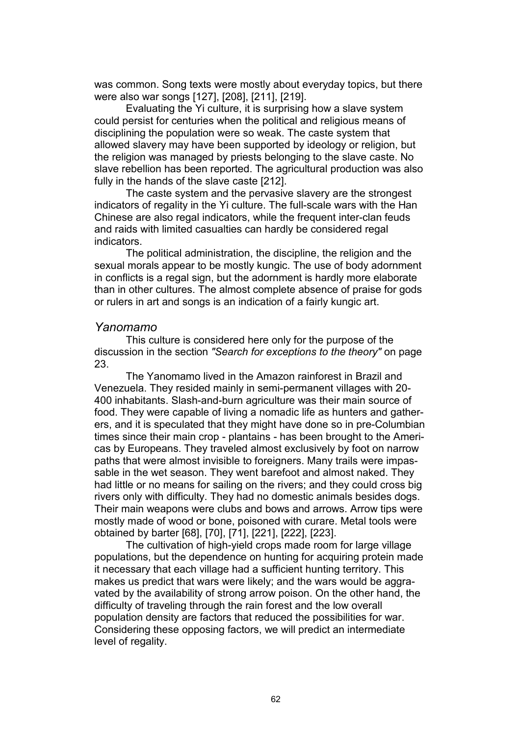was common. Song texts were mostly about everyday topics, but there were also war songs [127], [208], [211], [219].

Evaluating the Yi culture, it is surprising how a slave system could persist for centuries when the political and religious means of disciplining the population were so weak. The caste system that allowed slavery may have been supported by ideology or religion, but the religion was managed by priests belonging to the slave caste. No slave rebellion has been reported. The agricultural production was also fully in the hands of the slave caste [212].

The caste system and the pervasive slavery are the strongest indicators of regality in the Yi culture. The full-scale wars with the Han Chinese are also regal indicators, while the frequent inter-clan feuds and raids with limited casualties can hardly be considered regal indicators.

The political administration, the discipline, the religion and the sexual morals appear to be mostly kungic. The use of body adornment in conflicts is a regal sign, but the adornment is hardly more elaborate than in other cultures. The almost complete absence of praise for gods or rulers in art and songs is an indication of a fairly kungic art.

### *Yanomamo*

This culture is considered here only for the purpose of the discussion in the section *"Search for exceptions to the theory"* on page 23.

The Yanomamo lived in the Amazon rainforest in Brazil and Venezuela. They resided mainly in semi-permanent villages with 20-400 inhabitants. Slash-and-burn agriculture was their main source of food. They were capable of living a nomadic life as hunters and gatherers, and it is speculated that they might have done so in pre-Columbian times since their main crop - plantains - has been brought to the Americas by Europeans. They traveled almost exclusively by foot on narrow paths that were almost invisible to foreigners. Many trails were impassable in the wet season. They went barefoot and almost naked. They had little or no means for sailing on the rivers; and they could cross big rivers only with difficulty. They had no domestic animals besides dogs. Their main weapons were clubs and bows and arrows. Arrow tips were mostly made of wood or bone, poisoned with curare. Metal tools were obtained by barter [68], [70], [71], [221], [222], [223].

The cultivation of high-yield crops made room for large village populations, but the dependence on hunting for acquiring protein made it necessary that each village had a sufficient hunting territory. This makes us predict that wars were likely; and the wars would be aggravated by the availability of strong arrow poison. On the other hand, the difficulty of traveling through the rain forest and the low overall population density are factors that reduced the possibilities for war. Considering these opposing factors, we will predict an intermediate level of regality.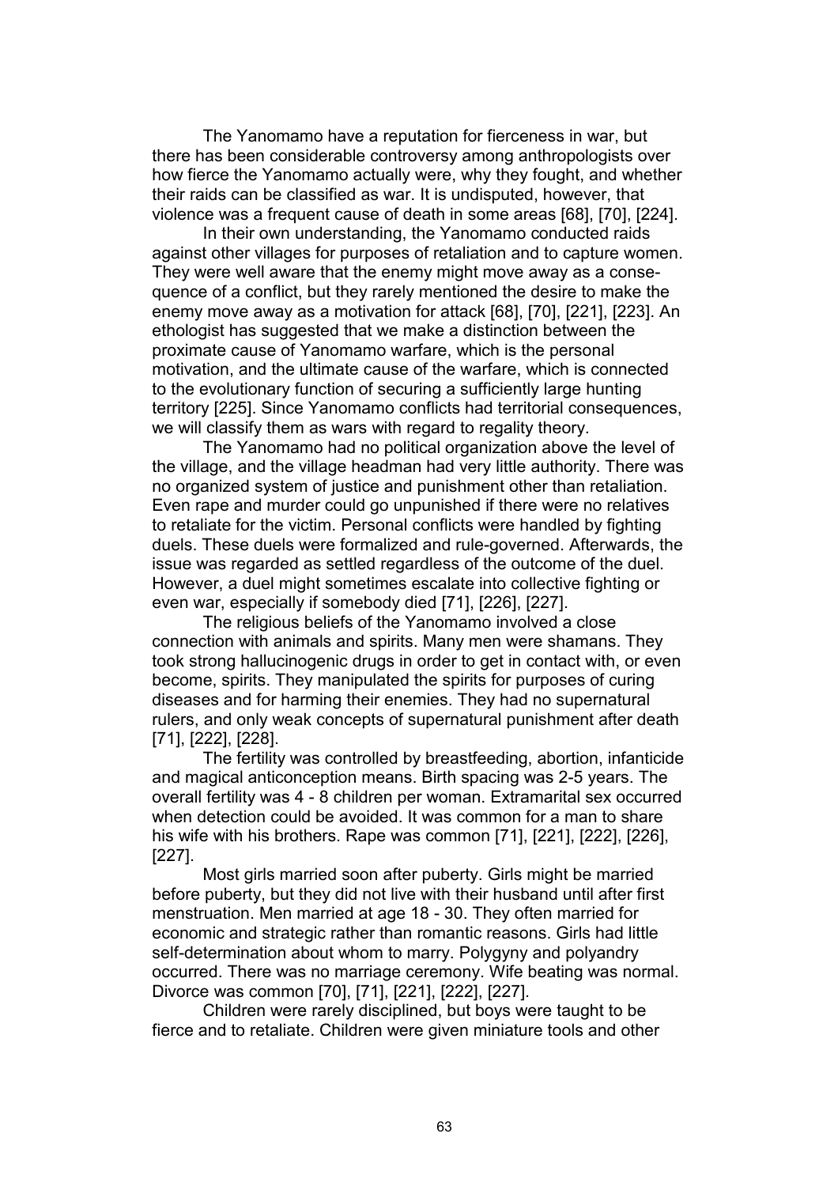The Yanomamo have a reputation for fierceness in war, but there has been considerable controversy among anthropologists over how fierce the Yanomamo actually were, why they fought, and whether their raids can be classified as war. It is undisputed, however, that violence was a frequent cause of death in some areas [68], [70], [224].

In their own understanding, the Yanomamo conducted raids against other villages for purposes of retaliation and to capture women. They were well aware that the enemy might move away as a consequence of a conflict, but they rarely mentioned the desire to make the enemy move away as a motivation for attack [68], [70], [221], [223]. An ethologist has suggested that we make a distinction between the proximate cause of Yanomamo warfare, which is the personal motivation, and the ultimate cause of the warfare, which is connected to the evolutionary function of securing a sufficiently large hunting territory [225]. Since Yanomamo conflicts had territorial consequences, we will classify them as wars with regard to regality theory.

The Yanomamo had no political organization above the level of the village, and the village headman had very little authority. There was no organized system of justice and punishment other than retaliation. Even rape and murder could go unpunished if there were no relatives to retaliate for the victim. Personal conflicts were handled by fighting duels. These duels were formalized and rule-governed. Afterwards, the issue was regarded as settled regardless of the outcome of the duel. However, a duel might sometimes escalate into collective fighting or even war, especially if somebody died [71], [226], [227].

The religious beliefs of the Yanomamo involved a close connection with animals and spirits. Many men were shamans. They took strong hallucinogenic drugs in order to get in contact with, or even become, spirits. They manipulated the spirits for purposes of curing diseases and for harming their enemies. They had no supernatural rulers, and only weak concepts of supernatural punishment after death [71], [222], [228].

The fertility was controlled by breastfeeding, abortion, infanticide and magical anticonception means. Birth spacing was 2-5 years. The overall fertility was 4 - 8 children per woman. Extramarital sex occurred when detection could be avoided. It was common for a man to share his wife with his brothers. Rape was common [71], [221], [222], [226], [227].

Most girls married soon after puberty. Girls might be married before puberty, but they did not live with their husband until after first menstruation. Men married at age 18 - 30. They often married for economic and strategic rather than romantic reasons. Girls had little self-determination about whom to marry. Polygyny and polyandry occurred. There was no marriage ceremony. Wife beating was normal. Divorce was common [70], [71], [221], [222], [227].

Children were rarely disciplined, but boys were taught to be fierce and to retaliate. Children were given miniature tools and other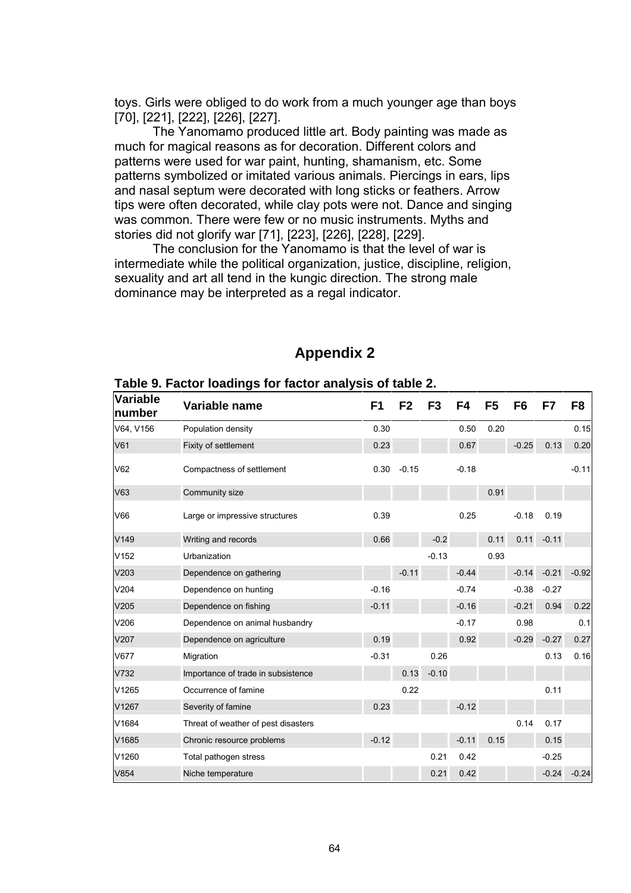toys. Girls were obliged to do work from a much younger age than boys [70], [221], [222], [226], [227].

The Yanomamo produced little art. Body painting was made as much for magical reasons as for decoration. Different colors and patterns were used for war paint, hunting, shamanism, etc. Some patterns symbolized or imitated various animals. Piercings in ears, lips and nasal septum were decorated with long sticks or feathers. Arrow tips were often decorated, while clay pots were not. Dance and singing was common. There were few or no music instruments. Myths and stories did not glorify war [71], [223], [226], [228], [229].

The conclusion for the Yanomamo is that the level of war is intermediate while the political organization, justice, discipline, religion, sexuality and art all tend in the kungic direction. The strong male dominance may be interpreted as a regal indicator.

# Appendix 2

**Table 9. Factor loadings for factor analysis of table 2.**

| Variable number | Variable name | F1 | F2 | F3 | F4 | F5 | F6 | F7 | F8 |
|---|---|---|---|---|---|---|---|---|---|
| V64, V156 | Population density | 0.30 | | | 0.50 | 0.20 | | | 0.15 |
| V61 | Fixity of settlement | 0.23 | | | 0.67 | | -0.25 | 0.13 | 0.20 |
| V62 | Compactness of settlement | 0.30 | -0.15 | | -0.18 | | | | -0.11 |
| V63 | Community size | | | | | 0.91 | | | |
| V66 | Large or impressive structures | 0.39 | | | 0.25 | | -0.18 | 0.19 | |
| V149 | Writing and records | 0.66 | | -0.2 | | 0.11 | 0.11 | -0.11 | |
| V152 | Urbanization | | | -0.13 | | 0.93 | | | |
| V203 | Dependence on gathering | | -0.11 | | -0.44 | | -0.14 | -0.21 | -0.92 |
| V204 | Dependence on hunting | -0.16 | | | -0.74 | | -0.38 | -0.27 | |
| V205 | Dependence on fishing | -0.11 | | | -0.16 | | -0.21 | 0.94 | 0.22 |
| V206 | Dependence on animal husbandry | | | | -0.17 | | 0.98 | | 0.1 |
| V207 | Dependence on agriculture | 0.19 | | | 0.92 | | -0.29 | -0.27 | 0.27 |
| V677 | Migration | -0.31 | | 0.26 | | | | 0.13 | 0.16 |
| V732 | Importance of trade in subsistence | | 0.13 | -0.10 | | | | | |
| V1265 | Occurrence of famine | | 0.22 | | | | | 0.11 | |
| V1267 | Severity of famine | 0.23 | | | -0.12 | | | | |
| V1684 | Threat of weather of pest disasters | | | | | | 0.14 | 0.17 | |
| V1685 | Chronic resource problems | -0.12 | | | -0.11 | 0.15 | | 0.15 | |
| V1260 | Total pathogen stress | | | 0.21 | 0.42 | | | -0.25 | |
| V854 | Niche temperature | | | 0.21 | 0.42 | | | -0.24 | -0.24 |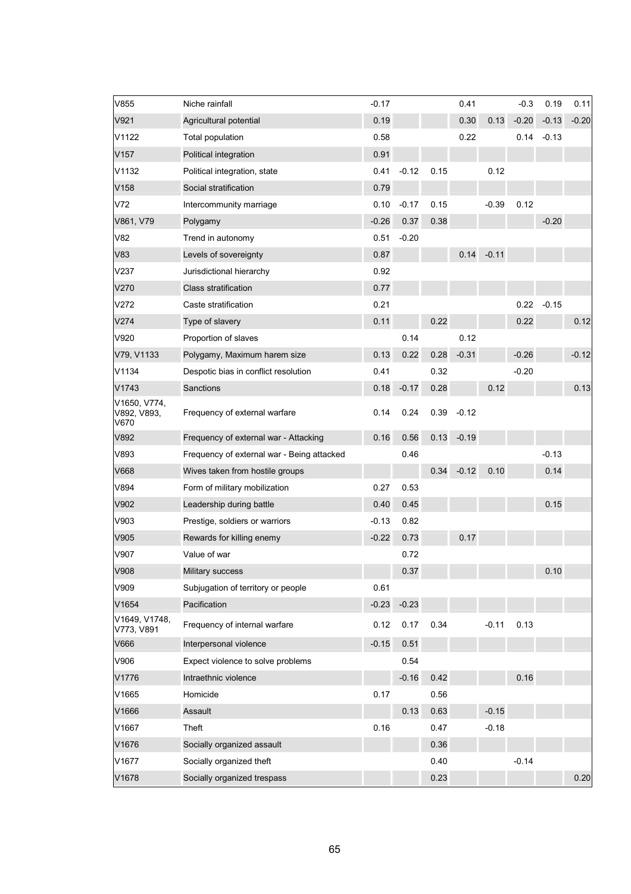| | | | | | | | | | |
|---|---|---|---|---|---|---|---|---|---|
| V855 | Niche rainfall | -0.17 | | | 0.41 | | -0.3 | 0.19 | 0.11 |
| V921 | Agricultural potential | 0.19 | | | 0.30 | 0.13 | -0.20 | -0.13 | -0.20 |
| V1122 | Total population | 0.58 | | | 0.22 | | 0.14 | -0.13 | |
| V157 | Political integration | 0.91 | | | | | | | |
| V1132 | Political integration, state | 0.41 | -0.12 | 0.15 | | 0.12 | | | |
| V158 | Social stratification | 0.79 | | | | | | | |
| V72 | Intercommunity marriage | 0.10 | -0.17 | 0.15 | | -0.39 | 0.12 | | |
| V861, V79 | Polygamy | -0.26 | 0.37 | 0.38 | | | | -0.20 | |
| V82 | Trend in autonomy | 0.51 | -0.20 | | | | | | |
| V83 | Levels of sovereignty | 0.87 | | | 0.14 | -0.11 | | | |
| V237 | Jurisdictional hierarchy | 0.92 | | | | | | | |
| V270 | Class stratification | 0.77 | | | | | | | |
| V272 | Caste stratification | 0.21 | | | | | 0.22 | -0.15 | |
| V274 | Type of slavery | 0.11 | | 0.22 | | | 0.22 | | 0.12 |
| V920 | Proportion of slaves | | 0.14 | | 0.12 | | | | |
| V79, V1133 | Polygamy, Maximum harem size | 0.13 | 0.22 | 0.28 | -0.31 | | -0.26 | | -0.12 |
| V1134 | Despotic bias in conflict resolution | 0.41 | | 0.32 | | | -0.20 | | |
| V1743 | Sanctions | 0.18 | -0.17 | 0.28 | | 0.12 | | | 0.13 |
| V1650, V774, V892, V893, V670 | Frequency of external warfare | 0.14 | 0.24 | 0.39 | -0.12 | | | | |
| V892 | Frequency of external war - Attacking | 0.16 | 0.56 | 0.13 | -0.19 | | | | |
| V893 | Frequency of external war - Being attacked | | 0.46 | | | | | -0.13 | |
| V668 | Wives taken from hostile groups | | | 0.34 | -0.12 | 0.10 | | 0.14 | |
| V894 | Form of military mobilization | 0.27 | 0.53 | | | | | | |
| V902 | Leadership during battle | 0.40 | 0.45 | | | | | 0.15 | |
| V903 | Prestige, soldiers or warriors | -0.13 | 0.82 | | | | | | |
| V905 | Rewards for killing enemy | -0.22 | 0.73 | | 0.17 | | | | |
| V907 | Value of war | | 0.72 | | | | | | |
| V908 | Military success | | 0.37 | | | | | 0.10 | |
| V909 | Subjugation of territory or people | 0.61 | | | | | | | |
| V1654 | Pacification | -0.23 | -0.23 | | | | | | |
| V1649, V1748, V773, V891 | Frequency of internal warfare | 0.12 | 0.17 | 0.34 | | -0.11 | 0.13 | | |
| V666 | Interpersonal violence | -0.15 | 0.51 | | | | | | |
| V906 | Expect violence to solve problems | | 0.54 | | | | | | |
| V1776 | Intraethnic violence | | -0.16 | 0.42 | | | 0.16 | | |
| V1665 | Homicide | 0.17 | | 0.56 | | | | | |
| V1666 | Assault | | 0.13 | 0.63 | | -0.15 | | | |
| V1667 | Theft | 0.16 | | 0.47 | | -0.18 | | | |
| V1676 | Socially organized assault | | | 0.36 | | | | | |
| V1677 | Socially organized theft | | | 0.40 | | | -0.14 | | |
| V1678 | Socially organized trespass | | | 0.23 | | | | | 0.20 |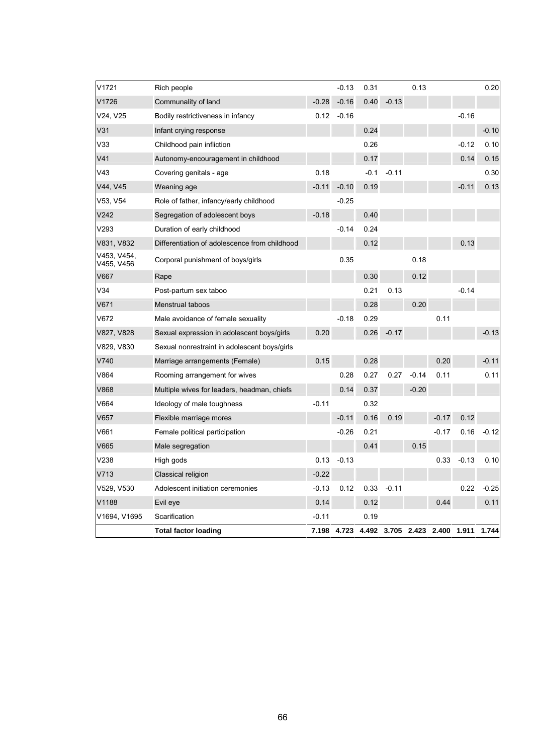| | | | | | | | | | |
|---|---|---|---|---|---|---|---|---|---|
| V1721 | Rich people | | -0.13 | 0.31 | | 0.13 | | | 0.20 |
| V1726 | Communality of land | -0.28 | -0.16 | 0.40 | -0.13 | | | | |
| V24, V25 | Bodily restrictiveness in infancy | 0.12 | -0.16 | | | | | -0.16 | |
| V31 | Infant crying response | | | 0.24 | | | | | -0.10 |
| V33 | Childhood pain infliction | | | 0.26 | | | | -0.12 | 0.10 |
| V41 | Autonomy-encouragement in childhood | | | 0.17 | | | | 0.14 | 0.15 |
| V43 | Covering genitals - age | 0.18 | | -0.1 | -0.11 | | | | 0.30 |
| V44, V45 | Weaning age | -0.11 | -0.10 | 0.19 | | | | -0.11 | 0.13 |
| V53, V54 | Role of father, infancy/early childhood | | -0.25 | | | | | | |
| V242 | Segregation of adolescent boys | -0.18 | | 0.40 | | | | | |
| V293 | Duration of early childhood | | -0.14 | 0.24 | | | | | |
| V831, V832 | Differentiation of adolescence from childhood | | | 0.12 | | | | 0.13 | |
| V453, V454, V455, V456 | Corporal punishment of boys/girls | | 0.35 | | | 0.18 | | | |
| V667 | Rape | | | 0.30 | | 0.12 | | | |
| V34 | Post-partum sex taboo | | | 0.21 | 0.13 | | | -0.14 | |
| V671 | Menstrual taboos | | | 0.28 | | 0.20 | | | |
| V672 | Male avoidance of female sexuality | | -0.18 | 0.29 | | | 0.11 | | |
| V827, V828 | Sexual expression in adolescent boys/girls | 0.20 | | 0.26 | -0.17 | | | | -0.13 |
| V829, V830 | Sexual nonrestraint in adolescent boys/girls | | | | | | | | |
| V740 | Marriage arrangements (Female) | 0.15 | | 0.28 | | | 0.20 | | -0.11 |
| V864 | Rooming arrangement for wives | | 0.28 | 0.27 | 0.27 | -0.14 | 0.11 | | 0.11 |
| V868 | Multiple wives for leaders, headman, chiefs | | 0.14 | 0.37 | | -0.20 | | | |
| V664 | Ideology of male toughness | -0.11 | | 0.32 | | | | | |
| V657 | Flexible marriage mores | | -0.11 | 0.16 | 0.19 | | -0.17 | 0.12 | |
| V661 | Female political participation | | -0.26 | 0.21 | | | -0.17 | 0.16 | -0.12 |
| V665 | Male segregation | | | 0.41 | | 0.15 | | | |
| V238 | High gods | 0.13 | -0.13 | | | | 0.33 | -0.13 | 0.10 |
| V713 | Classical religion | -0.22 | | | | | | | |
| V529, V530 | Adolescent initiation ceremonies | -0.13 | 0.12 | 0.33 | -0.11 | | | 0.22 | -0.25 |
| V1188 | Evil eye | 0.14 | | 0.12 | | | 0.44 | | 0.11 |
| V1694, V1695 | Scarification | -0.11 | | 0.19 | | | | | |
| | **Total factor loading** | **7.198** | **4.723** | **4.492** | **3.705** | **2.423** | **2.400** | **1.911** | **1.744** |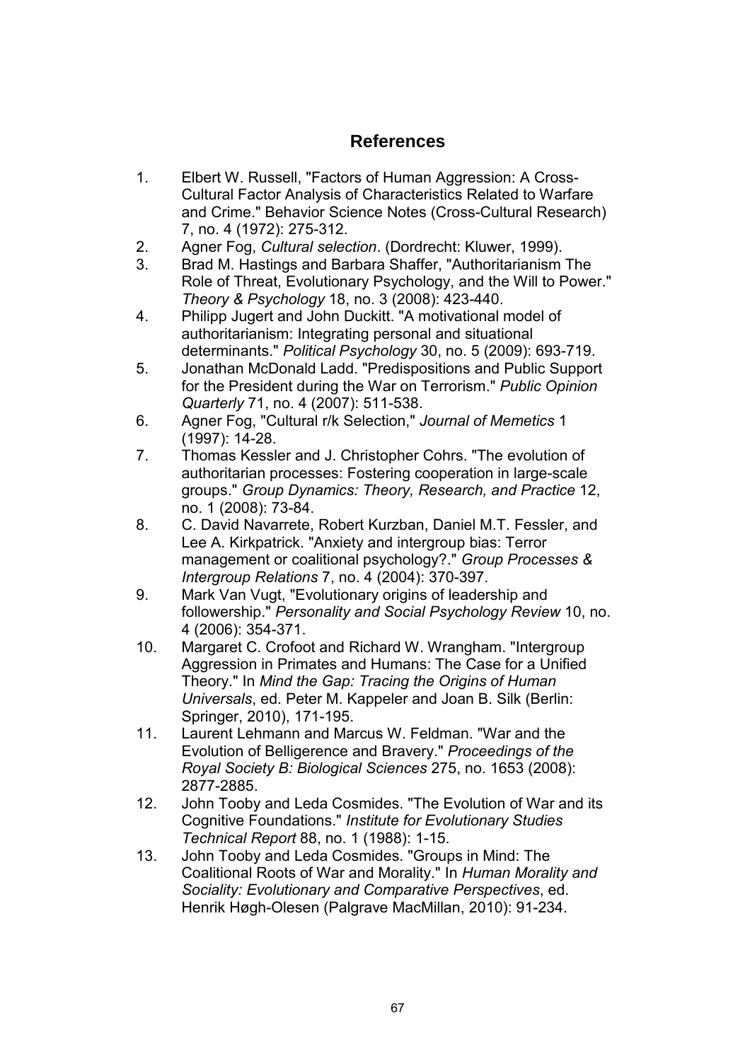## References

1. Elbert W. Russell, "Factors of Human Aggression: A Cross-Cultural Factor Analysis of Characteristics Related to Warfare and Crime." Behavior Science Notes (Cross-Cultural Research) 7, no. 4 (1972): 275-312.
2. Agner Fog, *Cultural selection*. (Dordrecht: Kluwer, 1999).
3. Brad M. Hastings and Barbara Shaffer, "Authoritarianism The Role of Threat, Evolutionary Psychology, and the Will to Power." *Theory & Psychology* 18, no. 3 (2008): 423-440.
4. Philipp Jugert and John Duckitt. "A motivational model of authoritarianism: Integrating personal and situational determinants." *Political Psychology* 30, no. 5 (2009): 693-719.
5. Jonathan McDonald Ladd. "Predispositions and Public Support for the President during the War on Terrorism." *Public Opinion Quarterly* 71, no. 4 (2007): 511-538.
6. Agner Fog, "Cultural r/k Selection," *Journal of Memetics* 1 (1997): 14-28.
7. Thomas Kessler and J. Christopher Cohrs. "The evolution of authoritarian processes: Fostering cooperation in large-scale groups." *Group Dynamics: Theory, Research, and Practice* 12, no. 1 (2008): 73-84.
8. C. David Navarrete, Robert Kurzban, Daniel M.T. Fessler, and Lee A. Kirkpatrick. "Anxiety and intergroup bias: Terror management or coalitional psychology?." *Group Processes & Intergroup Relations* 7, no. 4 (2004): 370-397.
9. Mark Van Vugt, "Evolutionary origins of leadership and followership." *Personality and Social Psychology Review* 10, no. 4 (2006): 354-371.
10. Margaret C. Crofoot and Richard W. Wrangham. "Intergroup Aggression in Primates and Humans: The Case for a Unified Theory." In *Mind the Gap: Tracing the Origins of Human Universals*, ed. Peter M. Kappeler and Joan B. Silk (Berlin: Springer, 2010), 171-195.
11. Laurent Lehmann and Marcus W. Feldman. "War and the Evolution of Belligerence and Bravery." *Proceedings of the Royal Society B: Biological Sciences* 275, no. 1653 (2008): 2877-2885.
12. John Tooby and Leda Cosmides. "The Evolution of War and its Cognitive Foundations." *Institute for Evolutionary Studies Technical Report* 88, no. 1 (1988): 1-15.
13. John Tooby and Leda Cosmides. "Groups in Mind: The Coalitional Roots of War and Morality." In *Human Morality and Sociality: Evolutionary and Comparative Perspectives*, ed. Henrik Høgh-Olesen (Palgrave MacMillan, 2010): 91-234.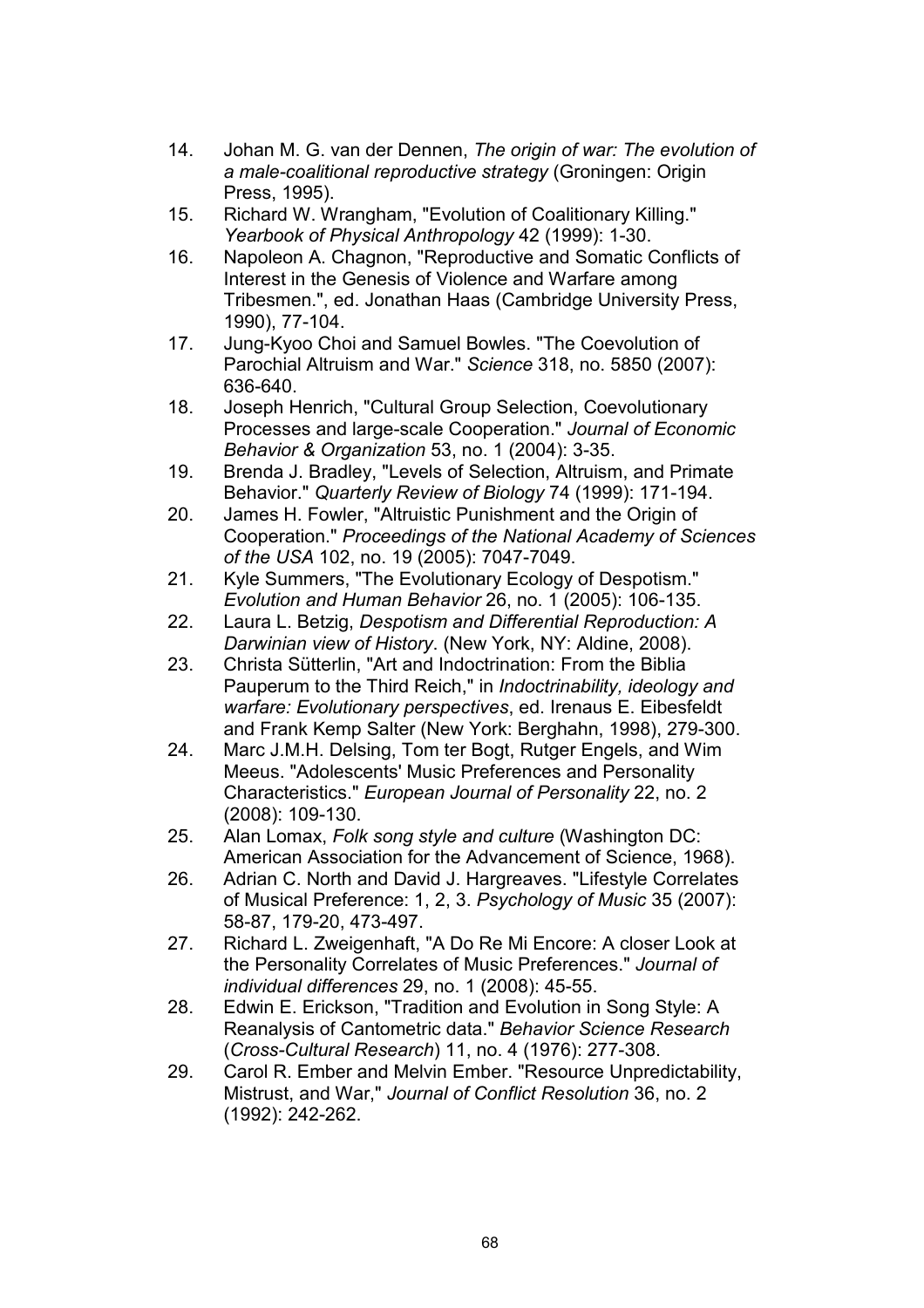14. Johan M. G. van der Dennen, *The origin of war: The evolution of a male-coalitional reproductive strategy* (Groningen: Origin Press, 1995).
15. Richard W. Wrangham, "Evolution of Coalitionary Killing." *Yearbook of Physical Anthropology* 42 (1999): 1-30.
16. Napoleon A. Chagnon, "Reproductive and Somatic Conflicts of Interest in the Genesis of Violence and Warfare among Tribesmen.", ed. Jonathan Haas (Cambridge University Press, 1990), 77-104.
17. Jung-Kyoo Choi and Samuel Bowles. "The Coevolution of Parochial Altruism and War." *Science* 318, no. 5850 (2007): 636-640.
18. Joseph Henrich, "Cultural Group Selection, Coevolutionary Processes and large-scale Cooperation." *Journal of Economic Behavior & Organization* 53, no. 1 (2004): 3-35.
19. Brenda J. Bradley, "Levels of Selection, Altruism, and Primate Behavior." *Quarterly Review of Biology* 74 (1999): 171-194.
20. James H. Fowler, "Altruistic Punishment and the Origin of Cooperation." *Proceedings of the National Academy of Sciences of the USA* 102, no. 19 (2005): 7047-7049.
21. Kyle Summers, "The Evolutionary Ecology of Despotism." *Evolution and Human Behavior* 26, no. 1 (2005): 106-135.
22. Laura L. Betzig, *Despotism and Differential Reproduction: A Darwinian view of History*. (New York, NY: Aldine, 2008).
23. Christa Sütterlin, "Art and Indoctrination: From the Biblia Pauperum to the Third Reich," in *Indoctrinability, ideology and warfare: Evolutionary perspectives*, ed. Irenaus E. Eibesfeldt and Frank Kemp Salter (New York: Berghahn, 1998), 279-300.
24. Marc J.M.H. Delsing, Tom ter Bogt, Rutger Engels, and Wim Meeus. "Adolescents' Music Preferences and Personality Characteristics." *European Journal of Personality* 22, no. 2 (2008): 109-130.
25. Alan Lomax, *Folk song style and culture* (Washington DC: American Association for the Advancement of Science, 1968).
26. Adrian C. North and David J. Hargreaves. "Lifestyle Correlates of Musical Preference: 1, 2, 3. *Psychology of Music* 35 (2007): 58-87, 179-20, 473-497.
27. Richard L. Zweigenhaft, "A Do Re Mi Encore: A closer Look at the Personality Correlates of Music Preferences." *Journal of individual differences* 29, no. 1 (2008): 45-55.
28. Edwin E. Erickson, "Tradition and Evolution in Song Style: A Reanalysis of Cantometric data." *Behavior Science Research* (*Cross-Cultural Research*) 11, no. 4 (1976): 277-308.
29. Carol R. Ember and Melvin Ember. "Resource Unpredictability, Mistrust, and War," *Journal of Conflict Resolution* 36, no. 2 (1992): 242-262.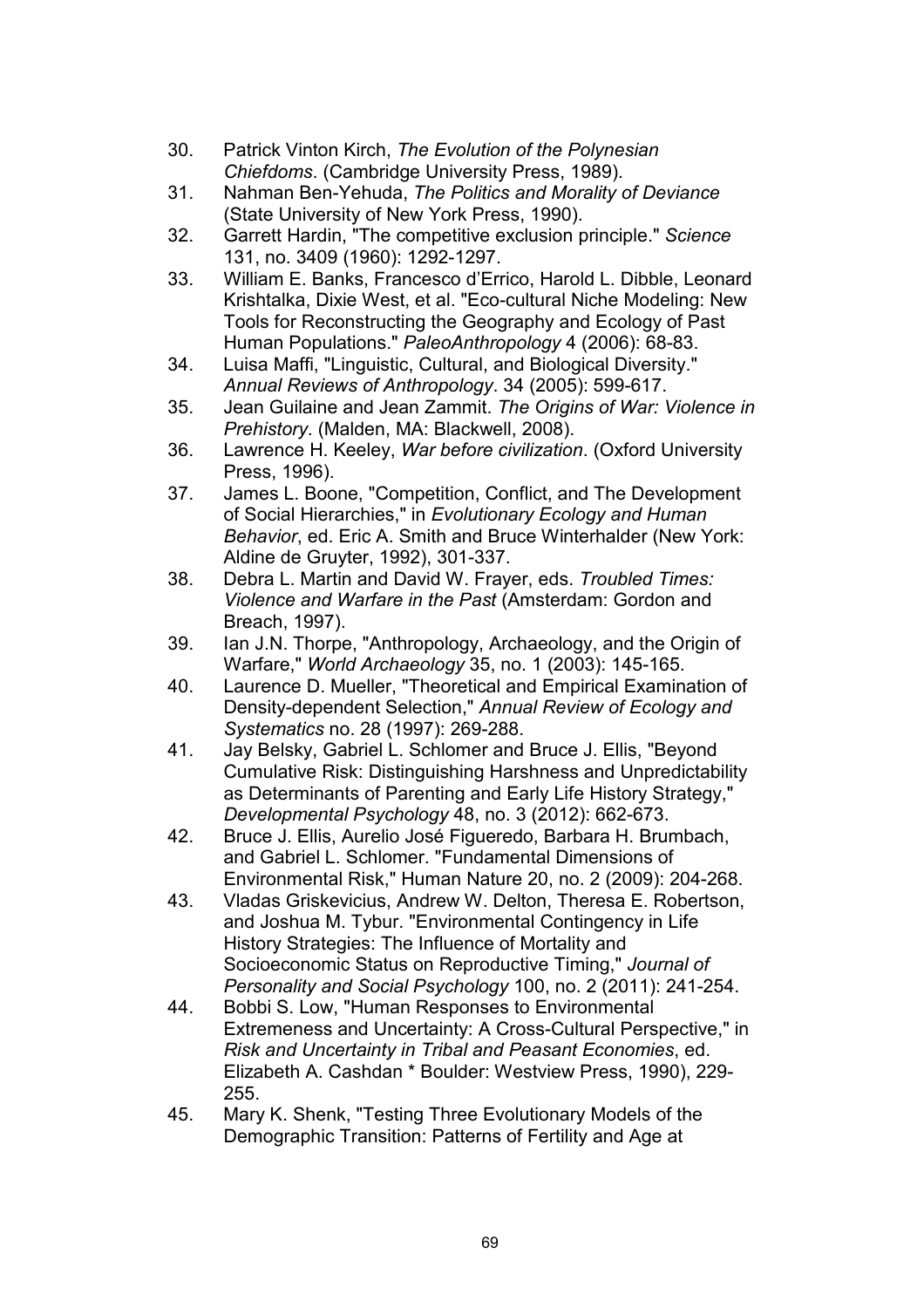30. Patrick Vinton Kirch, *The Evolution of the Polynesian Chiefdoms*. (Cambridge University Press, 1989).
31. Nahman Ben-Yehuda, *The Politics and Morality of Deviance* (State University of New York Press, 1990).
32. Garrett Hardin, "The competitive exclusion principle." *Science* 131, no. 3409 (1960): 1292-1297.
33. William E. Banks, Francesco d'Errico, Harold L. Dibble, Leonard Krishtalka, Dixie West, et al. "Eco-cultural Niche Modeling: New Tools for Reconstructing the Geography and Ecology of Past Human Populations." *PaleoAnthropology* 4 (2006): 68-83.
34. Luisa Maffi, "Linguistic, Cultural, and Biological Diversity." *Annual Reviews of Anthropology*. 34 (2005): 599-617.
35. Jean Guilaine and Jean Zammit. *The Origins of War: Violence in Prehistory*. (Malden, MA: Blackwell, 2008).
36. Lawrence H. Keeley, *War before civilization*. (Oxford University Press, 1996).
37. James L. Boone, "Competition, Conflict, and The Development of Social Hierarchies," in *Evolutionary Ecology and Human Behavior*, ed. Eric A. Smith and Bruce Winterhalder (New York: Aldine de Gruyter, 1992), 301-337.
38. Debra L. Martin and David W. Frayer, eds. *Troubled Times: Violence and Warfare in the Past* (Amsterdam: Gordon and Breach, 1997).
39. Ian J.N. Thorpe, "Anthropology, Archaeology, and the Origin of Warfare," *World Archaeology* 35, no. 1 (2003): 145-165.
40. Laurence D. Mueller, "Theoretical and Empirical Examination of Density-dependent Selection," *Annual Review of Ecology and Systematics* no. 28 (1997): 269-288.
41. Jay Belsky, Gabriel L. Schlomer and Bruce J. Ellis, "Beyond Cumulative Risk: Distinguishing Harshness and Unpredictability as Determinants of Parenting and Early Life History Strategy," *Developmental Psychology* 48, no. 3 (2012): 662-673.
42. Bruce J. Ellis, Aurelio José Figueredo, Barbara H. Brumbach, and Gabriel L. Schlomer. "Fundamental Dimensions of Environmental Risk," Human Nature 20, no. 2 (2009): 204-268.
43. Vladas Griskevicius, Andrew W. Delton, Theresa E. Robertson, and Joshua M. Tybur. "Environmental Contingency in Life History Strategies: The Influence of Mortality and Socioeconomic Status on Reproductive Timing," *Journal of Personality and Social Psychology* 100, no. 2 (2011): 241-254.
44. Bobbi S. Low, "Human Responses to Environmental Extremeness and Uncertainty: A Cross-Cultural Perspective," in *Risk and Uncertainty in Tribal and Peasant Economies*, ed. Elizabeth A. Cashdan * Boulder: Westview Press, 1990), 229-255.
45. Mary K. Shenk, "Testing Three Evolutionary Models of the Demographic Transition: Patterns of Fertility and Age at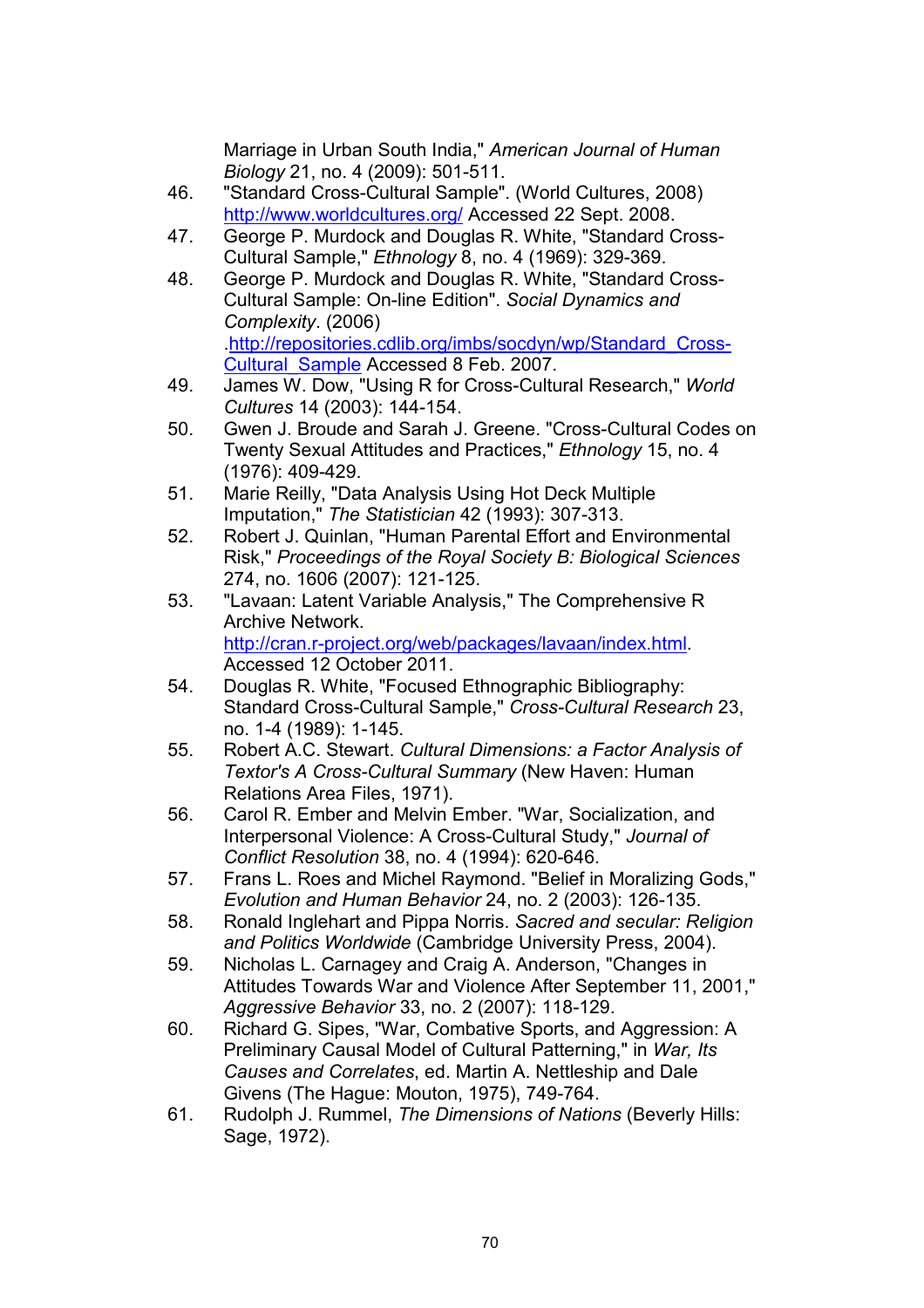Marriage in Urban South India," *American Journal of Human Biology* 21, no. 4 (2009): 501-511.

46. "Standard Cross-Cultural Sample". (World Cultures, 2008) http://www.worldcultures.org/ Accessed 22 Sept. 2008.
47. George P. Murdock and Douglas R. White, "Standard Cross-Cultural Sample," *Ethnology* 8, no. 4 (1969): 329-369.
48. George P. Murdock and Douglas R. White, "Standard Cross-Cultural Sample: On-line Edition". *Social Dynamics and Complexity*. (2006) .http://repositories.cdlib.org/imbs/socdyn/wp/Standard_Cross-Cultural_Sample Accessed 8 Feb. 2007.
49. James W. Dow, "Using R for Cross-Cultural Research," *World Cultures* 14 (2003): 144-154.
50. Gwen J. Broude and Sarah J. Greene. "Cross-Cultural Codes on Twenty Sexual Attitudes and Practices," *Ethnology* 15, no. 4 (1976): 409-429.
51. Marie Reilly, "Data Analysis Using Hot Deck Multiple Imputation," *The Statistician* 42 (1993): 307-313.
52. Robert J. Quinlan, "Human Parental Effort and Environmental Risk," *Proceedings of the Royal Society B: Biological Sciences* 274, no. 1606 (2007): 121-125.
53. "Lavaan: Latent Variable Analysis," The Comprehensive R Archive Network. http://cran.r-project.org/web/packages/lavaan/index.html. Accessed 12 October 2011.
54. Douglas R. White, "Focused Ethnographic Bibliography: Standard Cross-Cultural Sample," *Cross-Cultural Research* 23, no. 1-4 (1989): 1-145.
55. Robert A.C. Stewart. *Cultural Dimensions: a Factor Analysis of Textor's A Cross-Cultural Summary* (New Haven: Human Relations Area Files, 1971).
56. Carol R. Ember and Melvin Ember. "War, Socialization, and Interpersonal Violence: A Cross-Cultural Study," *Journal of Conflict Resolution* 38, no. 4 (1994): 620-646.
57. Frans L. Roes and Michel Raymond. "Belief in Moralizing Gods," *Evolution and Human Behavior* 24, no. 2 (2003): 126-135.
58. Ronald Inglehart and Pippa Norris. *Sacred and secular: Religion and Politics Worldwide* (Cambridge University Press, 2004).
59. Nicholas L. Carnagey and Craig A. Anderson, "Changes in Attitudes Towards War and Violence After September 11, 2001," *Aggressive Behavior* 33, no. 2 (2007): 118-129.
60. Richard G. Sipes, "War, Combative Sports, and Aggression: A Preliminary Causal Model of Cultural Patterning," in *War, Its Causes and Correlates*, ed. Martin A. Nettleship and Dale Givens (The Hague: Mouton, 1975), 749-764.
61. Rudolph J. Rummel, *The Dimensions of Nations* (Beverly Hills: Sage, 1972).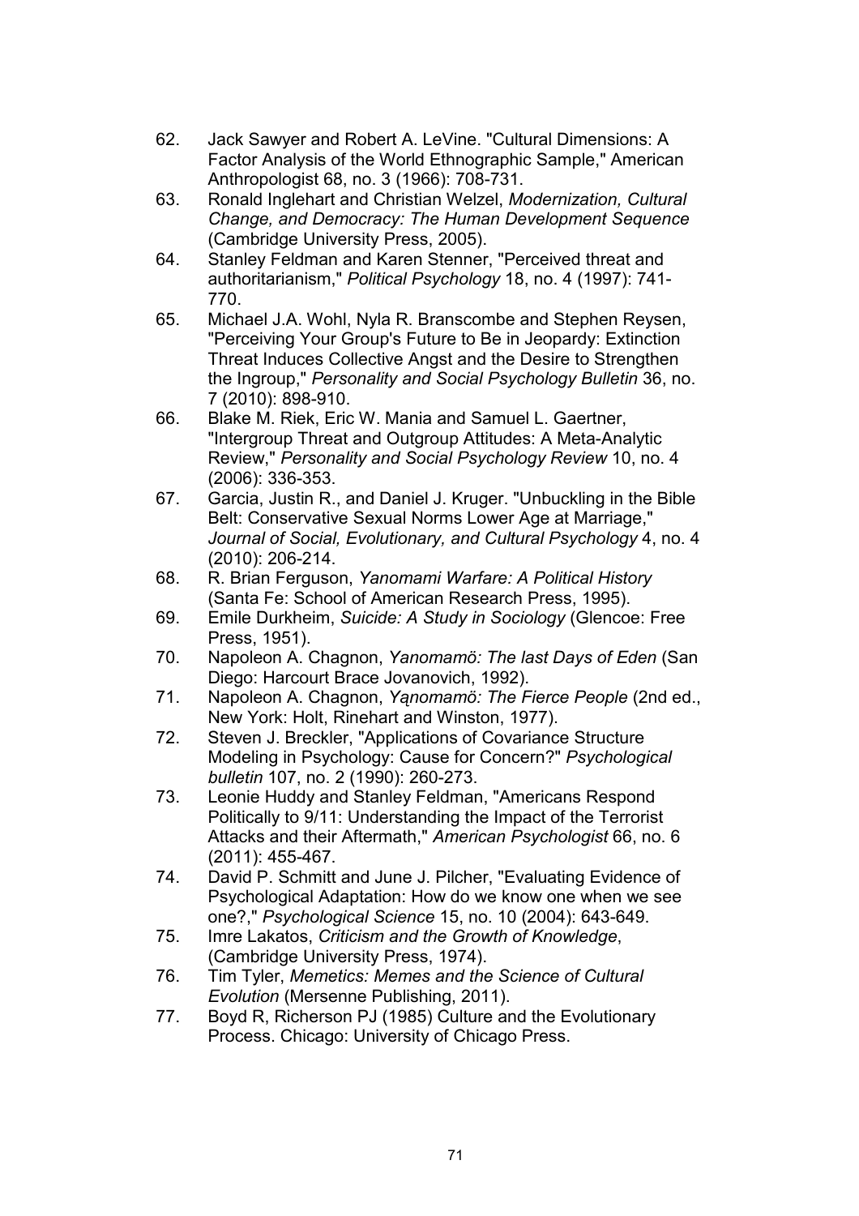62. Jack Sawyer and Robert A. LeVine. "Cultural Dimensions: A Factor Analysis of the World Ethnographic Sample," American Anthropologist 68, no. 3 (1966): 708-731.
63. Ronald Inglehart and Christian Welzel, *Modernization, Cultural Change, and Democracy: The Human Development Sequence* (Cambridge University Press, 2005).
64. Stanley Feldman and Karen Stenner, "Perceived threat and authoritarianism," *Political Psychology* 18, no. 4 (1997): 741-770.
65. Michael J.A. Wohl, Nyla R. Branscombe and Stephen Reysen, "Perceiving Your Group's Future to Be in Jeopardy: Extinction Threat Induces Collective Angst and the Desire to Strengthen the Ingroup," *Personality and Social Psychology Bulletin* 36, no. 7 (2010): 898-910.
66. Blake M. Riek, Eric W. Mania and Samuel L. Gaertner, "Intergroup Threat and Outgroup Attitudes: A Meta-Analytic Review," *Personality and Social Psychology Review* 10, no. 4 (2006): 336-353.
67. Garcia, Justin R., and Daniel J. Kruger. "Unbuckling in the Bible Belt: Conservative Sexual Norms Lower Age at Marriage," *Journal of Social, Evolutionary, and Cultural Psychology* 4, no. 4 (2010): 206-214.
68. R. Brian Ferguson, *Yanomami Warfare: A Political History* (Santa Fe: School of American Research Press, 1995).
69. Emile Durkheim, *Suicide: A Study in Sociology* (Glencoe: Free Press, 1951).
70. Napoleon A. Chagnon, *Yanomamö: The last Days of Eden* (San Diego: Harcourt Brace Jovanovich, 1992).
71. Napoleon A. Chagnon, *Yąnomamö: The Fierce People* (2nd ed., New York: Holt, Rinehart and Winston, 1977).
72. Steven J. Breckler, "Applications of Covariance Structure Modeling in Psychology: Cause for Concern?" *Psychological bulletin* 107, no. 2 (1990): 260-273.
73. Leonie Huddy and Stanley Feldman, "Americans Respond Politically to 9/11: Understanding the Impact of the Terrorist Attacks and their Aftermath," *American Psychologist* 66, no. 6 (2011): 455-467.
74. David P. Schmitt and June J. Pilcher, "Evaluating Evidence of Psychological Adaptation: How do we know one when we see one?," *Psychological Science* 15, no. 10 (2004): 643-649.
75. Imre Lakatos, *Criticism and the Growth of Knowledge*, (Cambridge University Press, 1974).
76. Tim Tyler, *Memetics: Memes and the Science of Cultural Evolution* (Mersenne Publishing, 2011).
77. Boyd R, Richerson PJ (1985) Culture and the Evolutionary Process. Chicago: University of Chicago Press.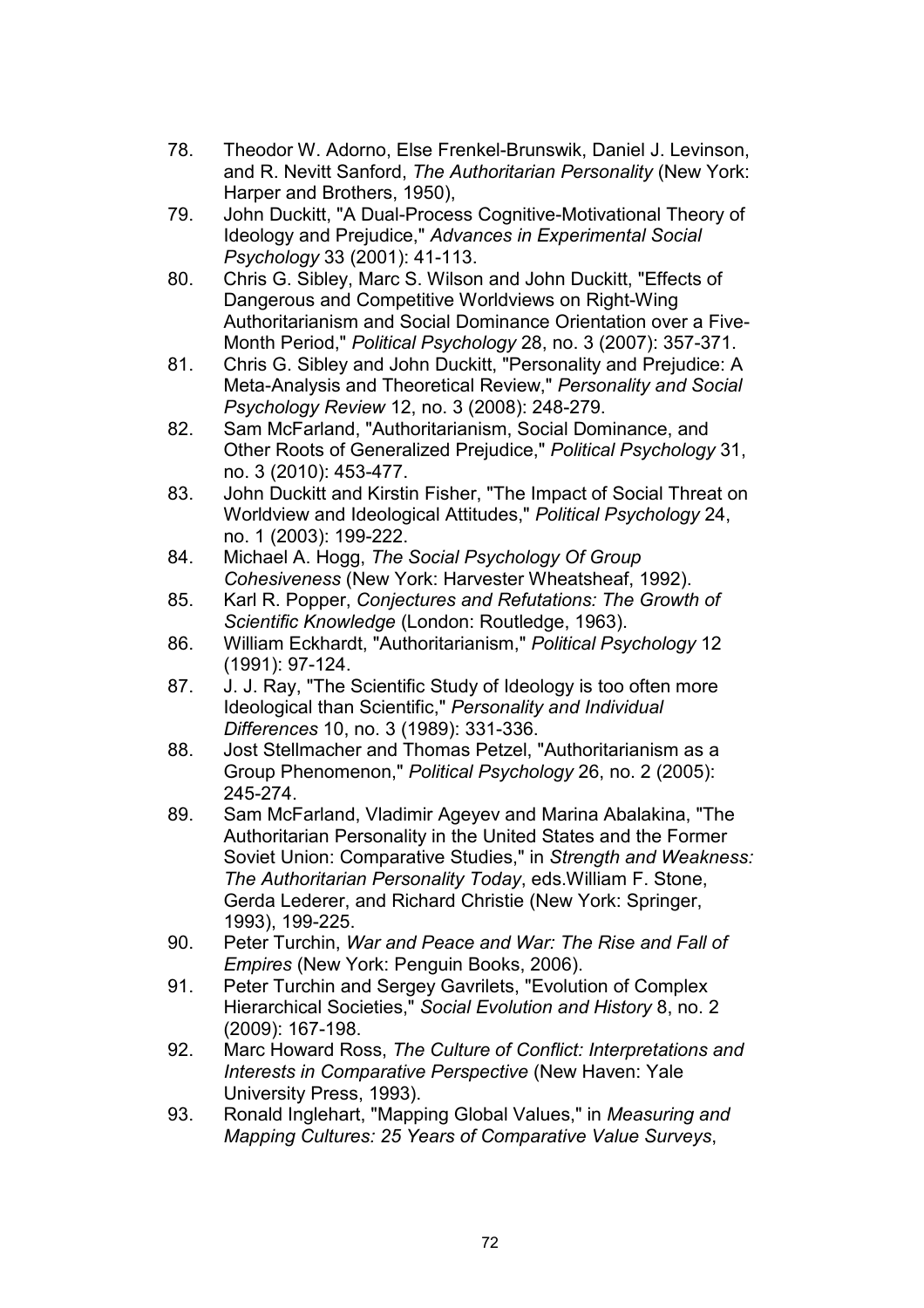78. Theodor W. Adorno, Else Frenkel-Brunswik, Daniel J. Levinson, and R. Nevitt Sanford, *The Authoritarian Personality* (New York: Harper and Brothers, 1950),
79. John Duckitt, "A Dual-Process Cognitive-Motivational Theory of Ideology and Prejudice," *Advances in Experimental Social Psychology* 33 (2001): 41-113.
80. Chris G. Sibley, Marc S. Wilson and John Duckitt, "Effects of Dangerous and Competitive Worldviews on Right-Wing Authoritarianism and Social Dominance Orientation over a Five-Month Period," *Political Psychology* 28, no. 3 (2007): 357-371.
81. Chris G. Sibley and John Duckitt, "Personality and Prejudice: A Meta-Analysis and Theoretical Review," *Personality and Social Psychology Review* 12, no. 3 (2008): 248-279.
82. Sam McFarland, "Authoritarianism, Social Dominance, and Other Roots of Generalized Prejudice," *Political Psychology* 31, no. 3 (2010): 453-477.
83. John Duckitt and Kirstin Fisher, "The Impact of Social Threat on Worldview and Ideological Attitudes," *Political Psychology* 24, no. 1 (2003): 199-222.
84. Michael A. Hogg, *The Social Psychology Of Group Cohesiveness* (New York: Harvester Wheatsheaf, 1992).
85. Karl R. Popper, *Conjectures and Refutations: The Growth of Scientific Knowledge* (London: Routledge, 1963).
86. William Eckhardt, "Authoritarianism," *Political Psychology* 12 (1991): 97-124.
87. J. J. Ray, "The Scientific Study of Ideology is too often more Ideological than Scientific," *Personality and Individual Differences* 10, no. 3 (1989): 331-336.
88. Jost Stellmacher and Thomas Petzel, "Authoritarianism as a Group Phenomenon," *Political Psychology* 26, no. 2 (2005): 245-274.
89. Sam McFarland, Vladimir Ageyev and Marina Abalakina, "The Authoritarian Personality in the United States and the Former Soviet Union: Comparative Studies," in *Strength and Weakness: The Authoritarian Personality Today*, eds.William F. Stone, Gerda Lederer, and Richard Christie (New York: Springer, 1993), 199-225.
90. Peter Turchin, *War and Peace and War: The Rise and Fall of Empires* (New York: Penguin Books, 2006).
91. Peter Turchin and Sergey Gavrilets, "Evolution of Complex Hierarchical Societies," *Social Evolution and History* 8, no. 2 (2009): 167-198.
92. Marc Howard Ross, *The Culture of Conflict: Interpretations and Interests in Comparative Perspective* (New Haven: Yale University Press, 1993).
93. Ronald Inglehart, "Mapping Global Values," in *Measuring and Mapping Cultures: 25 Years of Comparative Value Surveys*,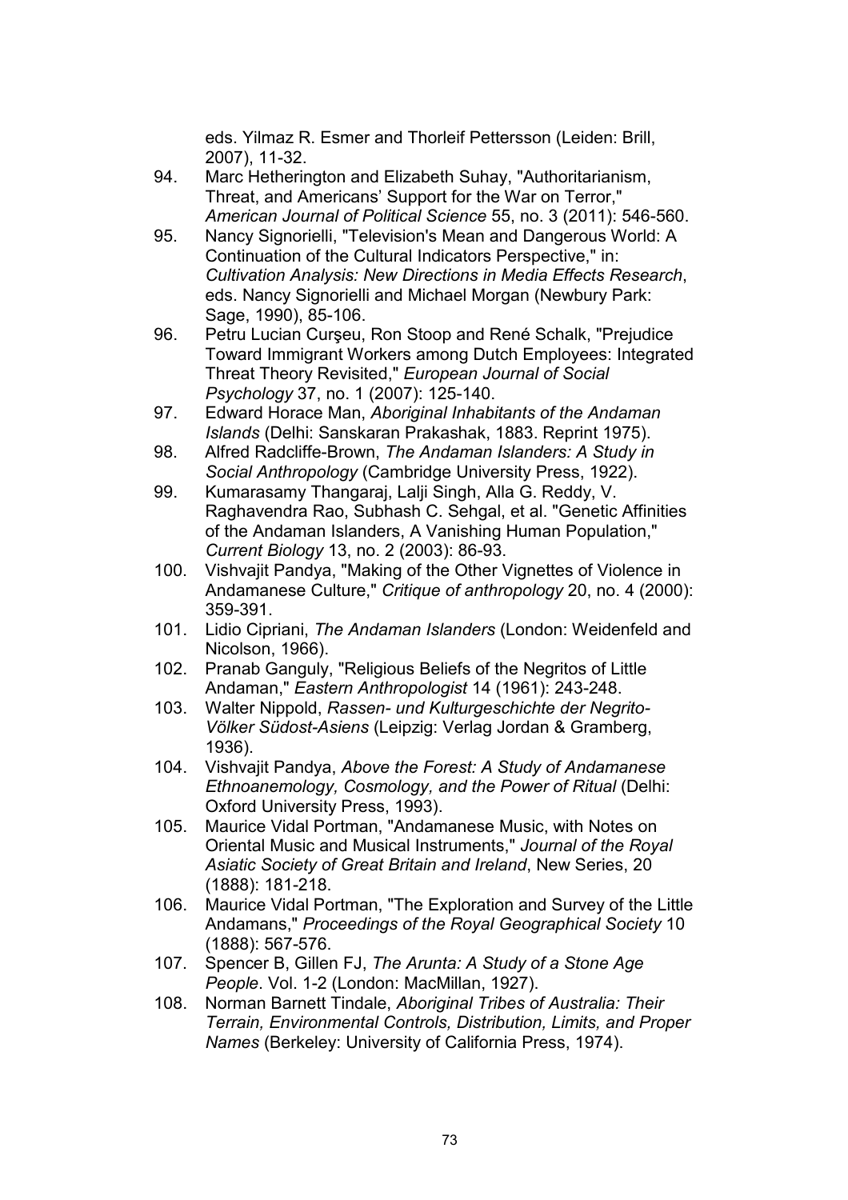eds. Yilmaz R. Esmer and Thorleif Pettersson (Leiden: Brill, 2007), 11-32.

94. Marc Hetherington and Elizabeth Suhay, "Authoritarianism, Threat, and Americans' Support for the War on Terror," *American Journal of Political Science* 55, no. 3 (2011): 546-560.
95. Nancy Signorielli, "Television's Mean and Dangerous World: A Continuation of the Cultural Indicators Perspective," in: *Cultivation Analysis: New Directions in Media Effects Research*, eds. Nancy Signorielli and Michael Morgan (Newbury Park: Sage, 1990), 85-106.
96. Petru Lucian Curşeu, Ron Stoop and René Schalk, "Prejudice Toward Immigrant Workers among Dutch Employees: Integrated Threat Theory Revisited," *European Journal of Social Psychology* 37, no. 1 (2007): 125-140.
97. Edward Horace Man, *Aboriginal Inhabitants of the Andaman Islands* (Delhi: Sanskaran Prakashak, 1883. Reprint 1975).
98. Alfred Radcliffe-Brown, *The Andaman Islanders: A Study in Social Anthropology* (Cambridge University Press, 1922).
99. Kumarasamy Thangaraj, Lalji Singh, Alla G. Reddy, V. Raghavendra Rao, Subhash C. Sehgal, et al. "Genetic Affinities of the Andaman Islanders, A Vanishing Human Population," *Current Biology* 13, no. 2 (2003): 86-93.
100. Vishvajit Pandya, "Making of the Other Vignettes of Violence in Andamanese Culture," *Critique of anthropology* 20, no. 4 (2000): 359-391.
101. Lidio Cipriani, *The Andaman Islanders* (London: Weidenfeld and Nicolson, 1966).
102. Pranab Ganguly, "Religious Beliefs of the Negritos of Little Andaman," *Eastern Anthropologist* 14 (1961): 243-248.
103. Walter Nippold, *Rassen- und Kulturgeschichte der Negrito-Völker Südost-Asiens* (Leipzig: Verlag Jordan & Gramberg, 1936).
104. Vishvajit Pandya, *Above the Forest: A Study of Andamanese Ethnoanemology, Cosmology, and the Power of Ritual* (Delhi: Oxford University Press, 1993).
105. Maurice Vidal Portman, "Andamanese Music, with Notes on Oriental Music and Musical Instruments," *Journal of the Royal Asiatic Society of Great Britain and Ireland*, New Series, 20 (1888): 181-218.
106. Maurice Vidal Portman, "The Exploration and Survey of the Little Andamans," *Proceedings of the Royal Geographical Society* 10 (1888): 567-576.
107. Spencer B, Gillen FJ, *The Arunta: A Study of a Stone Age People*. Vol. 1-2 (London: MacMillan, 1927).
108. Norman Barnett Tindale, *Aboriginal Tribes of Australia: Their Terrain, Environmental Controls, Distribution, Limits, and Proper Names* (Berkeley: University of California Press, 1974).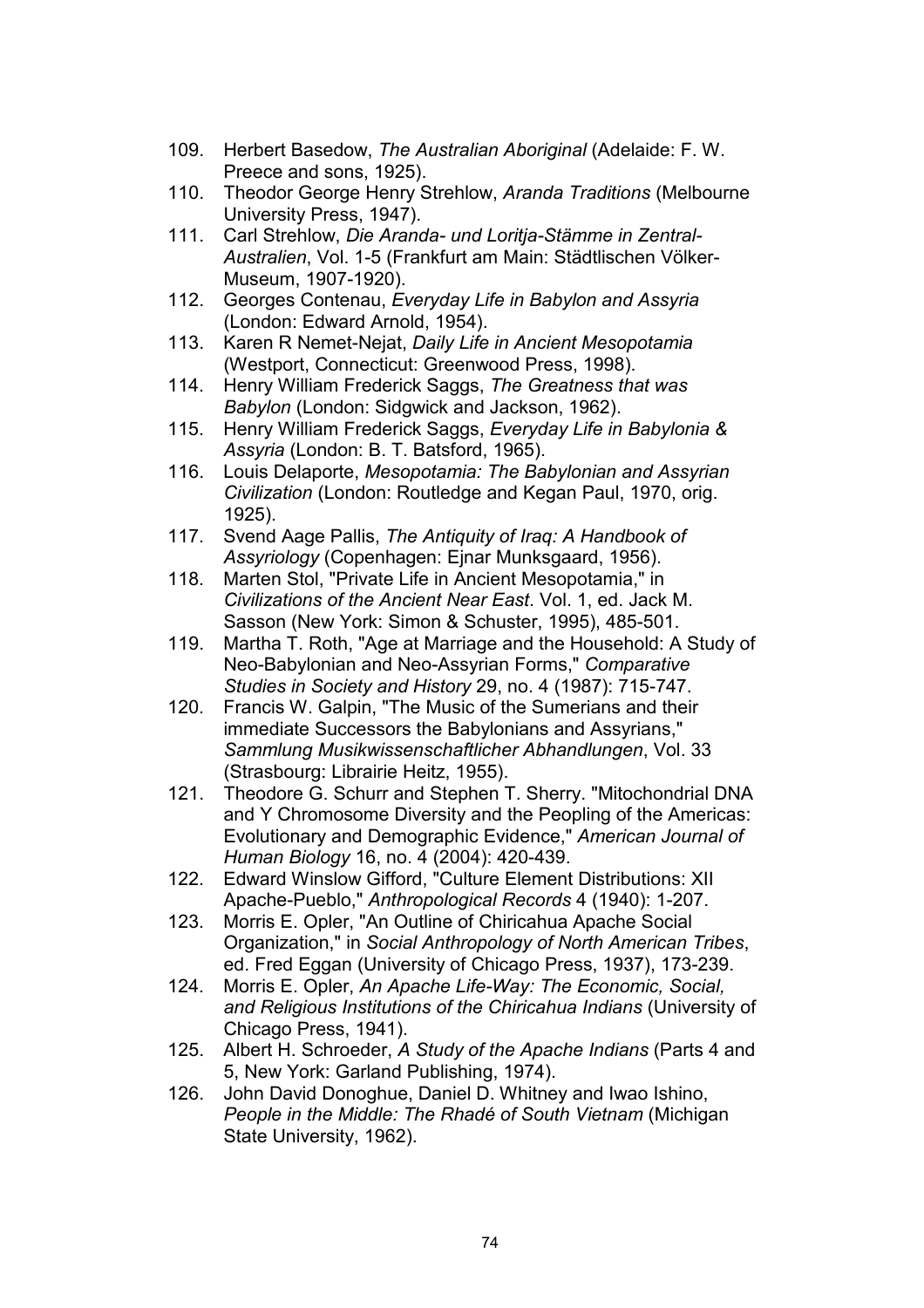109. Herbert Basedow, *The Australian Aboriginal* (Adelaide: F. W. Preece and sons, 1925).
110. Theodor George Henry Strehlow, *Aranda Traditions* (Melbourne University Press, 1947).
111. Carl Strehlow, *Die Aranda- und Loritja-Stämme in Zentral-Australien*, Vol. 1-5 (Frankfurt am Main: Städtlischen Völker-Museum, 1907-1920).
112. Georges Contenau, *Everyday Life in Babylon and Assyria* (London: Edward Arnold, 1954).
113. Karen R Nemet-Nejat, *Daily Life in Ancient Mesopotamia* (Westport, Connecticut: Greenwood Press, 1998).
114. Henry William Frederick Saggs, *The Greatness that was Babylon* (London: Sidgwick and Jackson, 1962).
115. Henry William Frederick Saggs, *Everyday Life in Babylonia & Assyria* (London: B. T. Batsford, 1965).
116. Louis Delaporte, *Mesopotamia: The Babylonian and Assyrian Civilization* (London: Routledge and Kegan Paul, 1970, orig. 1925).
117. Svend Aage Pallis, *The Antiquity of Iraq: A Handbook of Assyriology* (Copenhagen: Ejnar Munksgaard, 1956).
118. Marten Stol, "Private Life in Ancient Mesopotamia," in *Civilizations of the Ancient Near East*. Vol. 1, ed. Jack M. Sasson (New York: Simon & Schuster, 1995), 485-501.
119. Martha T. Roth, "Age at Marriage and the Household: A Study of Neo-Babylonian and Neo-Assyrian Forms," *Comparative Studies in Society and History* 29, no. 4 (1987): 715-747.
120. Francis W. Galpin, "The Music of the Sumerians and their immediate Successors the Babylonians and Assyrians," *Sammlung Musikwissenschaftlicher Abhandlungen*, Vol. 33 (Strasbourg: Librairie Heitz, 1955).
121. Theodore G. Schurr and Stephen T. Sherry. "Mitochondrial DNA and Y Chromosome Diversity and the Peopling of the Americas: Evolutionary and Demographic Evidence," *American Journal of Human Biology* 16, no. 4 (2004): 420-439.
122. Edward Winslow Gifford, "Culture Element Distributions: XII Apache-Pueblo," *Anthropological Records* 4 (1940): 1-207.
123. Morris E. Opler, "An Outline of Chiricahua Apache Social Organization," in *Social Anthropology of North American Tribes*, ed. Fred Eggan (University of Chicago Press, 1937), 173-239.
124. Morris E. Opler, *An Apache Life-Way: The Economic, Social, and Religious Institutions of the Chiricahua Indians* (University of Chicago Press, 1941).
125. Albert H. Schroeder, *A Study of the Apache Indians* (Parts 4 and 5, New York: Garland Publishing, 1974).
126. John David Donoghue, Daniel D. Whitney and Iwao Ishino, *People in the Middle: The Rhadé of South Vietnam* (Michigan State University, 1962).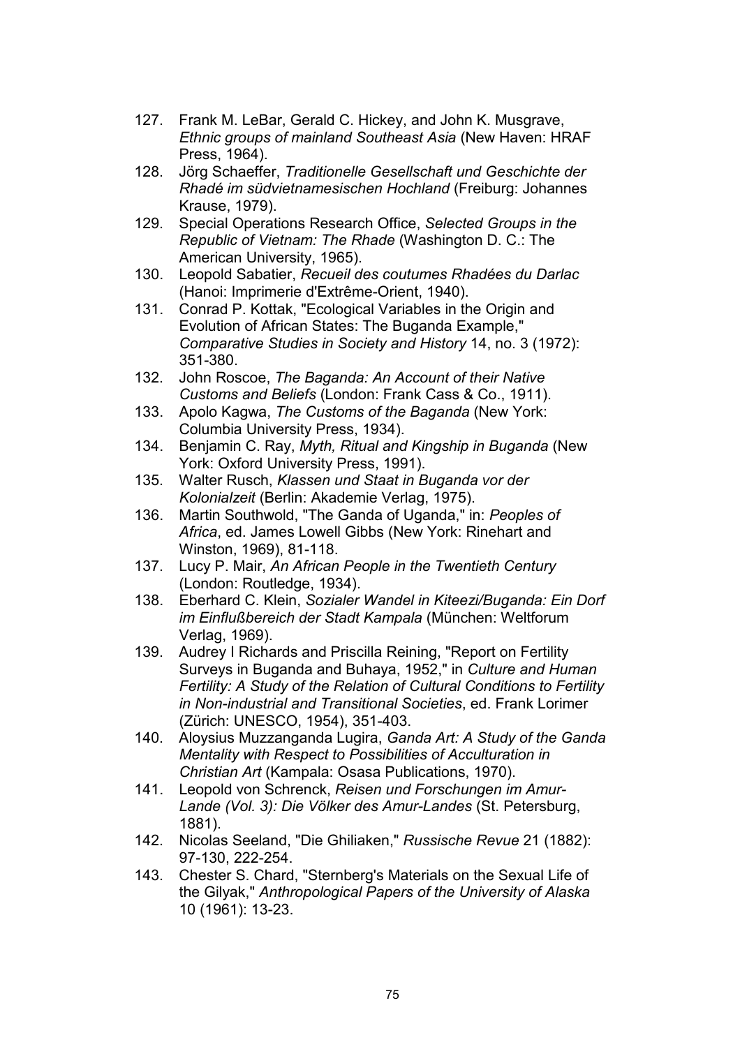127. Frank M. LeBar, Gerald C. Hickey, and John K. Musgrave, *Ethnic groups of mainland Southeast Asia* (New Haven: HRAF Press, 1964).
128. Jörg Schaeffer, *Traditionelle Gesellschaft und Geschichte der Rhadé im südvietnamesischen Hochland* (Freiburg: Johannes Krause, 1979).
129. Special Operations Research Office, *Selected Groups in the Republic of Vietnam: The Rhade* (Washington D. C.: The American University, 1965).
130. Leopold Sabatier, *Recueil des coutumes Rhadées du Darlac* (Hanoi: Imprimerie d'Extrême-Orient, 1940).
131. Conrad P. Kottak, "Ecological Variables in the Origin and Evolution of African States: The Buganda Example," *Comparative Studies in Society and History* 14, no. 3 (1972): 351-380.
132. John Roscoe, *The Baganda: An Account of their Native Customs and Beliefs* (London: Frank Cass & Co., 1911).
133. Apolo Kagwa, *The Customs of the Baganda* (New York: Columbia University Press, 1934).
134. Benjamin C. Ray, *Myth, Ritual and Kingship in Buganda* (New York: Oxford University Press, 1991).
135. Walter Rusch, *Klassen und Staat in Buganda vor der Kolonialzeit* (Berlin: Akademie Verlag, 1975).
136. Martin Southwold, "The Ganda of Uganda," in: *Peoples of Africa*, ed. James Lowell Gibbs (New York: Rinehart and Winston, 1969), 81-118.
137. Lucy P. Mair, *An African People in the Twentieth Century* (London: Routledge, 1934).
138. Eberhard C. Klein, *Sozialer Wandel in Kiteezi/Buganda: Ein Dorf im Einflußbereich der Stadt Kampala* (München: Weltforum Verlag, 1969).
139. Audrey I Richards and Priscilla Reining, "Report on Fertility Surveys in Buganda and Buhaya, 1952," in *Culture and Human Fertility: A Study of the Relation of Cultural Conditions to Fertility in Non-industrial and Transitional Societies*, ed. Frank Lorimer (Zürich: UNESCO, 1954), 351-403.
140. Aloysius Muzzanganda Lugira, *Ganda Art: A Study of the Ganda Mentality with Respect to Possibilities of Acculturation in Christian Art* (Kampala: Osasa Publications, 1970).
141. Leopold von Schrenck, *Reisen und Forschungen im Amur-Lande (Vol. 3): Die Völker des Amur-Landes* (St. Petersburg, 1881).
142. Nicolas Seeland, "Die Ghiliaken," *Russische Revue* 21 (1882): 97-130, 222-254.
143. Chester S. Chard, "Sternberg's Materials on the Sexual Life of the Gilyak," *Anthropological Papers of the University of Alaska* 10 (1961): 13-23.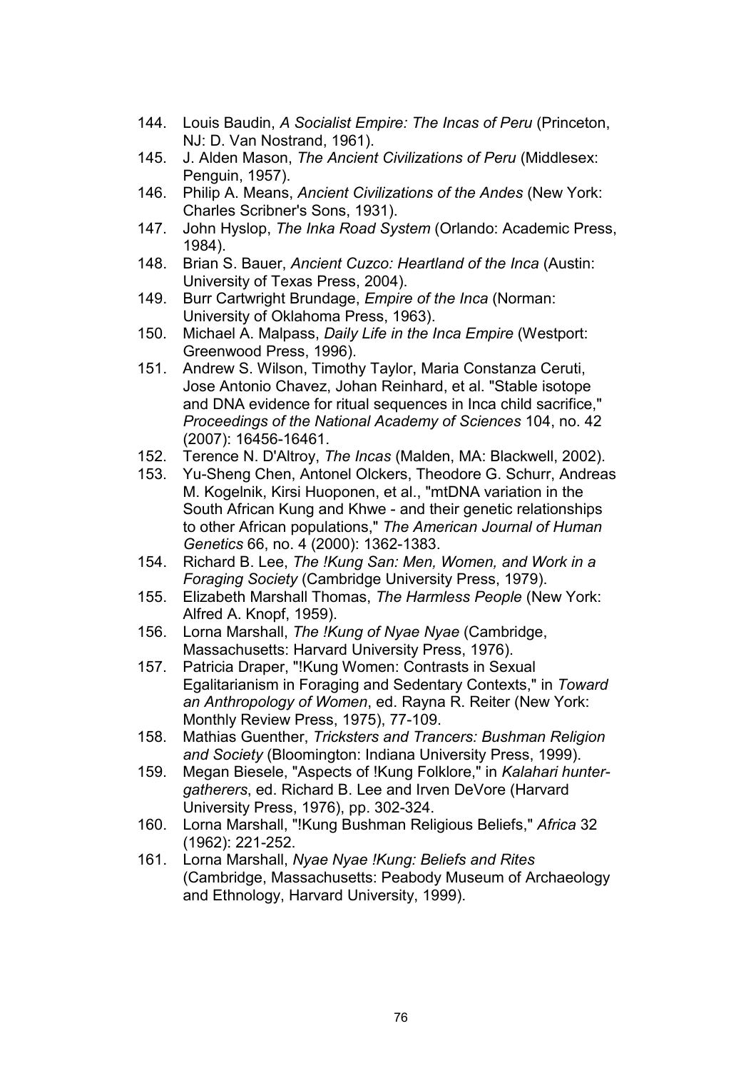144. Louis Baudin, *A Socialist Empire: The Incas of Peru* (Princeton, NJ: D. Van Nostrand, 1961).
145. J. Alden Mason, *The Ancient Civilizations of Peru* (Middlesex: Penguin, 1957).
146. Philip A. Means, *Ancient Civilizations of the Andes* (New York: Charles Scribner's Sons, 1931).
147. John Hyslop, *The Inka Road System* (Orlando: Academic Press, 1984).
148. Brian S. Bauer, *Ancient Cuzco: Heartland of the Inca* (Austin: University of Texas Press, 2004).
149. Burr Cartwright Brundage, *Empire of the Inca* (Norman: University of Oklahoma Press, 1963).
150. Michael A. Malpass, *Daily Life in the Inca Empire* (Westport: Greenwood Press, 1996).
151. Andrew S. Wilson, Timothy Taylor, Maria Constanza Ceruti, Jose Antonio Chavez, Johan Reinhard, et al. "Stable isotope and DNA evidence for ritual sequences in Inca child sacrifice," *Proceedings of the National Academy of Sciences* 104, no. 42 (2007): 16456-16461.
152. Terence N. D'Altroy, *The Incas* (Malden, MA: Blackwell, 2002).
153. Yu-Sheng Chen, Antonel Olckers, Theodore G. Schurr, Andreas M. Kogelnik, Kirsi Huoponen, et al., "mtDNA variation in the South African Kung and Khwe - and their genetic relationships to other African populations," *The American Journal of Human Genetics* 66, no. 4 (2000): 1362-1383.
154. Richard B. Lee, *The !Kung San: Men, Women, and Work in a Foraging Society* (Cambridge University Press, 1979).
155. Elizabeth Marshall Thomas, *The Harmless People* (New York: Alfred A. Knopf, 1959).
156. Lorna Marshall, *The !Kung of Nyae Nyae* (Cambridge, Massachusetts: Harvard University Press, 1976).
157. Patricia Draper, "!Kung Women: Contrasts in Sexual Egalitarianism in Foraging and Sedentary Contexts," in *Toward an Anthropology of Women*, ed. Rayna R. Reiter (New York: Monthly Review Press, 1975), 77-109.
158. Mathias Guenther, *Tricksters and Trancers: Bushman Religion and Society* (Bloomington: Indiana University Press, 1999).
159. Megan Biesele, "Aspects of !Kung Folklore," in *Kalahari hunter-gatherers*, ed. Richard B. Lee and Irven DeVore (Harvard University Press, 1976), pp. 302-324.
160. Lorna Marshall, "!Kung Bushman Religious Beliefs," *Africa* 32 (1962): 221-252.
161. Lorna Marshall, *Nyae Nyae !Kung: Beliefs and Rites* (Cambridge, Massachusetts: Peabody Museum of Archaeology and Ethnology, Harvard University, 1999).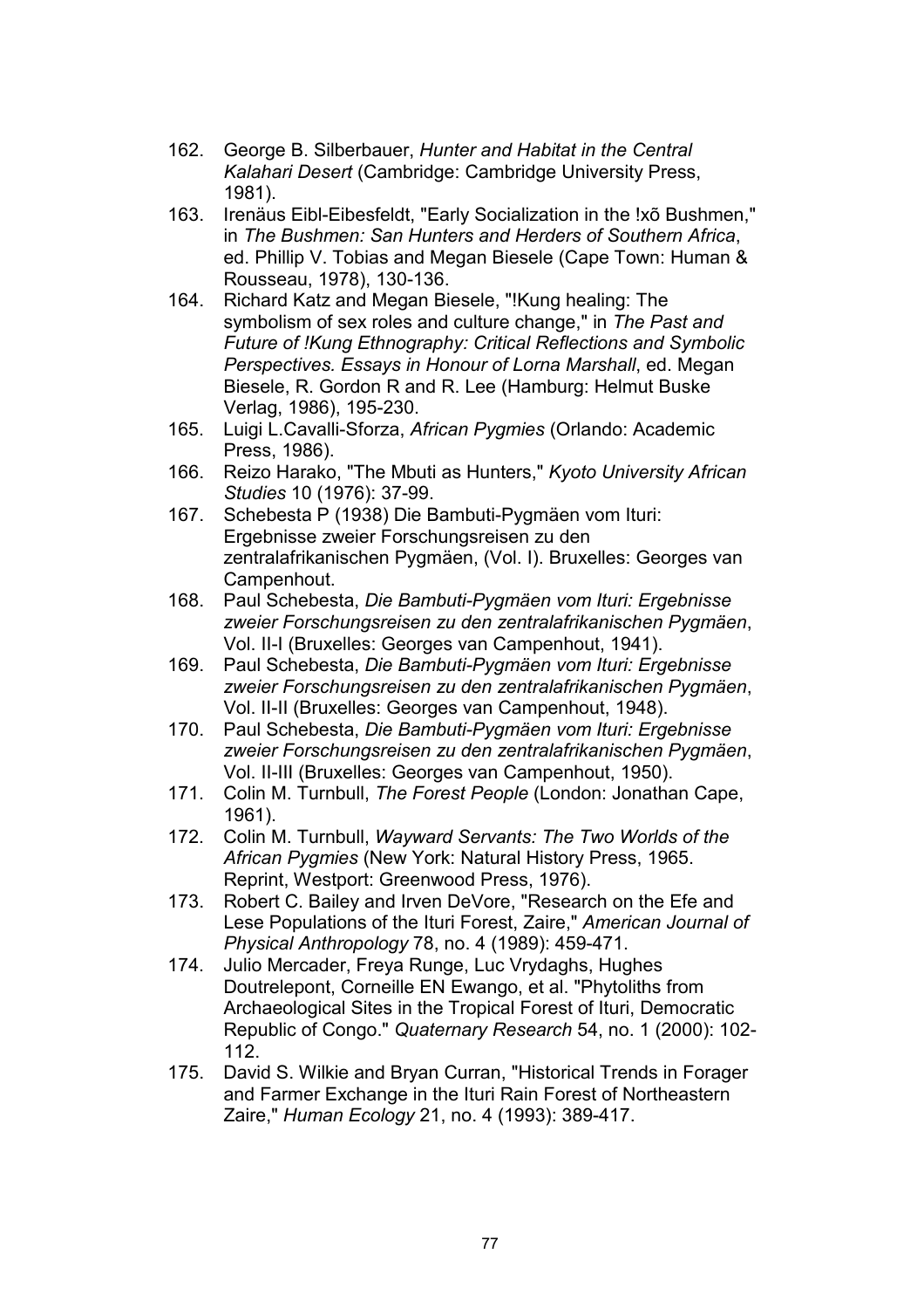162. George B. Silberbauer, *Hunter and Habitat in the Central Kalahari Desert* (Cambridge: Cambridge University Press, 1981).
163. Irenäus Eibl-Eibesfeldt, "Early Socialization in the !xõ Bushmen," in *The Bushmen: San Hunters and Herders of Southern Africa*, ed. Phillip V. Tobias and Megan Biesele (Cape Town: Human & Rousseau, 1978), 130-136.
164. Richard Katz and Megan Biesele, "!Kung healing: The symbolism of sex roles and culture change," in *The Past and Future of !Kung Ethnography: Critical Reflections and Symbolic Perspectives. Essays in Honour of Lorna Marshall*, ed. Megan Biesele, R. Gordon R and R. Lee (Hamburg: Helmut Buske Verlag, 1986), 195-230.
165. Luigi L.Cavalli-Sforza, *African Pygmies* (Orlando: Academic Press, 1986).
166. Reizo Harako, "The Mbuti as Hunters," *Kyoto University African Studies* 10 (1976): 37-99.
167. Schebesta P (1938) Die Bambuti-Pygmäen vom Ituri: Ergebnisse zweier Forschungsreisen zu den zentralafrikanischen Pygmäen, (Vol. I). Bruxelles: Georges van Campenhout.
168. Paul Schebesta, *Die Bambuti-Pygmäen vom Ituri: Ergebnisse zweier Forschungsreisen zu den zentralafrikanischen Pygmäen*, Vol. II-I (Bruxelles: Georges van Campenhout, 1941).
169. Paul Schebesta, *Die Bambuti-Pygmäen vom Ituri: Ergebnisse zweier Forschungsreisen zu den zentralafrikanischen Pygmäen*, Vol. II-II (Bruxelles: Georges van Campenhout, 1948).
170. Paul Schebesta, *Die Bambuti-Pygmäen vom Ituri: Ergebnisse zweier Forschungsreisen zu den zentralafrikanischen Pygmäen*, Vol. II-III (Bruxelles: Georges van Campenhout, 1950).
171. Colin M. Turnbull, *The Forest People* (London: Jonathan Cape, 1961).
172. Colin M. Turnbull, *Wayward Servants: The Two Worlds of the African Pygmies* (New York: Natural History Press, 1965. Reprint, Westport: Greenwood Press, 1976).
173. Robert C. Bailey and Irven DeVore, "Research on the Efe and Lese Populations of the Ituri Forest, Zaire," *American Journal of Physical Anthropology* 78, no. 4 (1989): 459-471.
174. Julio Mercader, Freya Runge, Luc Vrydaghs, Hughes Doutrelepont, Corneille EN Ewango, et al. "Phytoliths from Archaeological Sites in the Tropical Forest of Ituri, Democratic Republic of Congo." *Quaternary Research* 54, no. 1 (2000): 102-112.
175. David S. Wilkie and Bryan Curran, "Historical Trends in Forager and Farmer Exchange in the Ituri Rain Forest of Northeastern Zaire," *Human Ecology* 21, no. 4 (1993): 389-417.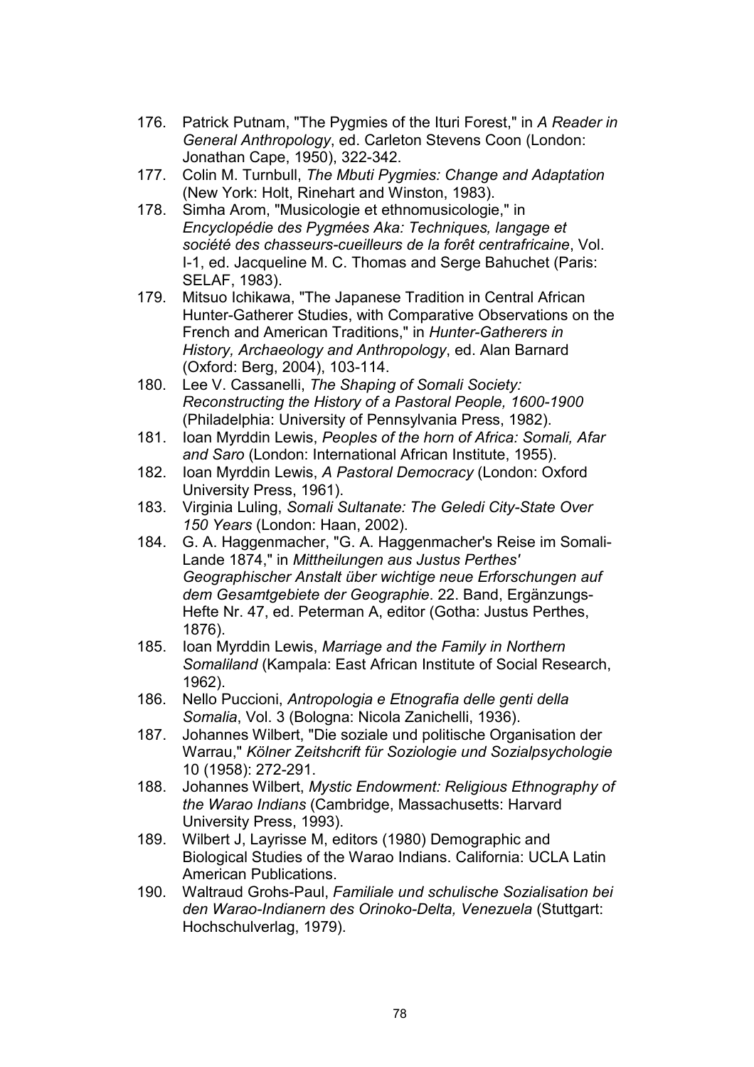176. Patrick Putnam, "The Pygmies of the Ituri Forest," in *A Reader in General Anthropology*, ed. Carleton Stevens Coon (London: Jonathan Cape, 1950), 322-342.
177. Colin M. Turnbull, *The Mbuti Pygmies: Change and Adaptation* (New York: Holt, Rinehart and Winston, 1983).
178. Simha Arom, "Musicologie et ethnomusicologie," in *Encyclopédie des Pygmées Aka: Techniques, langage et société des chasseurs-cueilleurs de la forêt centrafricaine*, Vol. I-1, ed. Jacqueline M. C. Thomas and Serge Bahuchet (Paris: SELAF, 1983).
179. Mitsuo Ichikawa, "The Japanese Tradition in Central African Hunter-Gatherer Studies, with Comparative Observations on the French and American Traditions," in *Hunter-Gatherers in History, Archaeology and Anthropology*, ed. Alan Barnard (Oxford: Berg, 2004), 103-114.
180. Lee V. Cassanelli, *The Shaping of Somali Society: Reconstructing the History of a Pastoral People, 1600-1900* (Philadelphia: University of Pennsylvania Press, 1982).
181. Ioan Myrddin Lewis, *Peoples of the horn of Africa: Somali, Afar and Saro* (London: International African Institute, 1955).
182. Ioan Myrddin Lewis, *A Pastoral Democracy* (London: Oxford University Press, 1961).
183. Virginia Luling, *Somali Sultanate: The Geledi City-State Over 150 Years* (London: Haan, 2002).
184. G. A. Haggenmacher, "G. A. Haggenmacher's Reise im Somali-Lande 1874," in *Mittheilungen aus Justus Perthes' Geographischer Anstalt über wichtige neue Erforschungen auf dem Gesamtgebiete der Geographie*. 22. Band, Ergänzungs-Hefte Nr. 47, ed. Peterman A, editor (Gotha: Justus Perthes, 1876).
185. Ioan Myrddin Lewis, *Marriage and the Family in Northern Somaliland* (Kampala: East African Institute of Social Research, 1962).
186. Nello Puccioni, *Antropologia e Etnografia delle genti della Somalia*, Vol. 3 (Bologna: Nicola Zanichelli, 1936).
187. Johannes Wilbert, "Die soziale und politische Organisation der Warrau," *Kölner Zeitschcrift für Soziologie und Sozialpsychologie* 10 (1958): 272-291.
188. Johannes Wilbert, *Mystic Endowment: Religious Ethnography of the Warao Indians* (Cambridge, Massachusetts: Harvard University Press, 1993).
189. Wilbert J, Layrisse M, editors (1980) Demographic and Biological Studies of the Warao Indians. California: UCLA Latin American Publications.
190. Waltraud Grohs-Paul, *Familiale und schulische Sozialisation bei den Warao-Indianern des Orinoko-Delta, Venezuela* (Stuttgart: Hochschulverlag, 1979).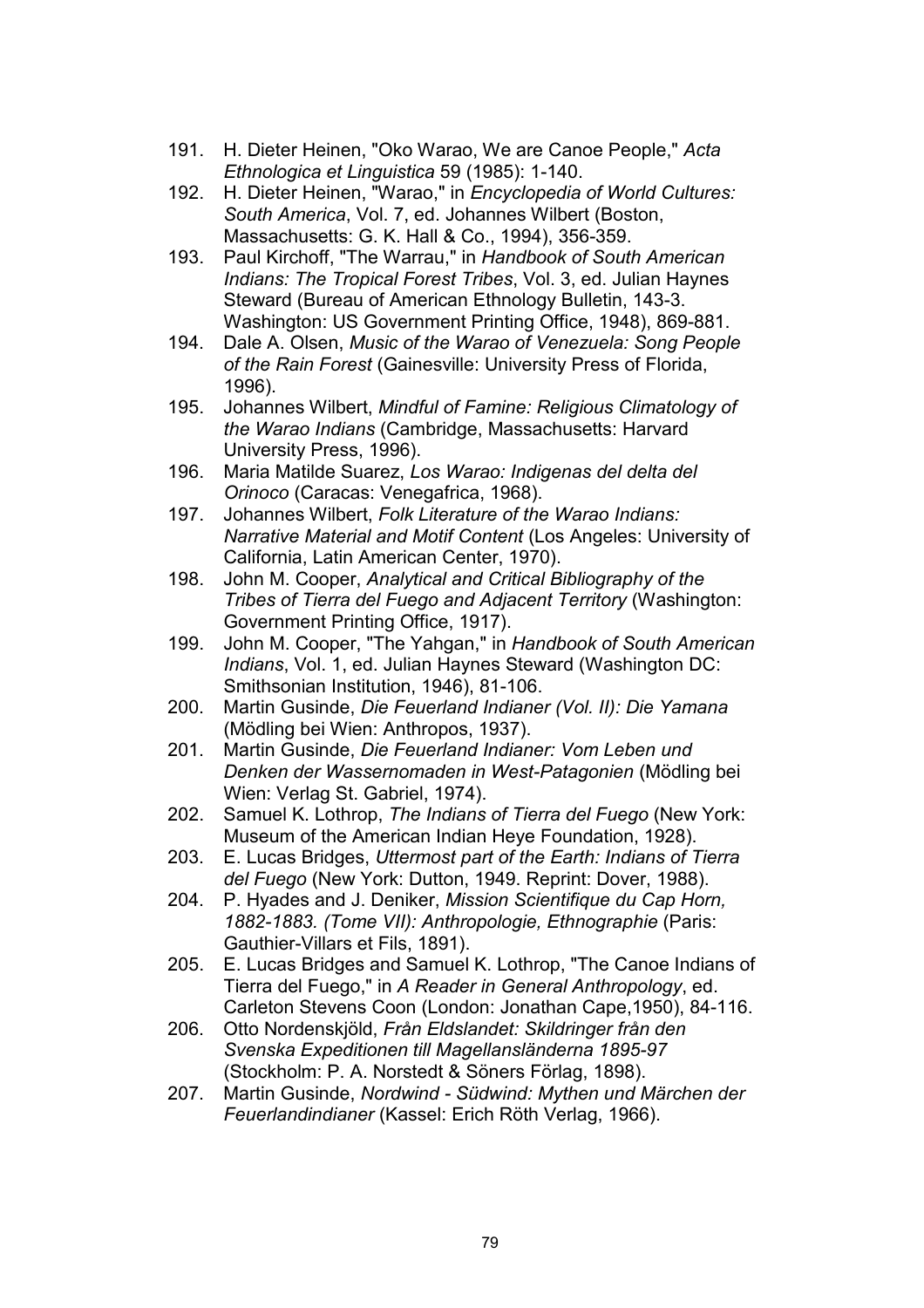191. H. Dieter Heinen, "Oko Warao, We are Canoe People," *Acta Ethnologica et Linguistica* 59 (1985): 1-140.
192. H. Dieter Heinen, "Warao," in *Encyclopedia of World Cultures: South America*, Vol. 7, ed. Johannes Wilbert (Boston, Massachusetts: G. K. Hall & Co., 1994), 356-359.
193. Paul Kirchoff, "The Warrau," in *Handbook of South American Indians: The Tropical Forest Tribes*, Vol. 3, ed. Julian Haynes Steward (Bureau of American Ethnology Bulletin, 143-3. Washington: US Government Printing Office, 1948), 869-881.
194. Dale A. Olsen, *Music of the Warao of Venezuela: Song People of the Rain Forest* (Gainesville: University Press of Florida, 1996).
195. Johannes Wilbert, *Mindful of Famine: Religious Climatology of the Warao Indians* (Cambridge, Massachusetts: Harvard University Press, 1996).
196. Maria Matilde Suarez, *Los Warao: Indigenas del delta del Orinoco* (Caracas: Venegafrica, 1968).
197. Johannes Wilbert, *Folk Literature of the Warao Indians: Narrative Material and Motif Content* (Los Angeles: University of California, Latin American Center, 1970).
198. John M. Cooper, *Analytical and Critical Bibliography of the Tribes of Tierra del Fuego and Adjacent Territory* (Washington: Government Printing Office, 1917).
199. John M. Cooper, "The Yahgan," in *Handbook of South American Indians*, Vol. 1, ed. Julian Haynes Steward (Washington DC: Smithsonian Institution, 1946), 81-106.
200. Martin Gusinde, *Die Feuerland Indianer (Vol. II): Die Yamana* (Mödling bei Wien: Anthropos, 1937).
201. Martin Gusinde, *Die Feuerland Indianer: Vom Leben und Denken der Wassernomaden in West-Patagonien* (Mödling bei Wien: Verlag St. Gabriel, 1974).
202. Samuel K. Lothrop, *The Indians of Tierra del Fuego* (New York: Museum of the American Indian Heye Foundation, 1928).
203. E. Lucas Bridges, *Uttermost part of the Earth: Indians of Tierra del Fuego* (New York: Dutton, 1949. Reprint: Dover, 1988).
204. P. Hyades and J. Deniker, *Mission Scientifique du Cap Horn, 1882-1883. (Tome VII): Anthropologie, Ethnographie* (Paris: Gauthier-Villars et Fils, 1891).
205. E. Lucas Bridges and Samuel K. Lothrop, "The Canoe Indians of Tierra del Fuego," in *A Reader in General Anthropology*, ed. Carleton Stevens Coon (London: Jonathan Cape,1950), 84-116.
206. Otto Nordenskjöld, *Från Eldslandet: Skildringer från den Svenska Expeditionen till Magellansländerna 1895-97* (Stockholm: P. A. Norstedt & Söners Förlag, 1898).
207. Martin Gusinde, *Nordwind - Südwind: Mythen und Märchen der Feuerlandindianer* (Kassel: Erich Röth Verlag, 1966).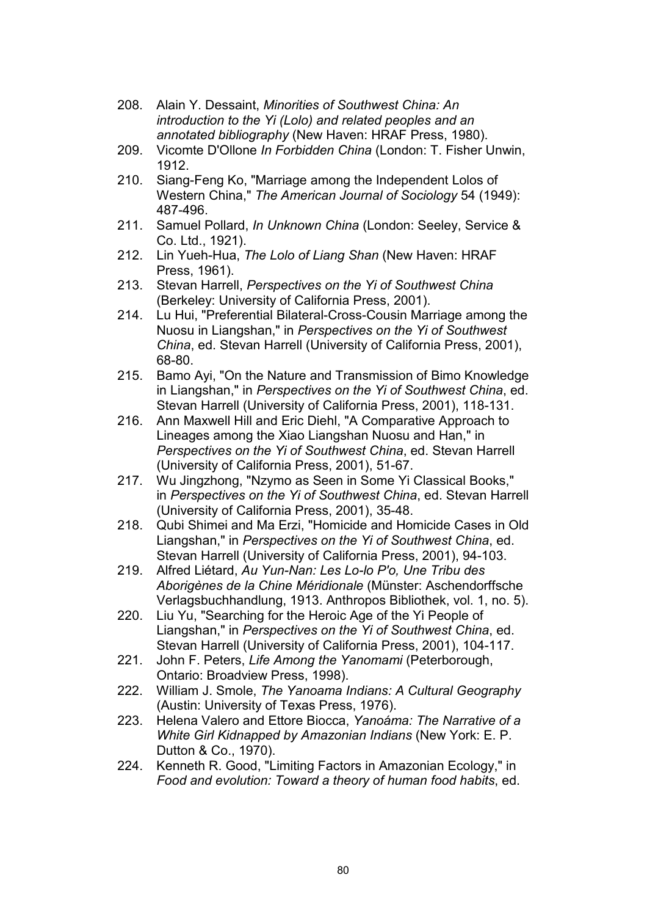208. Alain Y. Dessaint, *Minorities of Southwest China: An introduction to the Yi (Lolo) and related peoples and an annotated bibliography* (New Haven: HRAF Press, 1980).
209. Vicomte D'Ollone *In Forbidden China* (London: T. Fisher Unwin, 1912.
210. Siang-Feng Ko, "Marriage among the Independent Lolos of Western China," *The American Journal of Sociology* 54 (1949): 487-496.
211. Samuel Pollard, *In Unknown China* (London: Seeley, Service & Co. Ltd., 1921).
212. Lin Yueh-Hua, *The Lolo of Liang Shan* (New Haven: HRAF Press, 1961).
213. Stevan Harrell, *Perspectives on the Yi of Southwest China* (Berkeley: University of California Press, 2001).
214. Lu Hui, "Preferential Bilateral-Cross-Cousin Marriage among the Nuosu in Liangshan," in *Perspectives on the Yi of Southwest China*, ed. Stevan Harrell (University of California Press, 2001), 68-80.
215. Bamo Ayi, "On the Nature and Transmission of Bimo Knowledge in Liangshan," in *Perspectives on the Yi of Southwest China*, ed. Stevan Harrell (University of California Press, 2001), 118-131.
216. Ann Maxwell Hill and Eric Diehl, "A Comparative Approach to Lineages among the Xiao Liangshan Nuosu and Han," in *Perspectives on the Yi of Southwest China*, ed. Stevan Harrell (University of California Press, 2001), 51-67.
217. Wu Jingzhong, "Nzymo as Seen in Some Yi Classical Books," in *Perspectives on the Yi of Southwest China*, ed. Stevan Harrell (University of California Press, 2001), 35-48.
218. Qubi Shimei and Ma Erzi, "Homicide and Homicide Cases in Old Liangshan," in *Perspectives on the Yi of Southwest China*, ed. Stevan Harrell (University of California Press, 2001), 94-103.
219. Alfred Liétard, *Au Yun-Nan: Les Lo-lo P'o, Une Tribu des Aborigènes de la Chine Méridionale* (Münster: Aschendorffsche Verlagsbuchhandlung, 1913. Anthropos Bibliothek, vol. 1, no. 5).
220. Liu Yu, "Searching for the Heroic Age of the Yi People of Liangshan," in *Perspectives on the Yi of Southwest China*, ed. Stevan Harrell (University of California Press, 2001), 104-117.
221. John F. Peters, *Life Among the Yanomami* (Peterborough, Ontario: Broadview Press, 1998).
222. William J. Smole, *The Yanoama Indians: A Cultural Geography* (Austin: University of Texas Press, 1976).
223. Helena Valero and Ettore Biocca, *Yanoáma: The Narrative of a White Girl Kidnapped by Amazonian Indians* (New York: E. P. Dutton & Co., 1970).
224. Kenneth R. Good, "Limiting Factors in Amazonian Ecology," in *Food and evolution: Toward a theory of human food habits*, ed.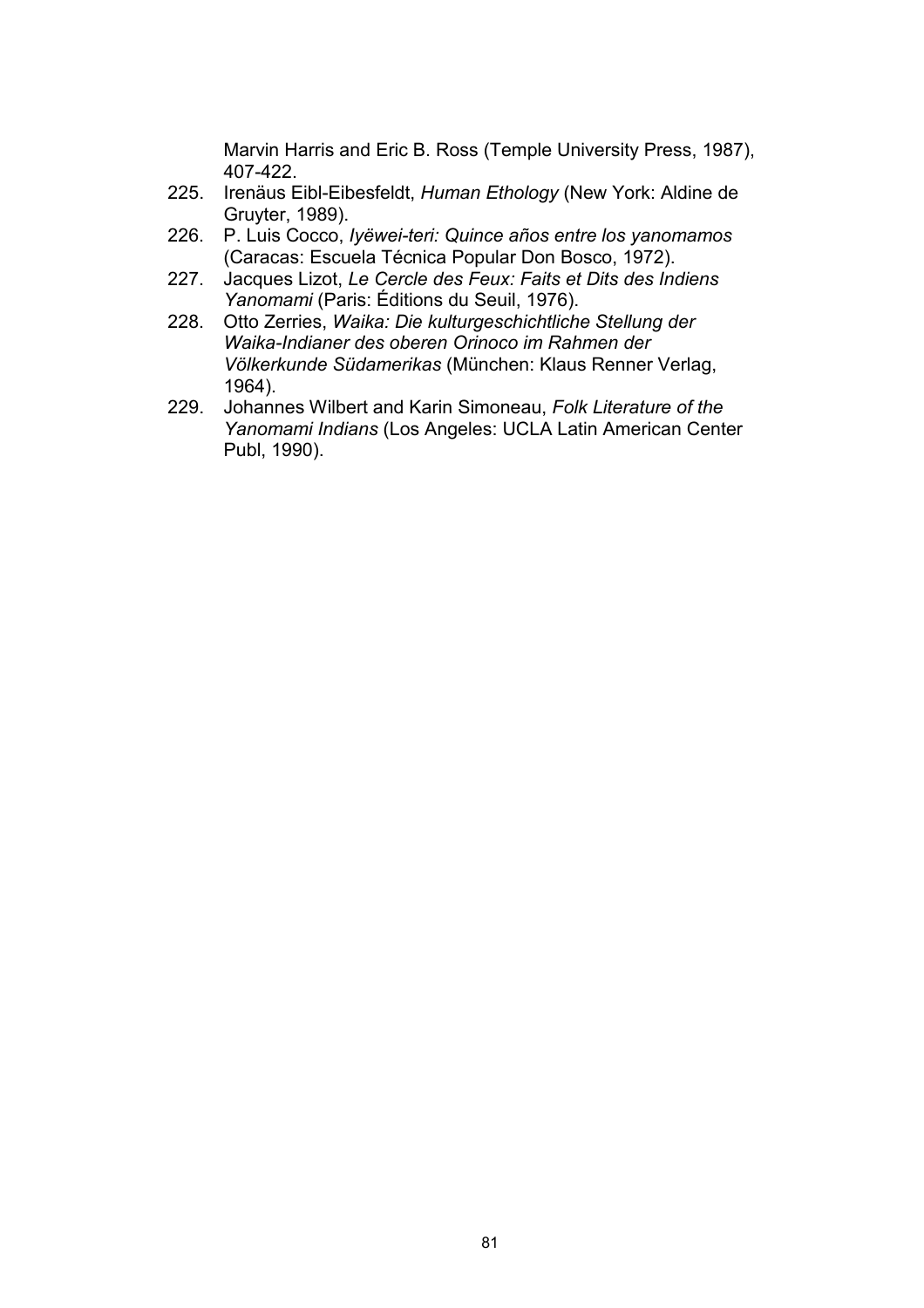Marvin Harris and Eric B. Ross (Temple University Press, 1987), 407-422.

225. Irenäus Eibl-Eibesfeldt, *Human Ethology* (New York: Aldine de Gruyter, 1989).
226. P. Luis Cocco, *Iyëwei-teri: Quince años entre los yanomamos* (Caracas: Escuela Técnica Popular Don Bosco, 1972).
227. Jacques Lizot, *Le Cercle des Feux: Faits et Dits des Indiens Yanomami* (Paris: Éditions du Seuil, 1976).
228. Otto Zerries, *Waika: Die kulturgeschichtliche Stellung der Waika-Indianer des oberen Orinoco im Rahmen der Völkerkunde Südamerikas* (München: Klaus Renner Verlag, 1964).
229. Johannes Wilbert and Karin Simoneau, *Folk Literature of the Yanomami Indians* (Los Angeles: UCLA Latin American Center Publ, 1990).